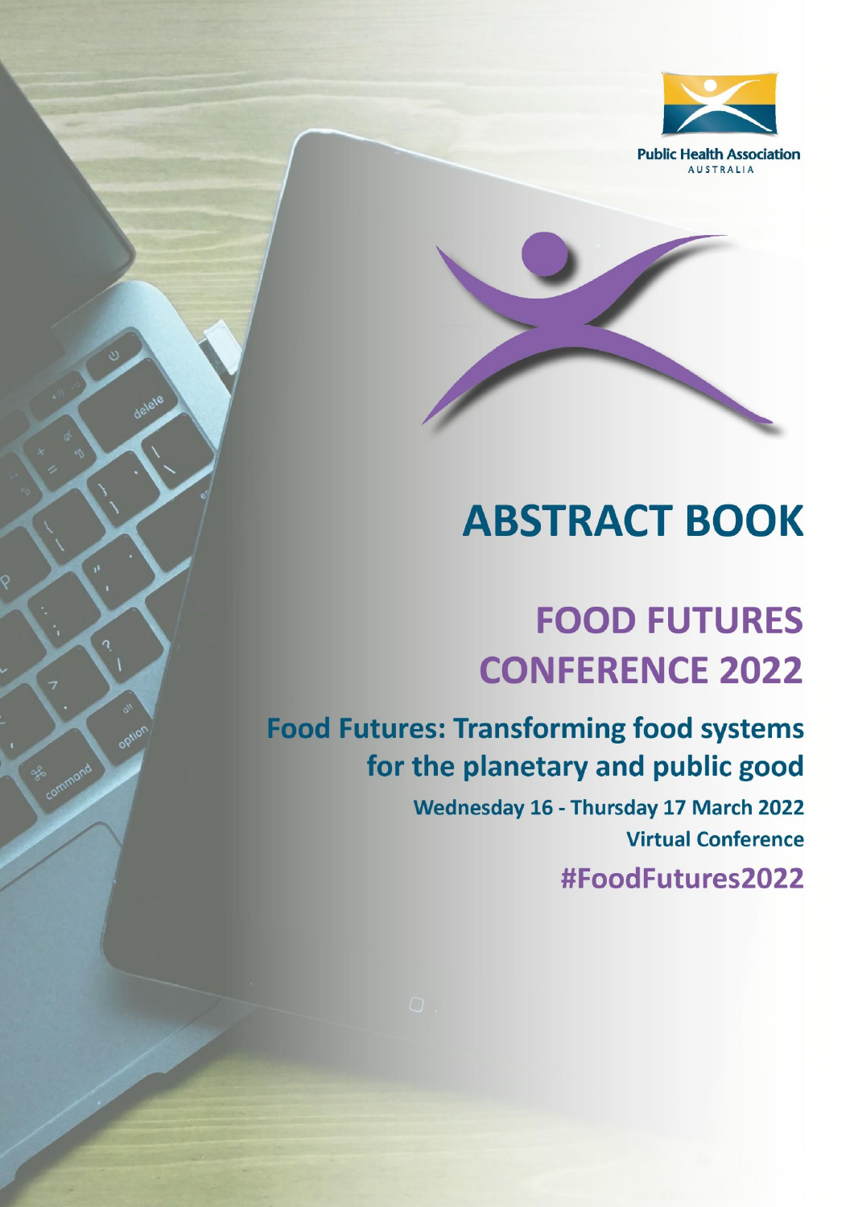Public Health Association AUSTRALIA

# ABSTRACT BOOK

# FOOD FUTURES CONFERENCE 2022

## Food Futures: Transforming food systems for the planetary and public good

**Wednesday 16 - Thursday 17 March 2022**

**Virtual Conference**

**#FoodFutures2022**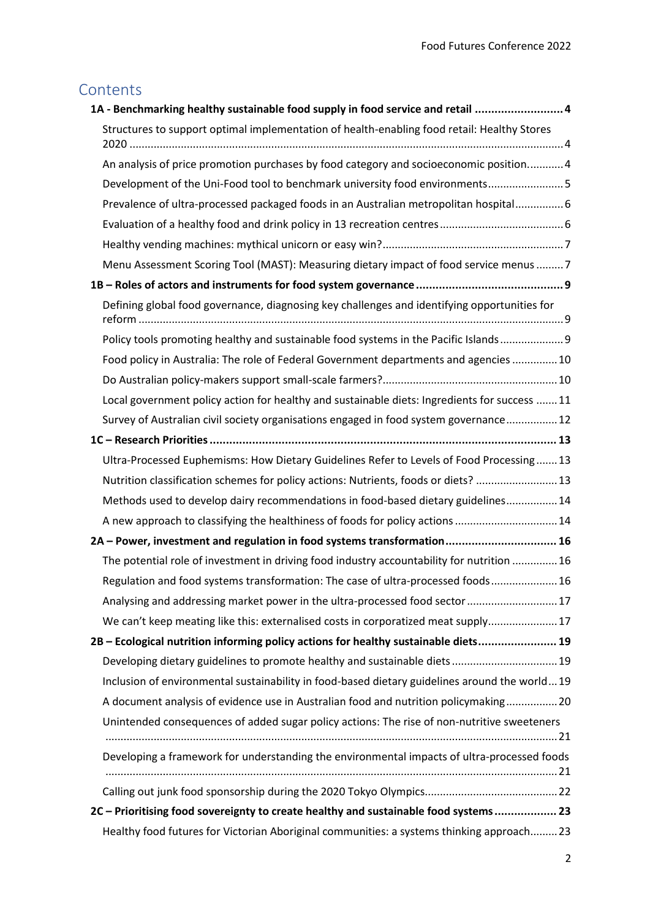# Contents

**1A - Benchmarking healthy sustainable food supply in food service and retail .......................... 4**

Structures to support optimal implementation of health-enabling food retail: Healthy Stores 2020 ............................................................................................................................................ 4

An analysis of price promotion purchases by food category and socioeconomic position............ 4

Development of the Uni-Food tool to benchmark university food environments......................... 5

Prevalence of ultra-processed packaged foods in an Australian metropolitan hospital................ 6

Evaluation of a healthy food and drink policy in 13 recreation centres......................................... 6

Healthy vending machines: mythical unicorn or easy win?............................................................ 7

Menu Assessment Scoring Tool (MAST): Measuring dietary impact of food service menus ......... 7

**1B – Roles of actors and instruments for food system governance ............................................. 9**

Defining global food governance, diagnosing key challenges and identifying opportunities for reform ........................................................................................................................................... 9

Policy tools promoting healthy and sustainable food systems in the Pacific Islands..................... 9

Food policy in Australia: The role of Federal Government departments and agencies ............... 10

Do Australian policy-makers support small-scale farmers?.......................................................... 10

Local government policy action for healthy and sustainable diets: Ingredients for success ....... 11

Survey of Australian civil society organisations engaged in food system governance................. 12

**1C – Research Priorities ......................................................................................................... 13**

Ultra-Processed Euphemisms: How Dietary Guidelines Refer to Levels of Food Processing ....... 13

Nutrition classification schemes for policy actions: Nutrients, foods or diets? ........................... 13

Methods used to develop dairy recommendations in food-based dietary guidelines................. 14

A new approach to classifying the healthiness of foods for policy actions .................................. 14

**2A – Power, investment and regulation in food systems transformation.................................. 16**

The potential role of investment in driving food industry accountability for nutrition ............... 16

Regulation and food systems transformation: The case of ultra-processed foods...................... 16

Analysing and addressing market power in the ultra-processed food sector.............................. 17

We can't keep meating like this: externalised costs in corporatized meat supply....................... 17

**2B – Ecological nutrition informing policy actions for healthy sustainable diets........................ 19**

Developing dietary guidelines to promote healthy and sustainable diets ................................... 19

Inclusion of environmental sustainability in food-based dietary guidelines around the world... 19

A document analysis of evidence use in Australian food and nutrition policymaking................. 20

Unintended consequences of added sugar policy actions: The rise of non-nutritive sweeteners ..................................................................................................................................................... 21

Developing a framework for understanding the environmental impacts of ultra-processed foods ..................................................................................................................................................... 21

Calling out junk food sponsorship during the 2020 Tokyo Olympics............................................ 22

**2C – Prioritising food sovereignty to create healthy and sustainable food systems ................... 23**

Healthy food futures for Victorian Aboriginal communities: a systems thinking approach......... 23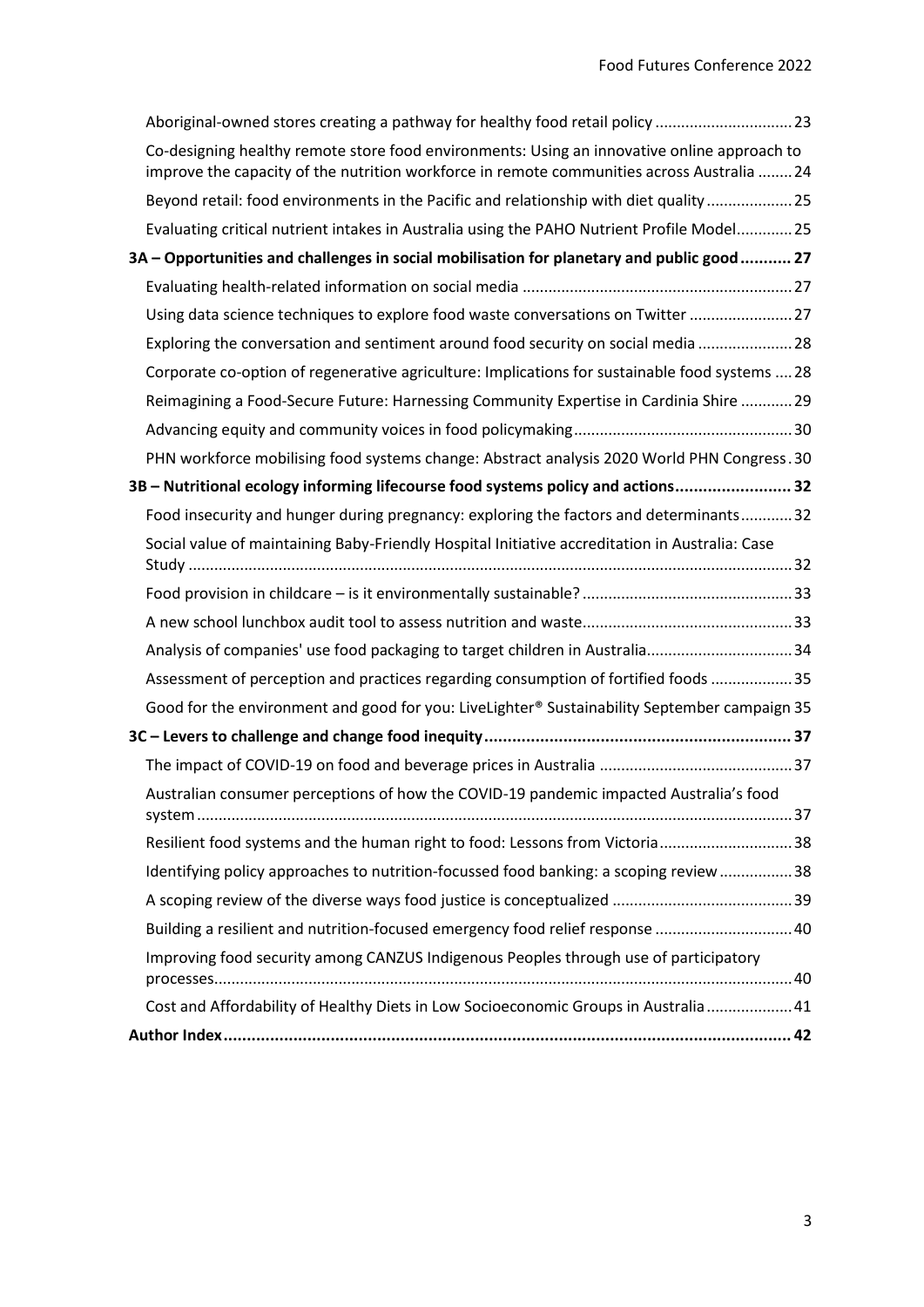Aboriginal-owned stores creating a pathway for healthy food retail policy ................................ 23

Co-designing healthy remote store food environments: Using an innovative online approach to improve the capacity of the nutrition workforce in remote communities across Australia ........ 24

Beyond retail: food environments in the Pacific and relationship with diet quality .................... 25

Evaluating critical nutrient intakes in Australia using the PAHO Nutrient Profile Model............. 25

**3A – Opportunities and challenges in social mobilisation for planetary and public good ........... 27**

Evaluating health-related information on social media ............................................................... 27

Using data science techniques to explore food waste conversations on Twitter ........................ 27

Exploring the conversation and sentiment around food security on social media ...................... 28

Corporate co-option of regenerative agriculture: Implications for sustainable food systems .... 28

Reimagining a Food-Secure Future: Harnessing Community Expertise in Cardinia Shire ............ 29

Advancing equity and community voices in food policymaking................................................... 30

PHN workforce mobilising food systems change: Abstract analysis 2020 World PHN Congress. 30

**3B – Nutritional ecology informing lifecourse food systems policy and actions......................... 32**

Food insecurity and hunger during pregnancy: exploring the factors and determinants............ 32

Social value of maintaining Baby-Friendly Hospital Initiative accreditation in Australia: Case Study ............................................................................................................................................. 32

Food provision in childcare – is it environmentally sustainable? ................................................. 33

A new school lunchbox audit tool to assess nutrition and waste................................................. 33

Analysis of companies' use food packaging to target children in Australia.................................. 34

Assessment of perception and practices regarding consumption of fortified foods ................... 35

Good for the environment and good for you: LiveLighter® Sustainability September campaign 35

**3C – Levers to challenge and change food inequity..................................................................... 37**

The impact of COVID-19 on food and beverage prices in Australia ............................................. 37

Australian consumer perceptions of how the COVID-19 pandemic impacted Australia's food system .......................................................................................................................................... 37

Resilient food systems and the human right to food: Lessons from Victoria............................... 38

Identifying policy approaches to nutrition-focussed food banking: a scoping review ................. 38

A scoping review of the diverse ways food justice is conceptualized .......................................... 39

Building a resilient and nutrition-focused emergency food relief response ................................ 40

Improving food security among CANZUS Indigenous Peoples through use of participatory processes...................................................................................................................................... 40

Cost and Affordability of Healthy Diets in Low Socioeconomic Groups in Australia .................... 41

**Author Index.......................................................................................................................... 42**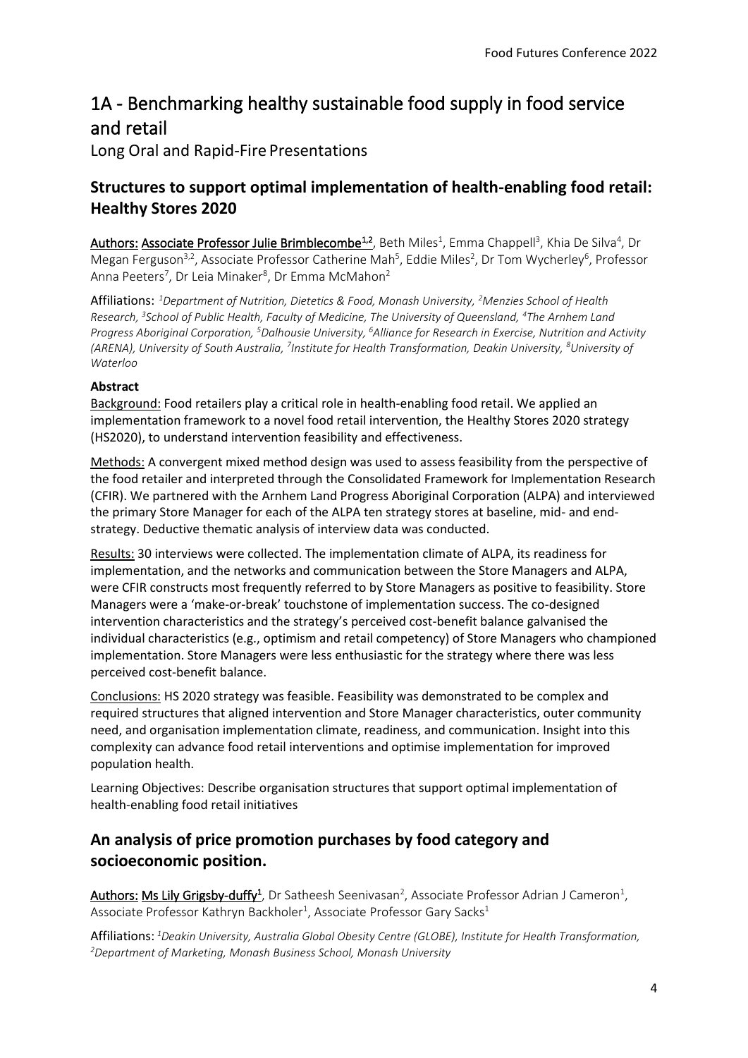# 1A - Benchmarking healthy sustainable food supply in food service and retail

Long Oral and Rapid-Fire Presentations

## Structures to support optimal implementation of health-enabling food retail: Healthy Stores 2020

Authors: Associate Professor Julie Brimblecombe[1,2], Beth Miles[1], Emma Chappell[3], Khia De Silva[4], Dr Megan Ferguson[3,2], Associate Professor Catherine Mah[5], Eddie Miles[2], Dr Tom Wycherley[6], Professor Anna Peeters[7], Dr Leia Minaker[8], Dr Emma McMahon[2]

Affiliations: *[1]Department of Nutrition, Dietetics & Food, Monash University, [2]Menzies School of Health Research, [3]School of Public Health, Faculty of Medicine, The University of Queensland, [4]The Arnhem Land Progress Aboriginal Corporation, [5]Dalhousie University, [6]Alliance for Research in Exercise, Nutrition and Activity (ARENA), University of South Australia, [7]Institute for Health Transformation, Deakin University, [8]University of Waterloo*

**Abstract**

Background: Food retailers play a critical role in health-enabling food retail. We applied an implementation framework to a novel food retail intervention, the Healthy Stores 2020 strategy (HS2020), to understand intervention feasibility and effectiveness.

Methods: A convergent mixed method design was used to assess feasibility from the perspective of the food retailer and interpreted through the Consolidated Framework for Implementation Research (CFIR). We partnered with the Arnhem Land Progress Aboriginal Corporation (ALPA) and interviewed the primary Store Manager for each of the ALPA ten strategy stores at baseline, mid- and end-strategy. Deductive thematic analysis of interview data was conducted.

Results: 30 interviews were collected. The implementation climate of ALPA, its readiness for implementation, and the networks and communication between the Store Managers and ALPA, were CFIR constructs most frequently referred to by Store Managers as positive to feasibility. Store Managers were a 'make-or-break' touchstone of implementation success. The co-designed intervention characteristics and the strategy's perceived cost-benefit balance galvanised the individual characteristics (e.g., optimism and retail competency) of Store Managers who championed implementation. Store Managers were less enthusiastic for the strategy where there was less perceived cost-benefit balance.

Conclusions: HS 2020 strategy was feasible. Feasibility was demonstrated to be complex and required structures that aligned intervention and Store Manager characteristics, outer community need, and organisation implementation climate, readiness, and communication. Insight into this complexity can advance food retail interventions and optimise implementation for improved population health.

Learning Objectives: Describe organisation structures that support optimal implementation of health-enabling food retail initiatives

## An analysis of price promotion purchases by food category and socioeconomic position.

Authors: Ms Lily Grigsby-duffy[1], Dr Satheesh Seenivasan[2], Associate Professor Adrian J Cameron[1], Associate Professor Kathryn Backholer[1], Associate Professor Gary Sacks[1]

Affiliations: *[1]Deakin University, Australia Global Obesity Centre (GLOBE), Institute for Health Transformation, [2]Department of Marketing, Monash Business School, Monash University*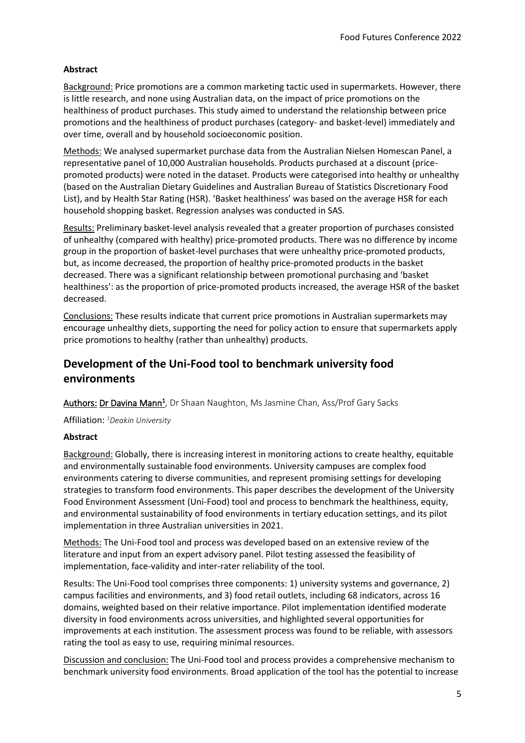**Abstract**

Background: Price promotions are a common marketing tactic used in supermarkets. However, there is little research, and none using Australian data, on the impact of price promotions on the healthiness of product purchases. This study aimed to understand the relationship between price promotions and the healthiness of product purchases (category- and basket-level) immediately and over time, overall and by household socioeconomic position.

Methods: We analysed supermarket purchase data from the Australian Nielsen Homescan Panel, a representative panel of 10,000 Australian households. Products purchased at a discount (price-promoted products) were noted in the dataset. Products were categorised into healthy or unhealthy (based on the Australian Dietary Guidelines and Australian Bureau of Statistics Discretionary Food List), and by Health Star Rating (HSR). 'Basket healthiness' was based on the average HSR for each household shopping basket. Regression analyses was conducted in SAS.

Results: Preliminary basket-level analysis revealed that a greater proportion of purchases consisted of unhealthy (compared with healthy) price-promoted products. There was no difference by income group in the proportion of basket-level purchases that were unhealthy price-promoted products, but, as income decreased, the proportion of healthy price-promoted products in the basket decreased. There was a significant relationship between promotional purchasing and 'basket healthiness': as the proportion of price-promoted products increased, the average HSR of the basket decreased.

Conclusions: These results indicate that current price promotions in Australian supermarkets may encourage unhealthy diets, supporting the need for policy action to ensure that supermarkets apply price promotions to healthy (rather than unhealthy) products.

## Development of the Uni-Food tool to benchmark university food environments

Authors: Dr Davina Mann[1], Dr Shaan Naughton, Ms Jasmine Chan, Ass/Prof Gary Sacks

Affiliation: [1]*Deakin University*

**Abstract**

Background: Globally, there is increasing interest in monitoring actions to create healthy, equitable and environmentally sustainable food environments. University campuses are complex food environments catering to diverse communities, and represent promising settings for developing strategies to transform food environments. This paper describes the development of the University Food Environment Assessment (Uni-Food) tool and process to benchmark the healthiness, equity, and environmental sustainability of food environments in tertiary education settings, and its pilot implementation in three Australian universities in 2021.

Methods: The Uni-Food tool and process was developed based on an extensive review of the literature and input from an expert advisory panel. Pilot testing assessed the feasibility of implementation, face-validity and inter-rater reliability of the tool.

Results: The Uni-Food tool comprises three components: 1) university systems and governance, 2) campus facilities and environments, and 3) food retail outlets, including 68 indicators, across 16 domains, weighted based on their relative importance. Pilot implementation identified moderate diversity in food environments across universities, and highlighted several opportunities for improvements at each institution. The assessment process was found to be reliable, with assessors rating the tool as easy to use, requiring minimal resources.

Discussion and conclusion: The Uni-Food tool and process provides a comprehensive mechanism to benchmark university food environments. Broad application of the tool has the potential to increase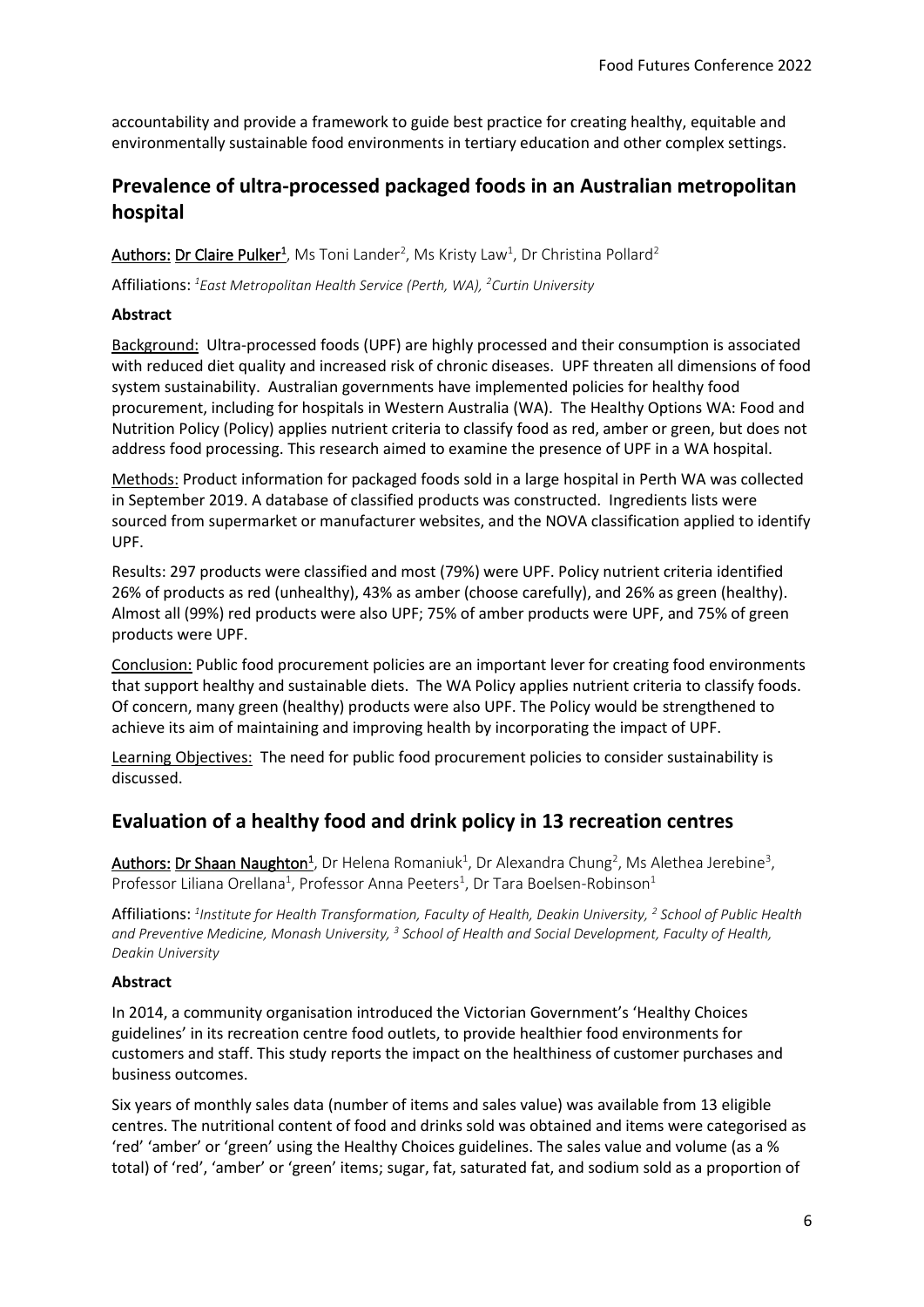accountability and provide a framework to guide best practice for creating healthy, equitable and environmentally sustainable food environments in tertiary education and other complex settings.

## Prevalence of ultra-processed packaged foods in an Australian metropolitan hospital

Authors: Dr Claire Pulker[1], Ms Toni Lander[2], Ms Kristy Law[1], Dr Christina Pollard[2]

Affiliations: *[1]East Metropolitan Health Service (Perth, WA), [2]Curtin University*

**Abstract**

Background: Ultra-processed foods (UPF) are highly processed and their consumption is associated with reduced diet quality and increased risk of chronic diseases. UPF threaten all dimensions of food system sustainability. Australian governments have implemented policies for healthy food procurement, including for hospitals in Western Australia (WA). The Healthy Options WA: Food and Nutrition Policy (Policy) applies nutrient criteria to classify food as red, amber or green, but does not address food processing. This research aimed to examine the presence of UPF in a WA hospital.

Methods: Product information for packaged foods sold in a large hospital in Perth WA was collected in September 2019. A database of classified products was constructed. Ingredients lists were sourced from supermarket or manufacturer websites, and the NOVA classification applied to identify UPF.

Results: 297 products were classified and most (79%) were UPF. Policy nutrient criteria identified 26% of products as red (unhealthy), 43% as amber (choose carefully), and 26% as green (healthy). Almost all (99%) red products were also UPF; 75% of amber products were UPF, and 75% of green products were UPF.

Conclusion: Public food procurement policies are an important lever for creating food environments that support healthy and sustainable diets. The WA Policy applies nutrient criteria to classify foods. Of concern, many green (healthy) products were also UPF. The Policy would be strengthened to achieve its aim of maintaining and improving health by incorporating the impact of UPF.

Learning Objectives: The need for public food procurement policies to consider sustainability is discussed.

## Evaluation of a healthy food and drink policy in 13 recreation centres

Authors: Dr Shaan Naughton[1], Dr Helena Romaniuk[1], Dr Alexandra Chung[2], Ms Alethea Jerebine[3], Professor Liliana Orellana[1], Professor Anna Peeters[1], Dr Tara Boelsen-Robinson[1]

Affiliations: *[1]Institute for Health Transformation, Faculty of Health, Deakin University, [2] School of Public Health and Preventive Medicine, Monash University, [3] School of Health and Social Development, Faculty of Health, Deakin University*

**Abstract**

In 2014, a community organisation introduced the Victorian Government's 'Healthy Choices guidelines' in its recreation centre food outlets, to provide healthier food environments for customers and staff. This study reports the impact on the healthiness of customer purchases and business outcomes.

Six years of monthly sales data (number of items and sales value) was available from 13 eligible centres. The nutritional content of food and drinks sold was obtained and items were categorised as 'red' 'amber' or 'green' using the Healthy Choices guidelines. The sales value and volume (as a % total) of 'red', 'amber' or 'green' items; sugar, fat, saturated fat, and sodium sold as a proportion of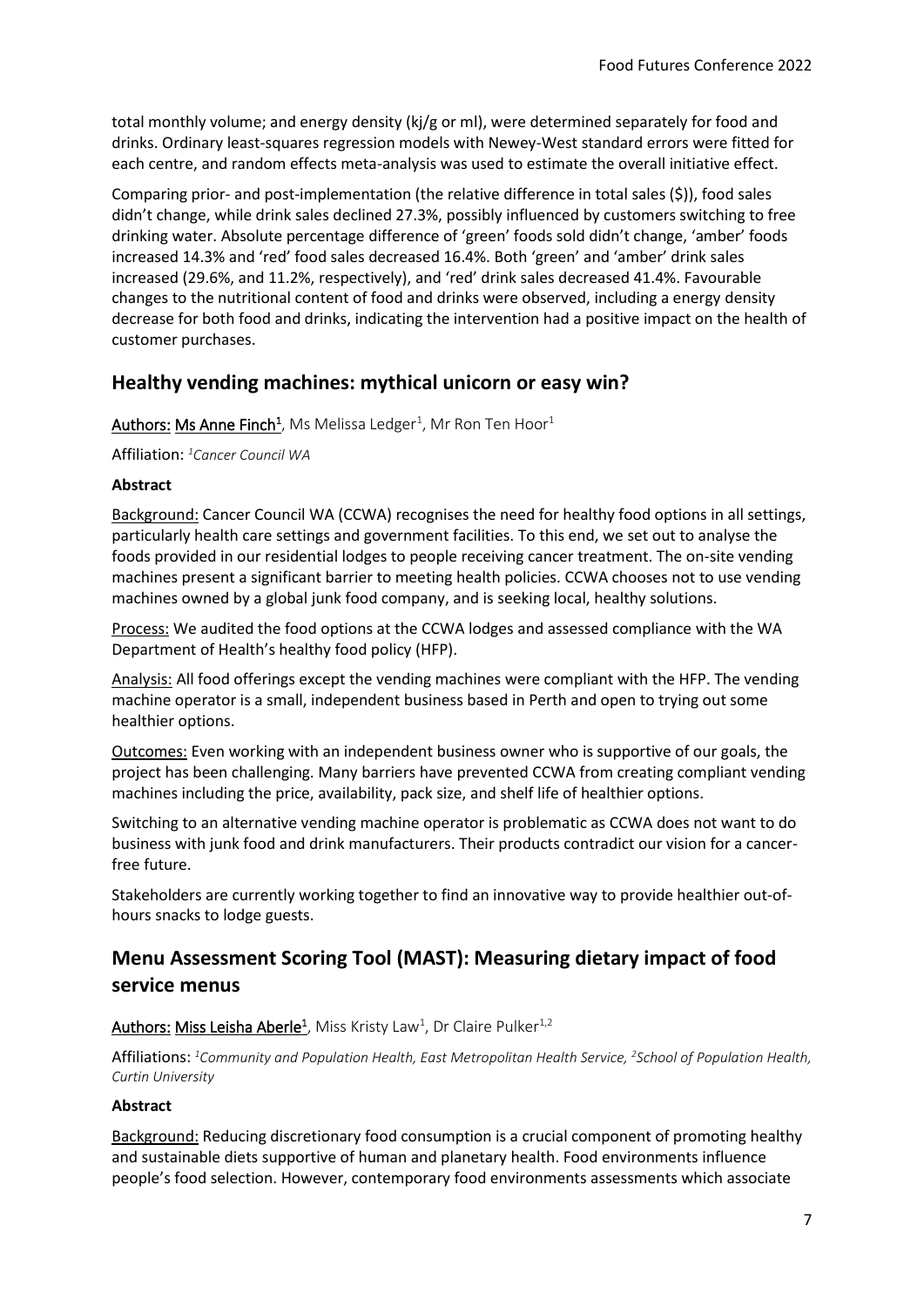total monthly volume; and energy density (kj/g or ml), were determined separately for food and drinks. Ordinary least-squares regression models with Newey-West standard errors were fitted for each centre, and random effects meta-analysis was used to estimate the overall initiative effect.

Comparing prior- and post-implementation (the relative difference in total sales ($)), food sales didn't change, while drink sales declined 27.3%, possibly influenced by customers switching to free drinking water. Absolute percentage difference of 'green' foods sold didn't change, 'amber' foods increased 14.3% and 'red' food sales decreased 16.4%. Both 'green' and 'amber' drink sales increased (29.6%, and 11.2%, respectively), and 'red' drink sales decreased 41.4%. Favourable changes to the nutritional content of food and drinks were observed, including a energy density decrease for both food and drinks, indicating the intervention had a positive impact on the health of customer purchases.

## Healthy vending machines: mythical unicorn or easy win?

Authors: Ms Anne Finch[1], Ms Melissa Ledger[1], Mr Ron Ten Hoor[1]

Affiliation: *[1]Cancer Council WA*

**Abstract**

Background: Cancer Council WA (CCWA) recognises the need for healthy food options in all settings, particularly health care settings and government facilities. To this end, we set out to analyse the foods provided in our residential lodges to people receiving cancer treatment. The on-site vending machines present a significant barrier to meeting health policies. CCWA chooses not to use vending machines owned by a global junk food company, and is seeking local, healthy solutions.

Process: We audited the food options at the CCWA lodges and assessed compliance with the WA Department of Health's healthy food policy (HFP).

Analysis: All food offerings except the vending machines were compliant with the HFP. The vending machine operator is a small, independent business based in Perth and open to trying out some healthier options.

Outcomes: Even working with an independent business owner who is supportive of our goals, the project has been challenging. Many barriers have prevented CCWA from creating compliant vending machines including the price, availability, pack size, and shelf life of healthier options.

Switching to an alternative vending machine operator is problematic as CCWA does not want to do business with junk food and drink manufacturers. Their products contradict our vision for a cancer-free future.

Stakeholders are currently working together to find an innovative way to provide healthier out-of-hours snacks to lodge guests.

## Menu Assessment Scoring Tool (MAST): Measuring dietary impact of food service menus

Authors: Miss Leisha Aberle[1], Miss Kristy Law[1], Dr Claire Pulker[1,2]

Affiliations: *[1]Community and Population Health, East Metropolitan Health Service, [2]School of Population Health, Curtin University*

**Abstract**

Background: Reducing discretionary food consumption is a crucial component of promoting healthy and sustainable diets supportive of human and planetary health. Food environments influence people's food selection. However, contemporary food environments assessments which associate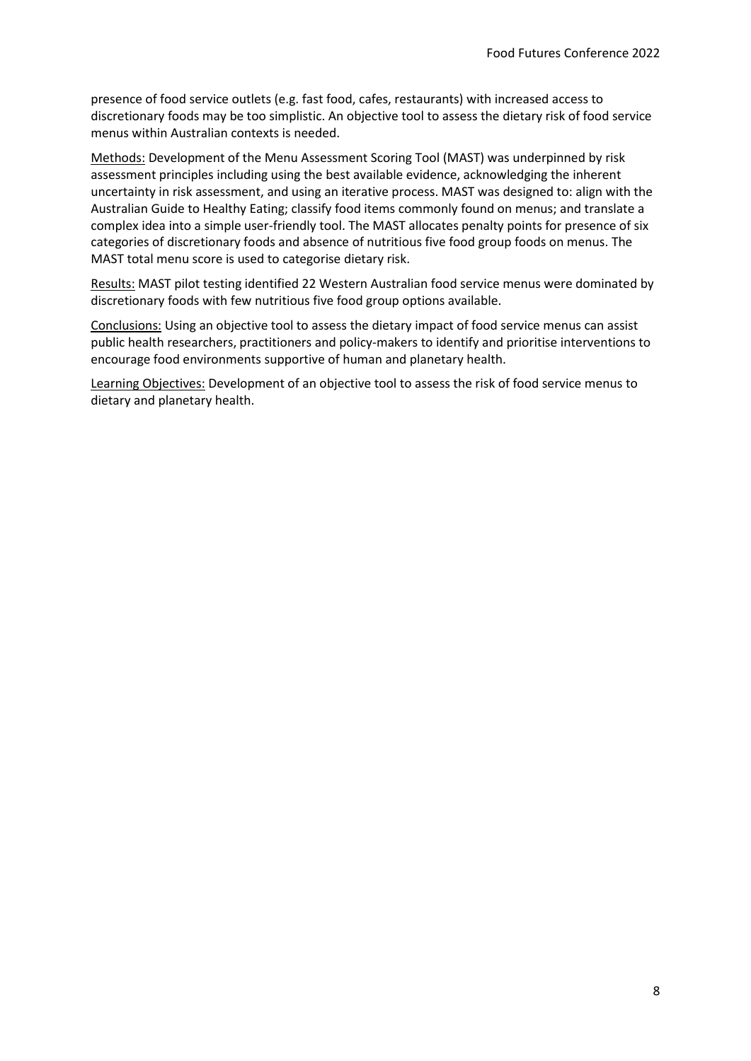presence of food service outlets (e.g. fast food, cafes, restaurants) with increased access to discretionary foods may be too simplistic. An objective tool to assess the dietary risk of food service menus within Australian contexts is needed.

Methods: Development of the Menu Assessment Scoring Tool (MAST) was underpinned by risk assessment principles including using the best available evidence, acknowledging the inherent uncertainty in risk assessment, and using an iterative process. MAST was designed to: align with the Australian Guide to Healthy Eating; classify food items commonly found on menus; and translate a complex idea into a simple user-friendly tool. The MAST allocates penalty points for presence of six categories of discretionary foods and absence of nutritious five food group foods on menus. The MAST total menu score is used to categorise dietary risk.

Results: MAST pilot testing identified 22 Western Australian food service menus were dominated by discretionary foods with few nutritious five food group options available.

Conclusions: Using an objective tool to assess the dietary impact of food service menus can assist public health researchers, practitioners and policy-makers to identify and prioritise interventions to encourage food environments supportive of human and planetary health.

Learning Objectives: Development of an objective tool to assess the risk of food service menus to dietary and planetary health.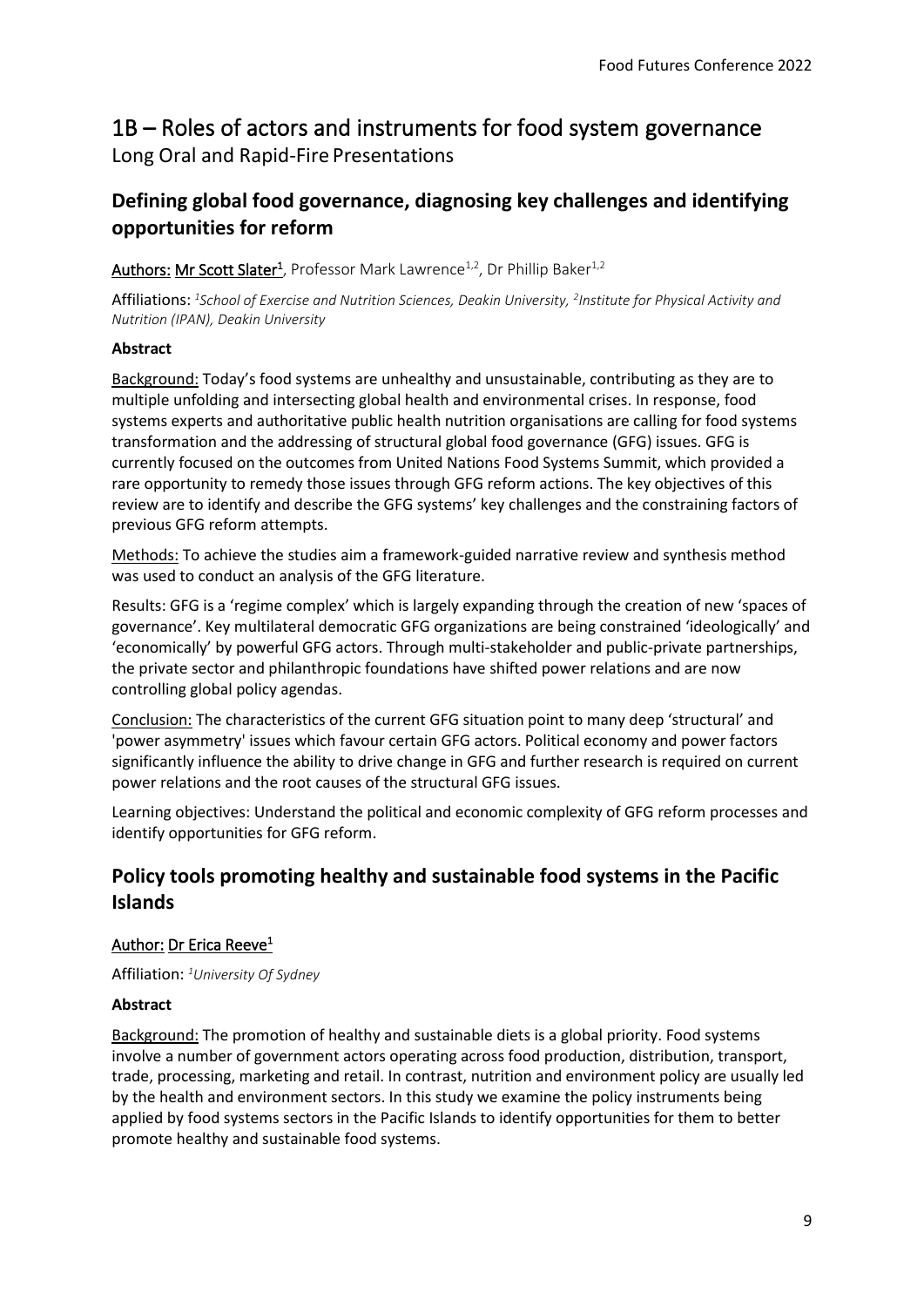# 1B – Roles of actors and instruments for food system governance

Long Oral and Rapid-Fire Presentations

## Defining global food governance, diagnosing key challenges and identifying opportunities for reform

Authors: Mr Scott Slater[1], Professor Mark Lawrence[1,2], Dr Phillip Baker[1,2]

Affiliations: [1]*School of Exercise and Nutrition Sciences, Deakin University,* [2]*Institute for Physical Activity and Nutrition (IPAN), Deakin University*

**Abstract**

Background: Today's food systems are unhealthy and unsustainable, contributing as they are to multiple unfolding and intersecting global health and environmental crises. In response, food systems experts and authoritative public health nutrition organisations are calling for food systems transformation and the addressing of structural global food governance (GFG) issues. GFG is currently focused on the outcomes from United Nations Food Systems Summit, which provided a rare opportunity to remedy those issues through GFG reform actions. The key objectives of this review are to identify and describe the GFG systems' key challenges and the constraining factors of previous GFG reform attempts.

Methods: To achieve the studies aim a framework-guided narrative review and synthesis method was used to conduct an analysis of the GFG literature.

Results: GFG is a 'regime complex' which is largely expanding through the creation of new 'spaces of governance'. Key multilateral democratic GFG organizations are being constrained 'ideologically' and 'economically' by powerful GFG actors. Through multi-stakeholder and public-private partnerships, the private sector and philanthropic foundations have shifted power relations and are now controlling global policy agendas.

Conclusion: The characteristics of the current GFG situation point to many deep 'structural' and 'power asymmetry' issues which favour certain GFG actors. Political economy and power factors significantly influence the ability to drive change in GFG and further research is required on current power relations and the root causes of the structural GFG issues.

Learning objectives: Understand the political and economic complexity of GFG reform processes and identify opportunities for GFG reform.

## Policy tools promoting healthy and sustainable food systems in the Pacific Islands

Author: Dr Erica Reeve[1]

Affiliation: [1]*University Of Sydney*

**Abstract**

Background: The promotion of healthy and sustainable diets is a global priority. Food systems involve a number of government actors operating across food production, distribution, transport, trade, processing, marketing and retail. In contrast, nutrition and environment policy are usually led by the health and environment sectors. In this study we examine the policy instruments being applied by food systems sectors in the Pacific Islands to identify opportunities for them to better promote healthy and sustainable food systems.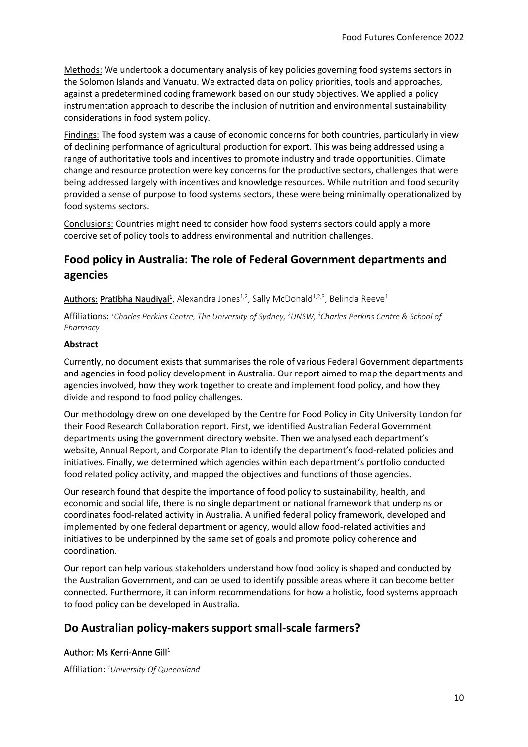Methods: We undertook a documentary analysis of key policies governing food systems sectors in the Solomon Islands and Vanuatu. We extracted data on policy priorities, tools and approaches, against a predetermined coding framework based on our study objectives. We applied a policy instrumentation approach to describe the inclusion of nutrition and environmental sustainability considerations in food system policy.

Findings: The food system was a cause of economic concerns for both countries, particularly in view of declining performance of agricultural production for export. This was being addressed using a range of authoritative tools and incentives to promote industry and trade opportunities. Climate change and resource protection were key concerns for the productive sectors, challenges that were being addressed largely with incentives and knowledge resources. While nutrition and food security provided a sense of purpose to food systems sectors, these were being minimally operationalized by food systems sectors.

Conclusions: Countries might need to consider how food systems sectors could apply a more coercive set of policy tools to address environmental and nutrition challenges.

## Food policy in Australia: The role of Federal Government departments and agencies

Authors: Pratibha Naudiyal[1], Alexandra Jones[1,2], Sally McDonald[1,2,3], Belinda Reeve[1]

Affiliations: [1]*Charles Perkins Centre, The University of Sydney,* [2]*UNSW,* [3]*Charles Perkins Centre & School of Pharmacy*

**Abstract**

Currently, no document exists that summarises the role of various Federal Government departments and agencies in food policy development in Australia. Our report aimed to map the departments and agencies involved, how they work together to create and implement food policy, and how they divide and respond to food policy challenges.

Our methodology drew on one developed by the Centre for Food Policy in City University London for their Food Research Collaboration report. First, we identified Australian Federal Government departments using the government directory website. Then we analysed each department's website, Annual Report, and Corporate Plan to identify the department's food-related policies and initiatives. Finally, we determined which agencies within each department's portfolio conducted food related policy activity, and mapped the objectives and functions of those agencies.

Our research found that despite the importance of food policy to sustainability, health, and economic and social life, there is no single department or national framework that underpins or coordinates food-related activity in Australia. A unified federal policy framework, developed and implemented by one federal department or agency, would allow food-related activities and initiatives to be underpinned by the same set of goals and promote policy coherence and coordination.

Our report can help various stakeholders understand how food policy is shaped and conducted by the Australian Government, and can be used to identify possible areas where it can become better connected. Furthermore, it can inform recommendations for how a holistic, food systems approach to food policy can be developed in Australia.

## Do Australian policy-makers support small-scale farmers?

Author: Ms Kerri-Anne Gill[1]

Affiliation: [1]*University Of Queensland*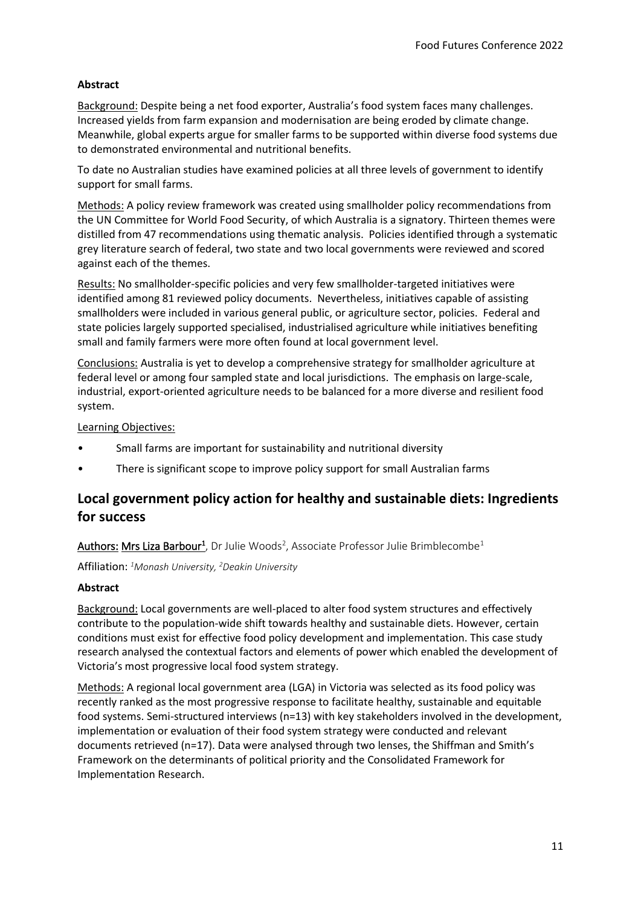**Abstract**

Background: Despite being a net food exporter, Australia's food system faces many challenges. Increased yields from farm expansion and modernisation are being eroded by climate change. Meanwhile, global experts argue for smaller farms to be supported within diverse food systems due to demonstrated environmental and nutritional benefits.

To date no Australian studies have examined policies at all three levels of government to identify support for small farms.

Methods: A policy review framework was created using smallholder policy recommendations from the UN Committee for World Food Security, of which Australia is a signatory. Thirteen themes were distilled from 47 recommendations using thematic analysis. Policies identified through a systematic grey literature search of federal, two state and two local governments were reviewed and scored against each of the themes.

Results: No smallholder-specific policies and very few smallholder-targeted initiatives were identified among 81 reviewed policy documents. Nevertheless, initiatives capable of assisting smallholders were included in various general public, or agriculture sector, policies. Federal and state policies largely supported specialised, industrialised agriculture while initiatives benefiting small and family farmers were more often found at local government level.

Conclusions: Australia is yet to develop a comprehensive strategy for smallholder agriculture at federal level or among four sampled state and local jurisdictions. The emphasis on large-scale, industrial, export-oriented agriculture needs to be balanced for a more diverse and resilient food system.

Learning Objectives:

- Small farms are important for sustainability and nutritional diversity
- There is significant scope to improve policy support for small Australian farms

## Local government policy action for healthy and sustainable diets: Ingredients for success

Authors: Mrs Liza Barbour[1], Dr Julie Woods[2], Associate Professor Julie Brimblecombe[1]

Affiliation: *[1]Monash University, [2]Deakin University*

**Abstract**

Background: Local governments are well-placed to alter food system structures and effectively contribute to the population-wide shift towards healthy and sustainable diets. However, certain conditions must exist for effective food policy development and implementation. This case study research analysed the contextual factors and elements of power which enabled the development of Victoria's most progressive local food system strategy.

Methods: A regional local government area (LGA) in Victoria was selected as its food policy was recently ranked as the most progressive response to facilitate healthy, sustainable and equitable food systems. Semi-structured interviews (n=13) with key stakeholders involved in the development, implementation or evaluation of their food system strategy were conducted and relevant documents retrieved (n=17). Data were analysed through two lenses, the Shiffman and Smith's Framework on the determinants of political priority and the Consolidated Framework for Implementation Research.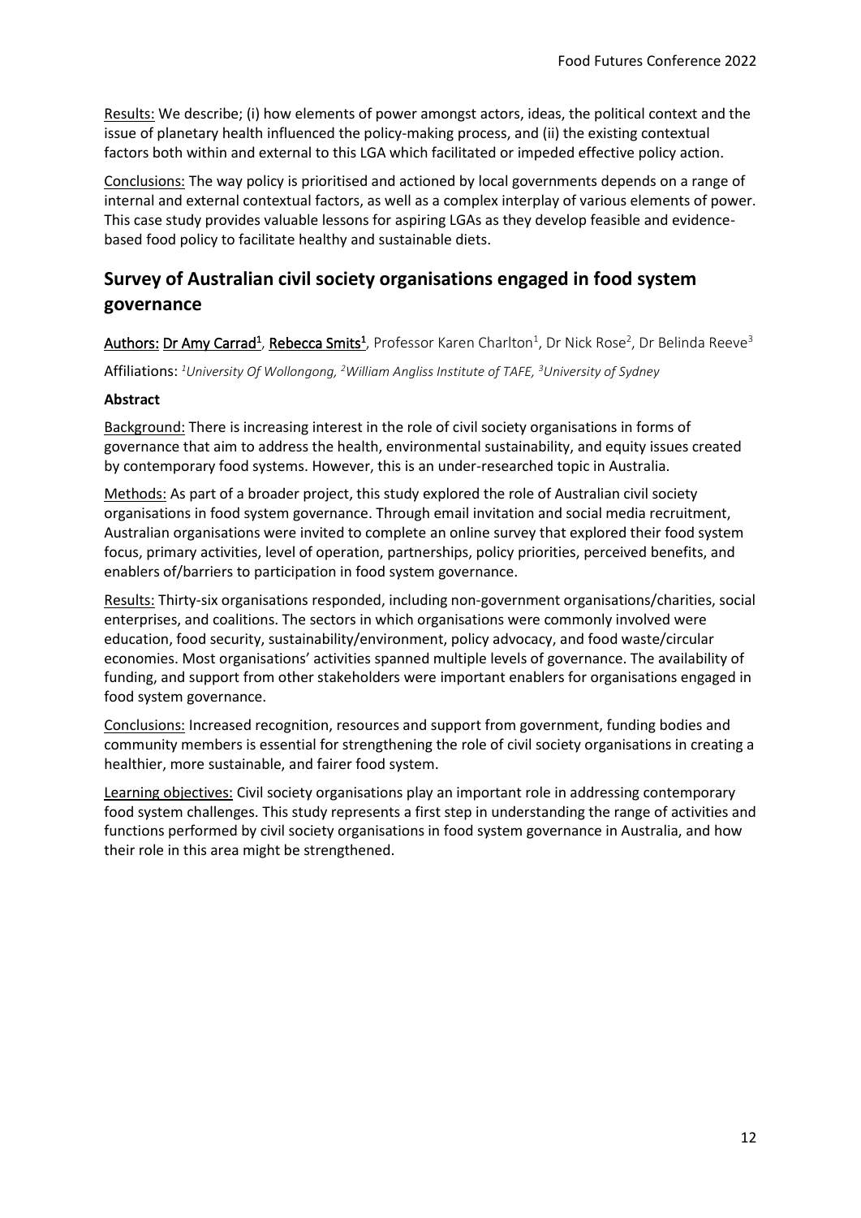Results: We describe; (i) how elements of power amongst actors, ideas, the political context and the issue of planetary health influenced the policy-making process, and (ii) the existing contextual factors both within and external to this LGA which facilitated or impeded effective policy action.

Conclusions: The way policy is prioritised and actioned by local governments depends on a range of internal and external contextual factors, as well as a complex interplay of various elements of power. This case study provides valuable lessons for aspiring LGAs as they develop feasible and evidence-based food policy to facilitate healthy and sustainable diets.

## Survey of Australian civil society organisations engaged in food system governance

Authors: Dr Amy Carrad[1], Rebecca Smits[1], Professor Karen Charlton[1], Dr Nick Rose[2], Dr Belinda Reeve[3]

Affiliations: [1]*University Of Wollongong,* [2]*William Angliss Institute of TAFE,* [3]*University of Sydney*

**Abstract**

Background: There is increasing interest in the role of civil society organisations in forms of governance that aim to address the health, environmental sustainability, and equity issues created by contemporary food systems. However, this is an under-researched topic in Australia.

Methods: As part of a broader project, this study explored the role of Australian civil society organisations in food system governance. Through email invitation and social media recruitment, Australian organisations were invited to complete an online survey that explored their food system focus, primary activities, level of operation, partnerships, policy priorities, perceived benefits, and enablers of/barriers to participation in food system governance.

Results: Thirty-six organisations responded, including non-government organisations/charities, social enterprises, and coalitions. The sectors in which organisations were commonly involved were education, food security, sustainability/environment, policy advocacy, and food waste/circular economies. Most organisations' activities spanned multiple levels of governance. The availability of funding, and support from other stakeholders were important enablers for organisations engaged in food system governance.

Conclusions: Increased recognition, resources and support from government, funding bodies and community members is essential for strengthening the role of civil society organisations in creating a healthier, more sustainable, and fairer food system.

Learning objectives: Civil society organisations play an important role in addressing contemporary food system challenges. This study represents a first step in understanding the range of activities and functions performed by civil society organisations in food system governance in Australia, and how their role in this area might be strengthened.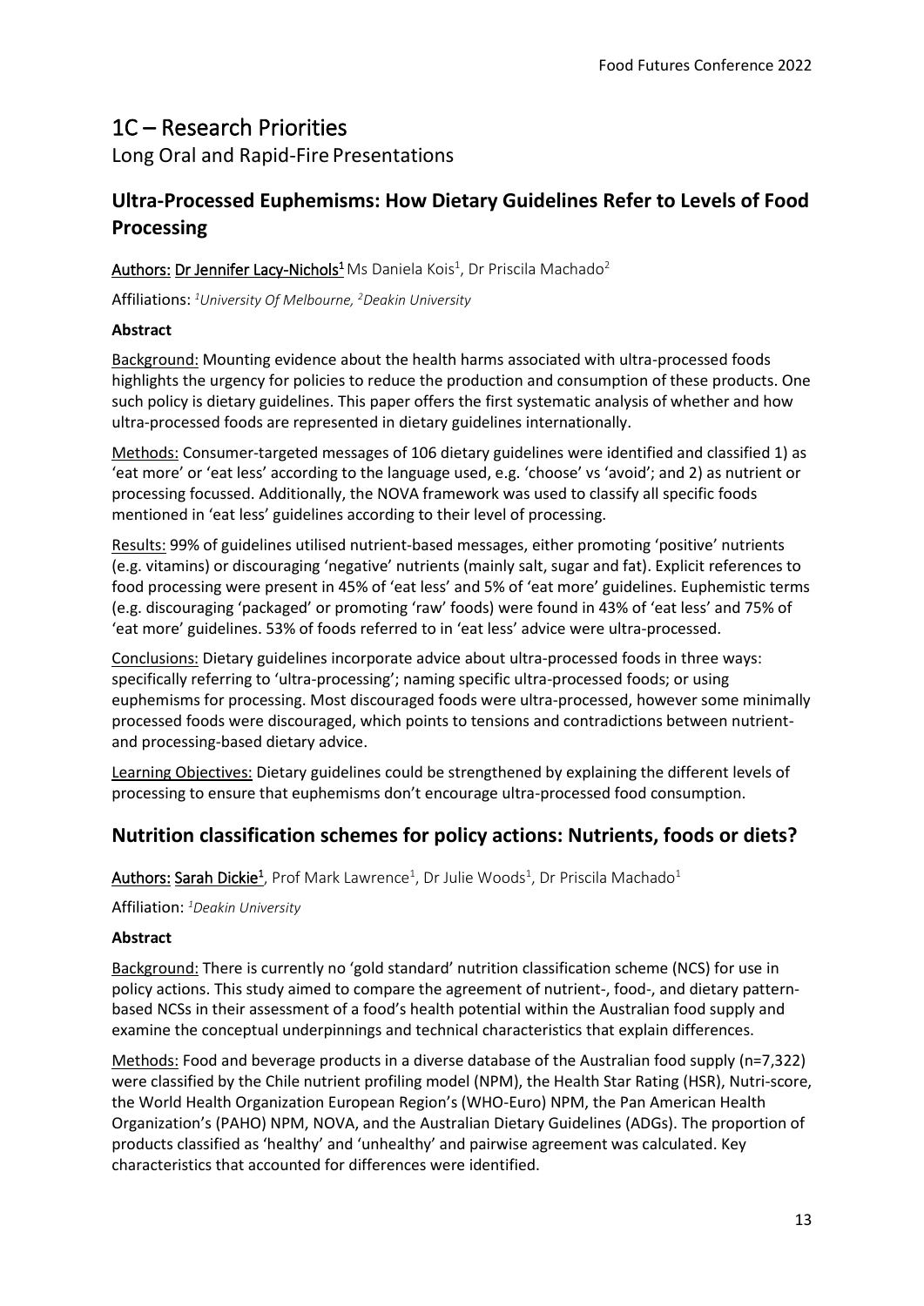# 1C – Research Priorities

Long Oral and Rapid-Fire Presentations

## Ultra-Processed Euphemisms: How Dietary Guidelines Refer to Levels of Food Processing

Authors: Dr Jennifer Lacy-Nichols[1] Ms Daniela Kois[1], Dr Priscila Machado[2]

Affiliations: *[1]University Of Melbourne, [2]Deakin University*

**Abstract**

Background: Mounting evidence about the health harms associated with ultra-processed foods highlights the urgency for policies to reduce the production and consumption of these products. One such policy is dietary guidelines. This paper offers the first systematic analysis of whether and how ultra-processed foods are represented in dietary guidelines internationally.

Methods: Consumer-targeted messages of 106 dietary guidelines were identified and classified 1) as 'eat more' or 'eat less' according to the language used, e.g. 'choose' vs 'avoid'; and 2) as nutrient or processing focussed. Additionally, the NOVA framework was used to classify all specific foods mentioned in 'eat less' guidelines according to their level of processing.

Results: 99% of guidelines utilised nutrient-based messages, either promoting 'positive' nutrients (e.g. vitamins) or discouraging 'negative' nutrients (mainly salt, sugar and fat). Explicit references to food processing were present in 45% of 'eat less' and 5% of 'eat more' guidelines. Euphemistic terms (e.g. discouraging 'packaged' or promoting 'raw' foods) were found in 43% of 'eat less' and 75% of 'eat more' guidelines. 53% of foods referred to in 'eat less' advice were ultra-processed.

Conclusions: Dietary guidelines incorporate advice about ultra-processed foods in three ways: specifically referring to 'ultra-processing'; naming specific ultra-processed foods; or using euphemisms for processing. Most discouraged foods were ultra-processed, however some minimally processed foods were discouraged, which points to tensions and contradictions between nutrient- and processing-based dietary advice.

Learning Objectives: Dietary guidelines could be strengthened by explaining the different levels of processing to ensure that euphemisms don't encourage ultra-processed food consumption.

## Nutrition classification schemes for policy actions: Nutrients, foods or diets?

Authors: Sarah Dickie[1], Prof Mark Lawrence[1], Dr Julie Woods[1], Dr Priscila Machado[1]

Affiliation: *[1]Deakin University*

**Abstract**

Background: There is currently no 'gold standard' nutrition classification scheme (NCS) for use in policy actions. This study aimed to compare the agreement of nutrient-, food-, and dietary pattern-based NCSs in their assessment of a food's health potential within the Australian food supply and examine the conceptual underpinnings and technical characteristics that explain differences.

Methods: Food and beverage products in a diverse database of the Australian food supply (n=7,322) were classified by the Chile nutrient profiling model (NPM), the Health Star Rating (HSR), Nutri-score, the World Health Organization European Region's (WHO-Euro) NPM, the Pan American Health Organization's (PAHO) NPM, NOVA, and the Australian Dietary Guidelines (ADGs). The proportion of products classified as 'healthy' and 'unhealthy' and pairwise agreement was calculated. Key characteristics that accounted for differences were identified.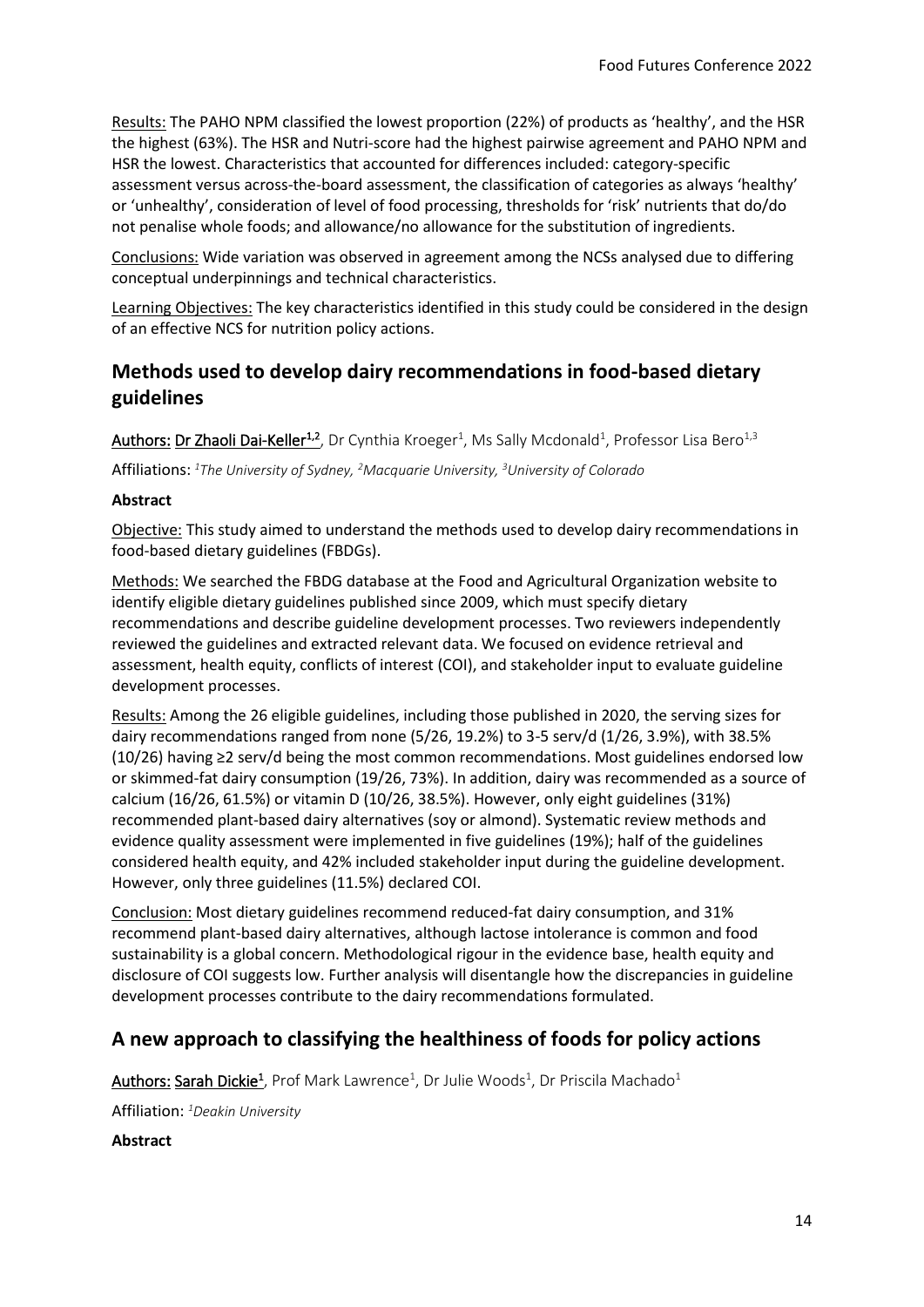Results: The PAHO NPM classified the lowest proportion (22%) of products as 'healthy', and the HSR the highest (63%). The HSR and Nutri-score had the highest pairwise agreement and PAHO NPM and HSR the lowest. Characteristics that accounted for differences included: category-specific assessment versus across-the-board assessment, the classification of categories as always 'healthy' or 'unhealthy', consideration of level of food processing, thresholds for 'risk' nutrients that do/do not penalise whole foods; and allowance/no allowance for the substitution of ingredients.

Conclusions: Wide variation was observed in agreement among the NCSs analysed due to differing conceptual underpinnings and technical characteristics.

Learning Objectives: The key characteristics identified in this study could be considered in the design of an effective NCS for nutrition policy actions.

## Methods used to develop dairy recommendations in food-based dietary guidelines

Authors: Dr Zhaoli Dai-Keller[1,2], Dr Cynthia Kroeger[1], Ms Sally Mcdonald[1], Professor Lisa Bero[1,3]

Affiliations: [1]*The University of Sydney,* [2]*Macquarie University,* [3]*University of Colorado*

**Abstract**

Objective: This study aimed to understand the methods used to develop dairy recommendations in food-based dietary guidelines (FBDGs).

Methods: We searched the FBDG database at the Food and Agricultural Organization website to identify eligible dietary guidelines published since 2009, which must specify dietary recommendations and describe guideline development processes. Two reviewers independently reviewed the guidelines and extracted relevant data. We focused on evidence retrieval and assessment, health equity, conflicts of interest (COI), and stakeholder input to evaluate guideline development processes.

Results: Among the 26 eligible guidelines, including those published in 2020, the serving sizes for dairy recommendations ranged from none (5/26, 19.2%) to 3-5 serv/d (1/26, 3.9%), with 38.5% (10/26) having ≥2 serv/d being the most common recommendations. Most guidelines endorsed low or skimmed-fat dairy consumption (19/26, 73%). In addition, dairy was recommended as a source of calcium (16/26, 61.5%) or vitamin D (10/26, 38.5%). However, only eight guidelines (31%) recommended plant-based dairy alternatives (soy or almond). Systematic review methods and evidence quality assessment were implemented in five guidelines (19%); half of the guidelines considered health equity, and 42% included stakeholder input during the guideline development. However, only three guidelines (11.5%) declared COI.

Conclusion: Most dietary guidelines recommend reduced-fat dairy consumption, and 31% recommend plant-based dairy alternatives, although lactose intolerance is common and food sustainability is a global concern. Methodological rigour in the evidence base, health equity and disclosure of COI suggests low. Further analysis will disentangle how the discrepancies in guideline development processes contribute to the dairy recommendations formulated.

## A new approach to classifying the healthiness of foods for policy actions

Authors: Sarah Dickie[1], Prof Mark Lawrence[1], Dr Julie Woods[1], Dr Priscila Machado[1]

Affiliation: [1]*Deakin University*

**Abstract**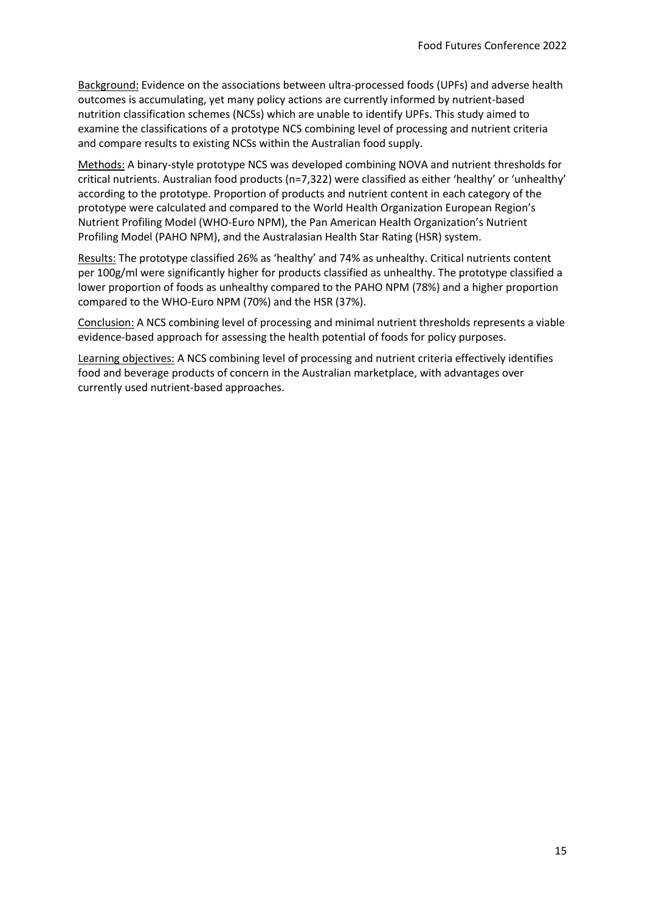Background: Evidence on the associations between ultra-processed foods (UPFs) and adverse health outcomes is accumulating, yet many policy actions are currently informed by nutrient-based nutrition classification schemes (NCSs) which are unable to identify UPFs. This study aimed to examine the classifications of a prototype NCS combining level of processing and nutrient criteria and compare results to existing NCSs within the Australian food supply.

Methods: A binary-style prototype NCS was developed combining NOVA and nutrient thresholds for critical nutrients. Australian food products (n=7,322) were classified as either 'healthy' or 'unhealthy' according to the prototype. Proportion of products and nutrient content in each category of the prototype were calculated and compared to the World Health Organization European Region's Nutrient Profiling Model (WHO-Euro NPM), the Pan American Health Organization's Nutrient Profiling Model (PAHO NPM), and the Australasian Health Star Rating (HSR) system.

Results: The prototype classified 26% as 'healthy' and 74% as unhealthy. Critical nutrients content per 100g/ml were significantly higher for products classified as unhealthy. The prototype classified a lower proportion of foods as unhealthy compared to the PAHO NPM (78%) and a higher proportion compared to the WHO-Euro NPM (70%) and the HSR (37%).

Conclusion: A NCS combining level of processing and minimal nutrient thresholds represents a viable evidence-based approach for assessing the health potential of foods for policy purposes.

Learning objectives: A NCS combining level of processing and nutrient criteria effectively identifies food and beverage products of concern in the Australian marketplace, with advantages over currently used nutrient-based approaches.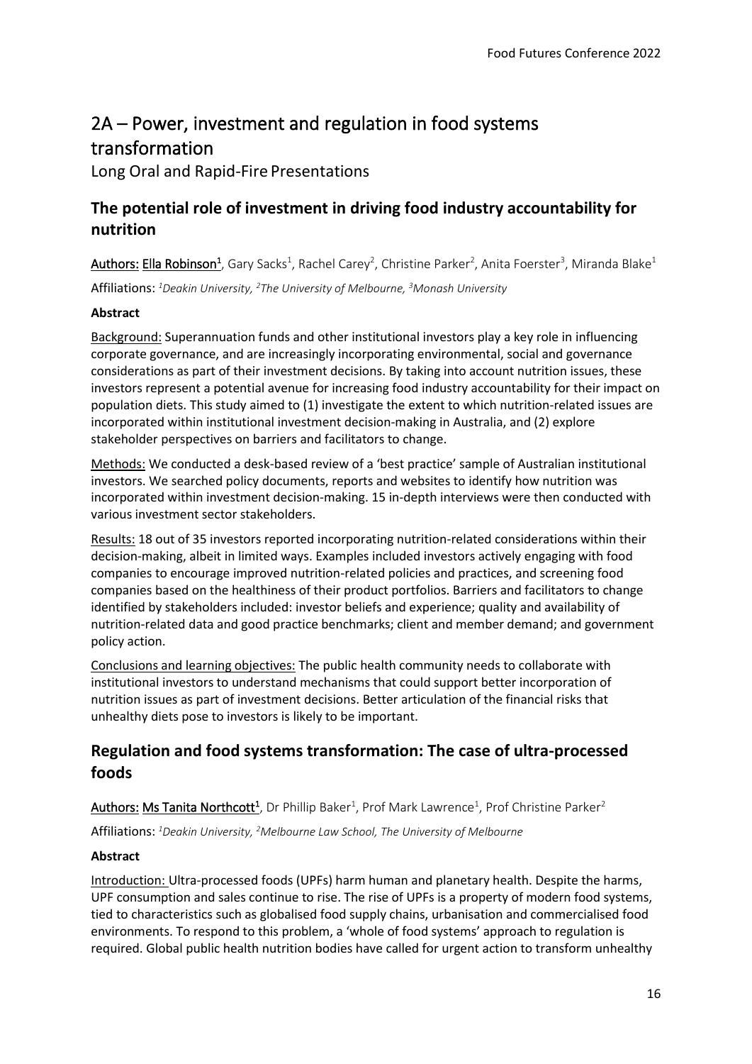# 2A – Power, investment and regulation in food systems transformation

Long Oral and Rapid-Fire Presentations

## The potential role of investment in driving food industry accountability for nutrition

Authors: Ella Robinson[1], Gary Sacks[1], Rachel Carey[2], Christine Parker[2], Anita Foerster[3], Miranda Blake[1]

Affiliations: *[1]Deakin University, [2]The University of Melbourne, [3]Monash University*

**Abstract**

Background: Superannuation funds and other institutional investors play a key role in influencing corporate governance, and are increasingly incorporating environmental, social and governance considerations as part of their investment decisions. By taking into account nutrition issues, these investors represent a potential avenue for increasing food industry accountability for their impact on population diets. This study aimed to (1) investigate the extent to which nutrition-related issues are incorporated within institutional investment decision-making in Australia, and (2) explore stakeholder perspectives on barriers and facilitators to change.

Methods: We conducted a desk-based review of a 'best practice' sample of Australian institutional investors. We searched policy documents, reports and websites to identify how nutrition was incorporated within investment decision-making. 15 in-depth interviews were then conducted with various investment sector stakeholders.

Results: 18 out of 35 investors reported incorporating nutrition-related considerations within their decision-making, albeit in limited ways. Examples included investors actively engaging with food companies to encourage improved nutrition-related policies and practices, and screening food companies based on the healthiness of their product portfolios. Barriers and facilitators to change identified by stakeholders included: investor beliefs and experience; quality and availability of nutrition-related data and good practice benchmarks; client and member demand; and government policy action.

Conclusions and learning objectives: The public health community needs to collaborate with institutional investors to understand mechanisms that could support better incorporation of nutrition issues as part of investment decisions. Better articulation of the financial risks that unhealthy diets pose to investors is likely to be important.

## Regulation and food systems transformation: The case of ultra-processed foods

Authors: Ms Tanita Northcott[1], Dr Phillip Baker[1], Prof Mark Lawrence[1], Prof Christine Parker[2]

Affiliations: *[1]Deakin University, [2]Melbourne Law School, The University of Melbourne*

**Abstract**

Introduction: Ultra-processed foods (UPFs) harm human and planetary health. Despite the harms, UPF consumption and sales continue to rise. The rise of UPFs is a property of modern food systems, tied to characteristics such as globalised food supply chains, urbanisation and commercialised food environments. To respond to this problem, a 'whole of food systems' approach to regulation is required. Global public health nutrition bodies have called for urgent action to transform unhealthy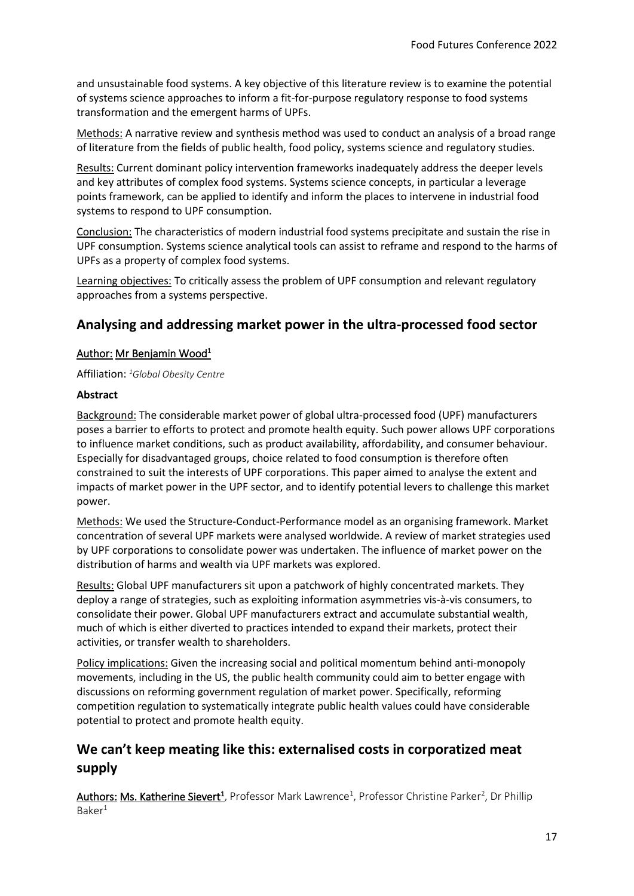and unsustainable food systems. A key objective of this literature review is to examine the potential of systems science approaches to inform a fit-for-purpose regulatory response to food systems transformation and the emergent harms of UPFs.

Methods: A narrative review and synthesis method was used to conduct an analysis of a broad range of literature from the fields of public health, food policy, systems science and regulatory studies.

Results: Current dominant policy intervention frameworks inadequately address the deeper levels and key attributes of complex food systems. Systems science concepts, in particular a leverage points framework, can be applied to identify and inform the places to intervene in industrial food systems to respond to UPF consumption.

Conclusion: The characteristics of modern industrial food systems precipitate and sustain the rise in UPF consumption. Systems science analytical tools can assist to reframe and respond to the harms of UPFs as a property of complex food systems.

Learning objectives: To critically assess the problem of UPF consumption and relevant regulatory approaches from a systems perspective.

## Analysing and addressing market power in the ultra-processed food sector

Author: Mr Benjamin Wood[1]

Affiliation: [1]*Global Obesity Centre*

**Abstract**

Background: The considerable market power of global ultra-processed food (UPF) manufacturers poses a barrier to efforts to protect and promote health equity. Such power allows UPF corporations to influence market conditions, such as product availability, affordability, and consumer behaviour. Especially for disadvantaged groups, choice related to food consumption is therefore often constrained to suit the interests of UPF corporations. This paper aimed to analyse the extent and impacts of market power in the UPF sector, and to identify potential levers to challenge this market power.

Methods: We used the Structure-Conduct-Performance model as an organising framework. Market concentration of several UPF markets were analysed worldwide. A review of market strategies used by UPF corporations to consolidate power was undertaken. The influence of market power on the distribution of harms and wealth via UPF markets was explored.

Results: Global UPF manufacturers sit upon a patchwork of highly concentrated markets. They deploy a range of strategies, such as exploiting information asymmetries vis-à-vis consumers, to consolidate their power. Global UPF manufacturers extract and accumulate substantial wealth, much of which is either diverted to practices intended to expand their markets, protect their activities, or transfer wealth to shareholders.

Policy implications: Given the increasing social and political momentum behind anti-monopoly movements, including in the US, the public health community could aim to better engage with discussions on reforming government regulation of market power. Specifically, reforming competition regulation to systematically integrate public health values could have considerable potential to protect and promote health equity.

## We can't keep meating like this: externalised costs in corporatized meat supply

Authors: Ms. Katherine Sievert[1], Professor Mark Lawrence[1], Professor Christine Parker[2], Dr Phillip Baker[1]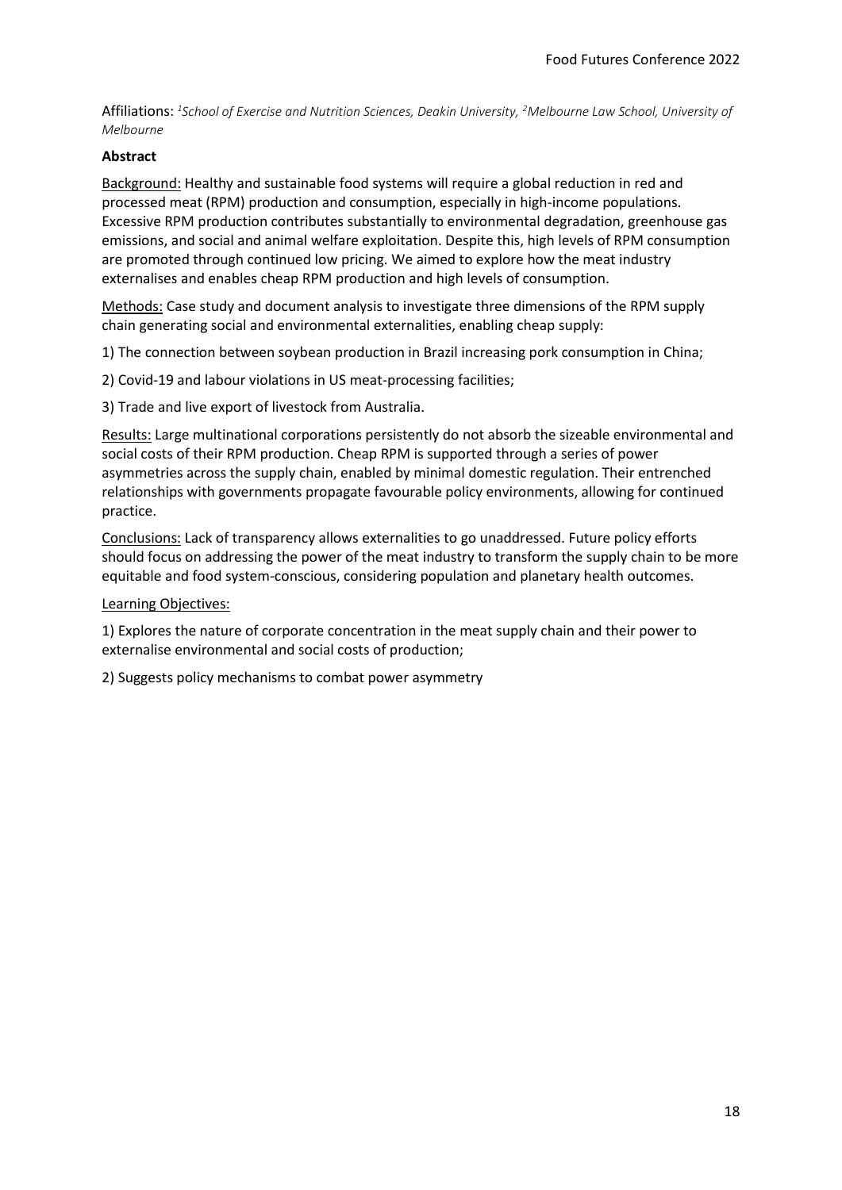Affiliations: [1]*School of Exercise and Nutrition Sciences, Deakin University,* [2]*Melbourne Law School, University of Melbourne*

**Abstract**

Background: Healthy and sustainable food systems will require a global reduction in red and processed meat (RPM) production and consumption, especially in high-income populations. Excessive RPM production contributes substantially to environmental degradation, greenhouse gas emissions, and social and animal welfare exploitation. Despite this, high levels of RPM consumption are promoted through continued low pricing. We aimed to explore how the meat industry externalises and enables cheap RPM production and high levels of consumption.

Methods: Case study and document analysis to investigate three dimensions of the RPM supply chain generating social and environmental externalities, enabling cheap supply:

1) The connection between soybean production in Brazil increasing pork consumption in China;

2) Covid-19 and labour violations in US meat-processing facilities;

3) Trade and live export of livestock from Australia.

Results: Large multinational corporations persistently do not absorb the sizeable environmental and social costs of their RPM production. Cheap RPM is supported through a series of power asymmetries across the supply chain, enabled by minimal domestic regulation. Their entrenched relationships with governments propagate favourable policy environments, allowing for continued practice.

Conclusions: Lack of transparency allows externalities to go unaddressed. Future policy efforts should focus on addressing the power of the meat industry to transform the supply chain to be more equitable and food system-conscious, considering population and planetary health outcomes.

Learning Objectives:

1) Explores the nature of corporate concentration in the meat supply chain and their power to externalise environmental and social costs of production;

2) Suggests policy mechanisms to combat power asymmetry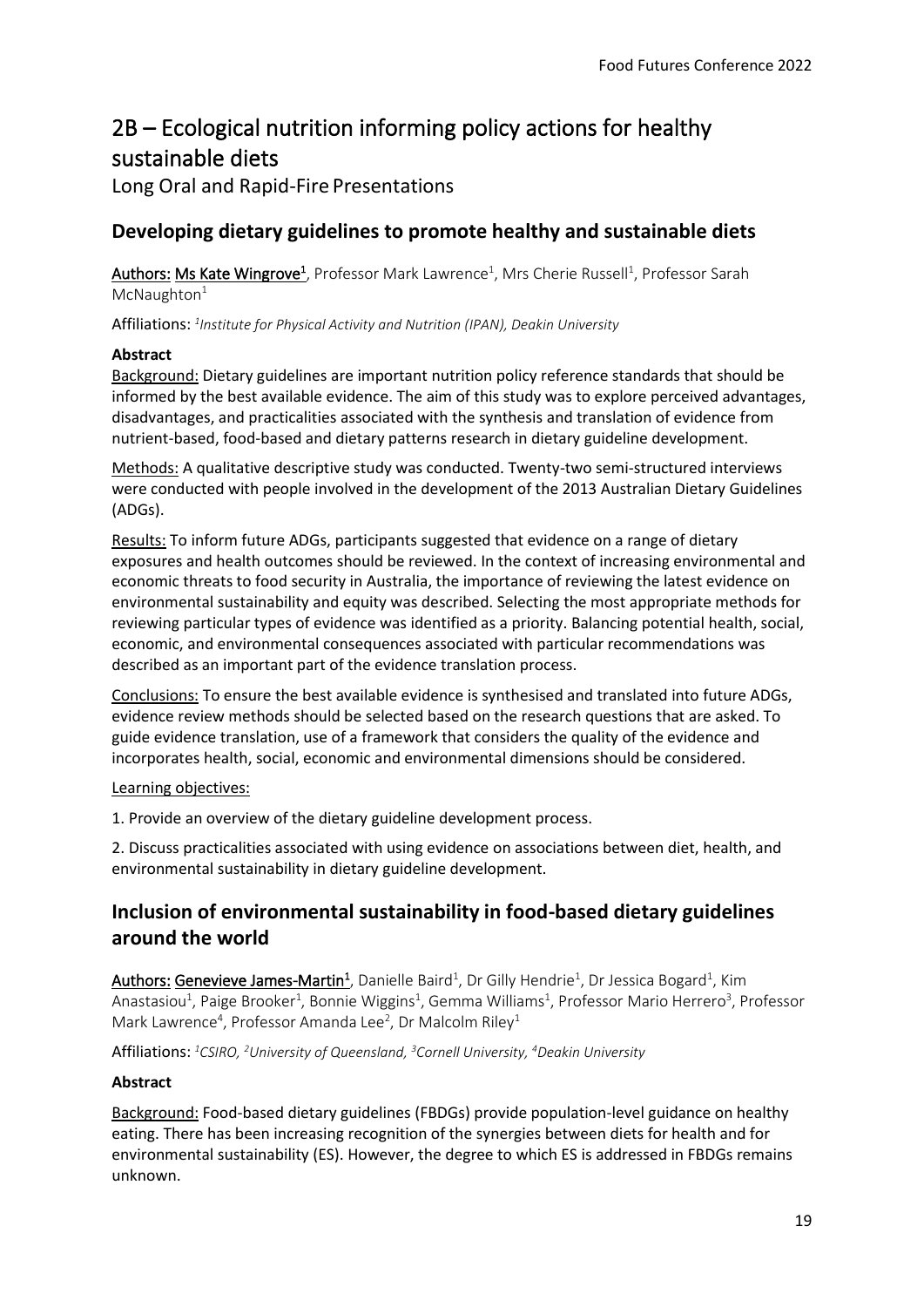# 2B – Ecological nutrition informing policy actions for healthy sustainable diets

Long Oral and Rapid-Fire Presentations

## Developing dietary guidelines to promote healthy and sustainable diets

Authors: Ms Kate Wingrove[1], Professor Mark Lawrence[1], Mrs Cherie Russell[1], Professor Sarah McNaughton[1]

Affiliations: [1]*Institute for Physical Activity and Nutrition (IPAN), Deakin University*

**Abstract**

Background: Dietary guidelines are important nutrition policy reference standards that should be informed by the best available evidence. The aim of this study was to explore perceived advantages, disadvantages, and practicalities associated with the synthesis and translation of evidence from nutrient-based, food-based and dietary patterns research in dietary guideline development.

Methods: A qualitative descriptive study was conducted. Twenty-two semi-structured interviews were conducted with people involved in the development of the 2013 Australian Dietary Guidelines (ADGs).

Results: To inform future ADGs, participants suggested that evidence on a range of dietary exposures and health outcomes should be reviewed. In the context of increasing environmental and economic threats to food security in Australia, the importance of reviewing the latest evidence on environmental sustainability and equity was described. Selecting the most appropriate methods for reviewing particular types of evidence was identified as a priority. Balancing potential health, social, economic, and environmental consequences associated with particular recommendations was described as an important part of the evidence translation process.

Conclusions: To ensure the best available evidence is synthesised and translated into future ADGs, evidence review methods should be selected based on the research questions that are asked. To guide evidence translation, use of a framework that considers the quality of the evidence and incorporates health, social, economic and environmental dimensions should be considered.

Learning objectives:

1. Provide an overview of the dietary guideline development process.

2. Discuss practicalities associated with using evidence on associations between diet, health, and environmental sustainability in dietary guideline development.

## Inclusion of environmental sustainability in food-based dietary guidelines around the world

Authors: Genevieve James-Martin[1], Danielle Baird[1], Dr Gilly Hendrie[1], Dr Jessica Bogard[1], Kim Anastasiou[1], Paige Brooker[1], Bonnie Wiggins[1], Gemma Williams[1], Professor Mario Herrero[3], Professor Mark Lawrence[4], Professor Amanda Lee[2], Dr Malcolm Riley[1]

Affiliations: [1]*CSIRO,* [2]*University of Queensland,* [3]*Cornell University,* [4]*Deakin University*

**Abstract**

Background: Food-based dietary guidelines (FBDGs) provide population-level guidance on healthy eating. There has been increasing recognition of the synergies between diets for health and for environmental sustainability (ES). However, the degree to which ES is addressed in FBDGs remains unknown.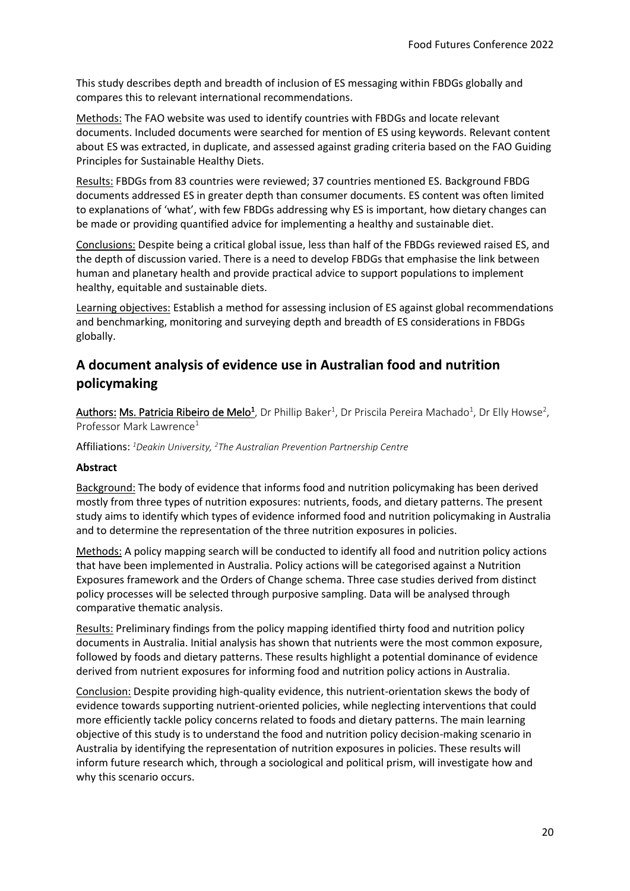This study describes depth and breadth of inclusion of ES messaging within FBDGs globally and compares this to relevant international recommendations.

Methods: The FAO website was used to identify countries with FBDGs and locate relevant documents. Included documents were searched for mention of ES using keywords. Relevant content about ES was extracted, in duplicate, and assessed against grading criteria based on the FAO Guiding Principles for Sustainable Healthy Diets.

Results: FBDGs from 83 countries were reviewed; 37 countries mentioned ES. Background FBDG documents addressed ES in greater depth than consumer documents. ES content was often limited to explanations of 'what', with few FBDGs addressing why ES is important, how dietary changes can be made or providing quantified advice for implementing a healthy and sustainable diet.

Conclusions: Despite being a critical global issue, less than half of the FBDGs reviewed raised ES, and the depth of discussion varied. There is a need to develop FBDGs that emphasise the link between human and planetary health and provide practical advice to support populations to implement healthy, equitable and sustainable diets.

Learning objectives: Establish a method for assessing inclusion of ES against global recommendations and benchmarking, monitoring and surveying depth and breadth of ES considerations in FBDGs globally.

## A document analysis of evidence use in Australian food and nutrition policymaking

Authors: Ms. Patricia Ribeiro de Melo[1], Dr Phillip Baker[1], Dr Priscila Pereira Machado[1], Dr Elly Howse[2], Professor Mark Lawrence[1]

Affiliations: *[1]Deakin University, [2]The Australian Prevention Partnership Centre*

**Abstract**

Background: The body of evidence that informs food and nutrition policymaking has been derived mostly from three types of nutrition exposures: nutrients, foods, and dietary patterns. The present study aims to identify which types of evidence informed food and nutrition policymaking in Australia and to determine the representation of the three nutrition exposures in policies.

Methods: A policy mapping search will be conducted to identify all food and nutrition policy actions that have been implemented in Australia. Policy actions will be categorised against a Nutrition Exposures framework and the Orders of Change schema. Three case studies derived from distinct policy processes will be selected through purposive sampling. Data will be analysed through comparative thematic analysis.

Results: Preliminary findings from the policy mapping identified thirty food and nutrition policy documents in Australia. Initial analysis has shown that nutrients were the most common exposure, followed by foods and dietary patterns. These results highlight a potential dominance of evidence derived from nutrient exposures for informing food and nutrition policy actions in Australia.

Conclusion: Despite providing high-quality evidence, this nutrient-orientation skews the body of evidence towards supporting nutrient-oriented policies, while neglecting interventions that could more efficiently tackle policy concerns related to foods and dietary patterns. The main learning objective of this study is to understand the food and nutrition policy decision-making scenario in Australia by identifying the representation of nutrition exposures in policies. These results will inform future research which, through a sociological and political prism, will investigate how and why this scenario occurs.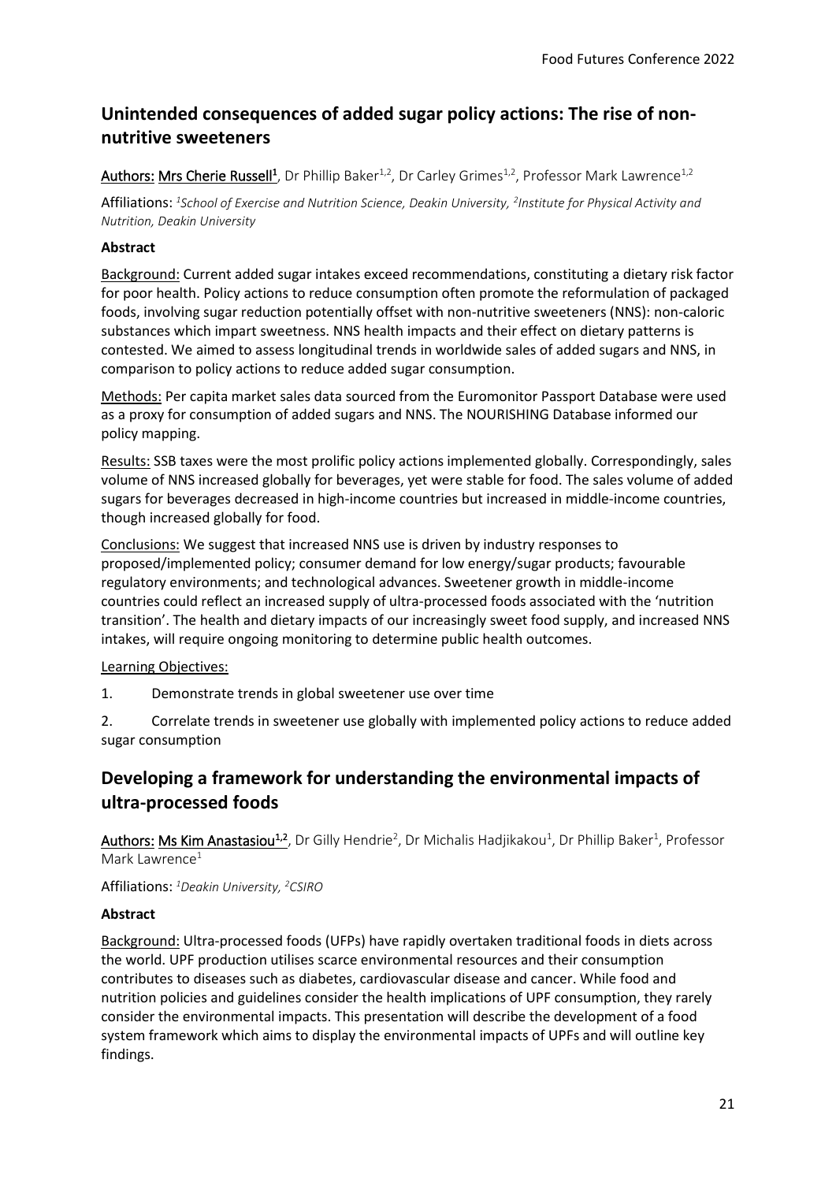## Unintended consequences of added sugar policy actions: The rise of non-nutritive sweeteners

Authors: Mrs Cherie Russell[1], Dr Phillip Baker[1,2], Dr Carley Grimes[1,2], Professor Mark Lawrence[1,2]

Affiliations: *[1]School of Exercise and Nutrition Science, Deakin University, [2]Institute for Physical Activity and Nutrition, Deakin University*

**Abstract**

Background: Current added sugar intakes exceed recommendations, constituting a dietary risk factor for poor health. Policy actions to reduce consumption often promote the reformulation of packaged foods, involving sugar reduction potentially offset with non-nutritive sweeteners (NNS): non-caloric substances which impart sweetness. NNS health impacts and their effect on dietary patterns is contested. We aimed to assess longitudinal trends in worldwide sales of added sugars and NNS, in comparison to policy actions to reduce added sugar consumption.

Methods: Per capita market sales data sourced from the Euromonitor Passport Database were used as a proxy for consumption of added sugars and NNS. The NOURISHING Database informed our policy mapping.

Results: SSB taxes were the most prolific policy actions implemented globally. Correspondingly, sales volume of NNS increased globally for beverages, yet were stable for food. The sales volume of added sugars for beverages decreased in high-income countries but increased in middle-income countries, though increased globally for food.

Conclusions: We suggest that increased NNS use is driven by industry responses to proposed/implemented policy; consumer demand for low energy/sugar products; favourable regulatory environments; and technological advances. Sweetener growth in middle-income countries could reflect an increased supply of ultra-processed foods associated with the 'nutrition transition'. The health and dietary impacts of our increasingly sweet food supply, and increased NNS intakes, will require ongoing monitoring to determine public health outcomes.

Learning Objectives:

1. Demonstrate trends in global sweetener use over time
2. Correlate trends in sweetener use globally with implemented policy actions to reduce added sugar consumption

## Developing a framework for understanding the environmental impacts of ultra-processed foods

Authors: Ms Kim Anastasiou[1,2], Dr Gilly Hendrie[2], Dr Michalis Hadjikakou[1], Dr Phillip Baker[1], Professor Mark Lawrence[1]

Affiliations: *[1]Deakin University, [2]CSIRO*

**Abstract**

Background: Ultra-processed foods (UFPs) have rapidly overtaken traditional foods in diets across the world. UPF production utilises scarce environmental resources and their consumption contributes to diseases such as diabetes, cardiovascular disease and cancer. While food and nutrition policies and guidelines consider the health implications of UPF consumption, they rarely consider the environmental impacts. This presentation will describe the development of a food system framework which aims to display the environmental impacts of UPFs and will outline key findings.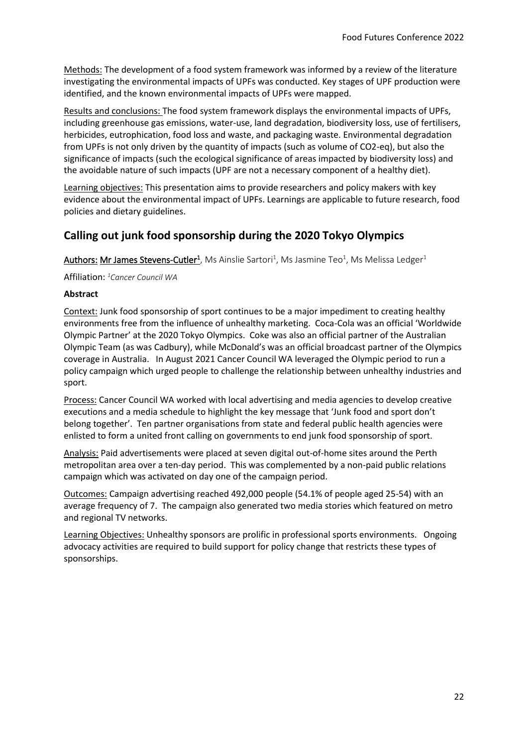Methods: The development of a food system framework was informed by a review of the literature investigating the environmental impacts of UPFs was conducted. Key stages of UPF production were identified, and the known environmental impacts of UPFs were mapped.

Results and conclusions: The food system framework displays the environmental impacts of UPFs, including greenhouse gas emissions, water-use, land degradation, biodiversity loss, use of fertilisers, herbicides, eutrophication, food loss and waste, and packaging waste. Environmental degradation from UPFs is not only driven by the quantity of impacts (such as volume of $CO_2$-eq), but also the significance of impacts (such the ecological significance of areas impacted by biodiversity loss) and the avoidable nature of such impacts (UPF are not a necessary component of a healthy diet).

Learning objectives: This presentation aims to provide researchers and policy makers with key evidence about the environmental impact of UPFs. Learnings are applicable to future research, food policies and dietary guidelines.

## Calling out junk food sponsorship during the 2020 Tokyo Olympics

Authors: Mr James Stevens-Cutler[1], Ms Ainslie Sartori[1], Ms Jasmine Teo[1], Ms Melissa Ledger[1]

Affiliation: [1]*Cancer Council WA*

**Abstract**

Context: Junk food sponsorship of sport continues to be a major impediment to creating healthy environments free from the influence of unhealthy marketing. Coca-Cola was an official 'Worldwide Olympic Partner' at the 2020 Tokyo Olympics. Coke was also an official partner of the Australian Olympic Team (as was Cadbury), while McDonald's was an official broadcast partner of the Olympics coverage in Australia. In August 2021 Cancer Council WA leveraged the Olympic period to run a policy campaign which urged people to challenge the relationship between unhealthy industries and sport.

Process: Cancer Council WA worked with local advertising and media agencies to develop creative executions and a media schedule to highlight the key message that 'Junk food and sport don't belong together'. Ten partner organisations from state and federal public health agencies were enlisted to form a united front calling on governments to end junk food sponsorship of sport.

Analysis: Paid advertisements were placed at seven digital out-of-home sites around the Perth metropolitan area over a ten-day period. This was complemented by a non-paid public relations campaign which was activated on day one of the campaign period.

Outcomes: Campaign advertising reached 492,000 people (54.1% of people aged 25-54) with an average frequency of 7. The campaign also generated two media stories which featured on metro and regional TV networks.

Learning Objectives: Unhealthy sponsors are prolific in professional sports environments. Ongoing advocacy activities are required to build support for policy change that restricts these types of sponsorships.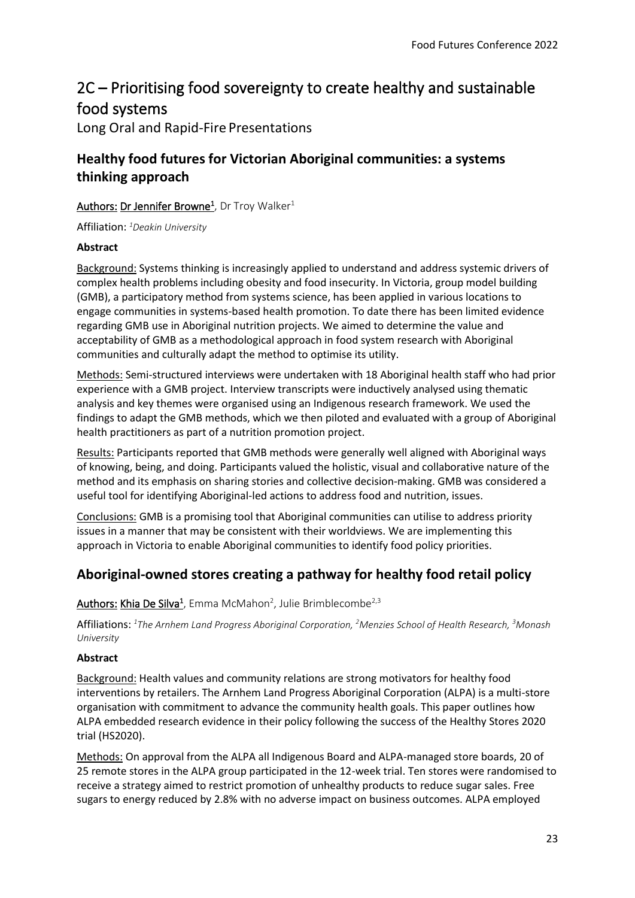# 2C – Prioritising food sovereignty to create healthy and sustainable food systems

Long Oral and Rapid-Fire Presentations

## Healthy food futures for Victorian Aboriginal communities: a systems thinking approach

Authors: Dr Jennifer Browne[1], Dr Troy Walker[1]

Affiliation: *[1]Deakin University*

**Abstract**

Background: Systems thinking is increasingly applied to understand and address systemic drivers of complex health problems including obesity and food insecurity. In Victoria, group model building (GMB), a participatory method from systems science, has been applied in various locations to engage communities in systems-based health promotion. To date there has been limited evidence regarding GMB use in Aboriginal nutrition projects. We aimed to determine the value and acceptability of GMB as a methodological approach in food system research with Aboriginal communities and culturally adapt the method to optimise its utility.

Methods: Semi-structured interviews were undertaken with 18 Aboriginal health staff who had prior experience with a GMB project. Interview transcripts were inductively analysed using thematic analysis and key themes were organised using an Indigenous research framework. We used the findings to adapt the GMB methods, which we then piloted and evaluated with a group of Aboriginal health practitioners as part of a nutrition promotion project.

Results: Participants reported that GMB methods were generally well aligned with Aboriginal ways of knowing, being, and doing. Participants valued the holistic, visual and collaborative nature of the method and its emphasis on sharing stories and collective decision-making. GMB was considered a useful tool for identifying Aboriginal-led actions to address food and nutrition, issues.

Conclusions: GMB is a promising tool that Aboriginal communities can utilise to address priority issues in a manner that may be consistent with their worldviews. We are implementing this approach in Victoria to enable Aboriginal communities to identify food policy priorities.

## Aboriginal-owned stores creating a pathway for healthy food retail policy

Authors: Khia De Silva[1], Emma McMahon[2], Julie Brimblecombe[2,3]

Affiliations: *[1]The Arnhem Land Progress Aboriginal Corporation, [2]Menzies School of Health Research, [3]Monash University*

**Abstract**

Background: Health values and community relations are strong motivators for healthy food interventions by retailers. The Arnhem Land Progress Aboriginal Corporation (ALPA) is a multi-store organisation with commitment to advance the community health goals. This paper outlines how ALPA embedded research evidence in their policy following the success of the Healthy Stores 2020 trial (HS2020).

Methods: On approval from the ALPA all Indigenous Board and ALPA-managed store boards, 20 of 25 remote stores in the ALPA group participated in the 12-week trial. Ten stores were randomised to receive a strategy aimed to restrict promotion of unhealthy products to reduce sugar sales. Free sugars to energy reduced by 2.8% with no adverse impact on business outcomes. ALPA employed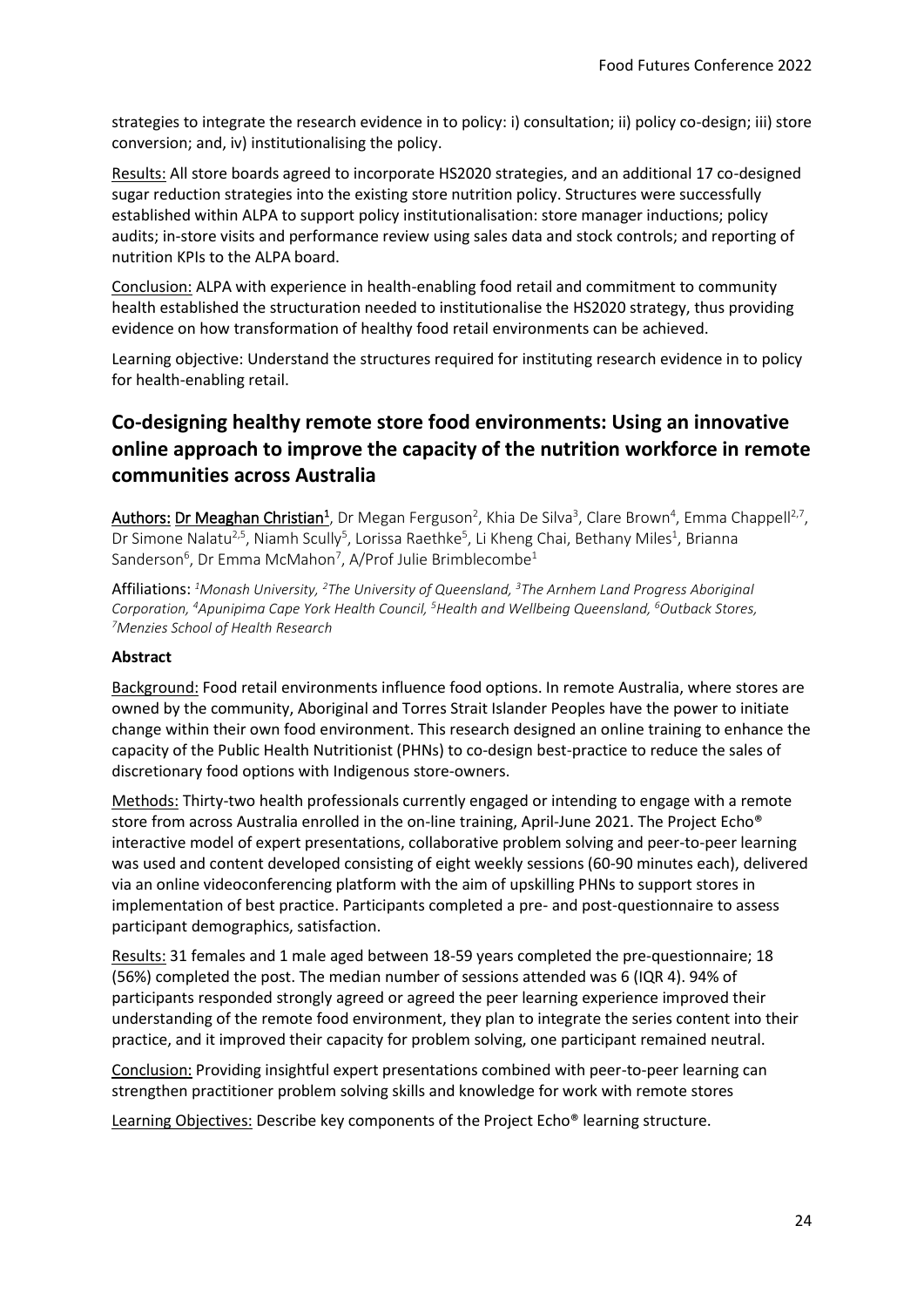strategies to integrate the research evidence in to policy: i) consultation; ii) policy co-design; iii) store conversion; and, iv) institutionalising the policy.

Results: All store boards agreed to incorporate HS2020 strategies, and an additional 17 co-designed sugar reduction strategies into the existing store nutrition policy. Structures were successfully established within ALPA to support policy institutionalisation: store manager inductions; policy audits; in-store visits and performance review using sales data and stock controls; and reporting of nutrition KPIs to the ALPA board.

Conclusion: ALPA with experience in health-enabling food retail and commitment to community health established the structuration needed to institutionalise the HS2020 strategy, thus providing evidence on how transformation of healthy food retail environments can be achieved.

Learning objective: Understand the structures required for instituting research evidence in to policy for health-enabling retail.

## Co-designing healthy remote store food environments: Using an innovative online approach to improve the capacity of the nutrition workforce in remote communities across Australia

Authors: Dr Meaghan Christian[1], Dr Megan Ferguson[2], Khia De Silva[3], Clare Brown[4], Emma Chappell[2,7], Dr Simone Nalatu[2,5], Niamh Scully[5], Lorissa Raethke[5], Li Kheng Chai, Bethany Miles[1], Brianna Sanderson[6], Dr Emma McMahon[7], A/Prof Julie Brimblecombe[1]

Affiliations: *[1]Monash University, [2]The University of Queensland, [3]The Arnhem Land Progress Aboriginal Corporation, [4]Apunipima Cape York Health Council, [5]Health and Wellbeing Queensland, [6]Outback Stores, [7]Menzies School of Health Research*

**Abstract**

Background: Food retail environments influence food options. In remote Australia, where stores are owned by the community, Aboriginal and Torres Strait Islander Peoples have the power to initiate change within their own food environment. This research designed an online training to enhance the capacity of the Public Health Nutritionist (PHNs) to co-design best-practice to reduce the sales of discretionary food options with Indigenous store-owners.

Methods: Thirty-two health professionals currently engaged or intending to engage with a remote store from across Australia enrolled in the on-line training, April-June 2021. The Project Echo® interactive model of expert presentations, collaborative problem solving and peer-to-peer learning was used and content developed consisting of eight weekly sessions (60-90 minutes each), delivered via an online videoconferencing platform with the aim of upskilling PHNs to support stores in implementation of best practice. Participants completed a pre- and post-questionnaire to assess participant demographics, satisfaction.

Results: 31 females and 1 male aged between 18-59 years completed the pre-questionnaire; 18 (56%) completed the post. The median number of sessions attended was 6 (IQR 4). 94% of participants responded strongly agreed or agreed the peer learning experience improved their understanding of the remote food environment, they plan to integrate the series content into their practice, and it improved their capacity for problem solving, one participant remained neutral.

Conclusion: Providing insightful expert presentations combined with peer-to-peer learning can strengthen practitioner problem solving skills and knowledge for work with remote stores

Learning Objectives: Describe key components of the Project Echo® learning structure.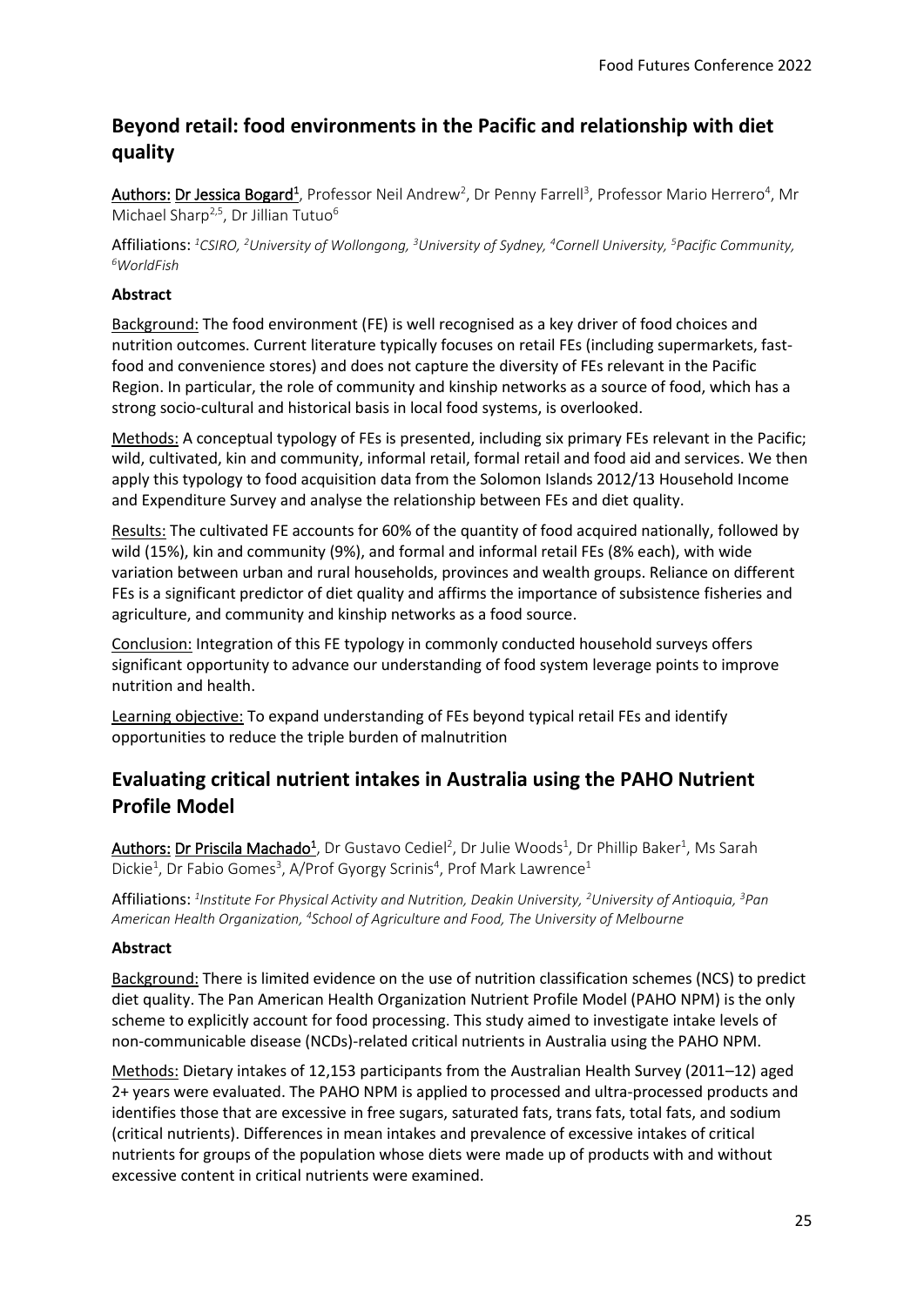## Beyond retail: food environments in the Pacific and relationship with diet quality

Authors: Dr Jessica Bogard[1], Professor Neil Andrew[2], Dr Penny Farrell[3], Professor Mario Herrero[4], Mr Michael Sharp[2,5], Dr Jillian Tutuo[6]

Affiliations: *[1]CSIRO, [2]University of Wollongong, [3]University of Sydney, [4]Cornell University, [5]Pacific Community, [6]WorldFish*

**Abstract**

Background: The food environment (FE) is well recognised as a key driver of food choices and nutrition outcomes. Current literature typically focuses on retail FEs (including supermarkets, fast-food and convenience stores) and does not capture the diversity of FEs relevant in the Pacific Region. In particular, the role of community and kinship networks as a source of food, which has a strong socio-cultural and historical basis in local food systems, is overlooked.

Methods: A conceptual typology of FEs is presented, including six primary FEs relevant in the Pacific; wild, cultivated, kin and community, informal retail, formal retail and food aid and services. We then apply this typology to food acquisition data from the Solomon Islands 2012/13 Household Income and Expenditure Survey and analyse the relationship between FEs and diet quality.

Results: The cultivated FE accounts for 60% of the quantity of food acquired nationally, followed by wild (15%), kin and community (9%), and formal and informal retail FEs (8% each), with wide variation between urban and rural households, provinces and wealth groups. Reliance on different FEs is a significant predictor of diet quality and affirms the importance of subsistence fisheries and agriculture, and community and kinship networks as a food source.

Conclusion: Integration of this FE typology in commonly conducted household surveys offers significant opportunity to advance our understanding of food system leverage points to improve nutrition and health.

Learning objective: To expand understanding of FEs beyond typical retail FEs and identify opportunities to reduce the triple burden of malnutrition

## Evaluating critical nutrient intakes in Australia using the PAHO Nutrient Profile Model

Authors: Dr Priscila Machado[1], Dr Gustavo Cediel[2], Dr Julie Woods[1], Dr Phillip Baker[1], Ms Sarah Dickie[1], Dr Fabio Gomes[3], A/Prof Gyorgy Scrinis[4], Prof Mark Lawrence[1]

Affiliations: *[1]Institute For Physical Activity and Nutrition, Deakin University, [2]University of Antioquia, [3]Pan American Health Organization, [4]School of Agriculture and Food, The University of Melbourne*

**Abstract**

Background: There is limited evidence on the use of nutrition classification schemes (NCS) to predict diet quality. The Pan American Health Organization Nutrient Profile Model (PAHO NPM) is the only scheme to explicitly account for food processing. This study aimed to investigate intake levels of non-communicable disease (NCDs)-related critical nutrients in Australia using the PAHO NPM.

Methods: Dietary intakes of 12,153 participants from the Australian Health Survey (2011–12) aged 2+ years were evaluated. The PAHO NPM is applied to processed and ultra-processed products and identifies those that are excessive in free sugars, saturated fats, trans fats, total fats, and sodium (critical nutrients). Differences in mean intakes and prevalence of excessive intakes of critical nutrients for groups of the population whose diets were made up of products with and without excessive content in critical nutrients were examined.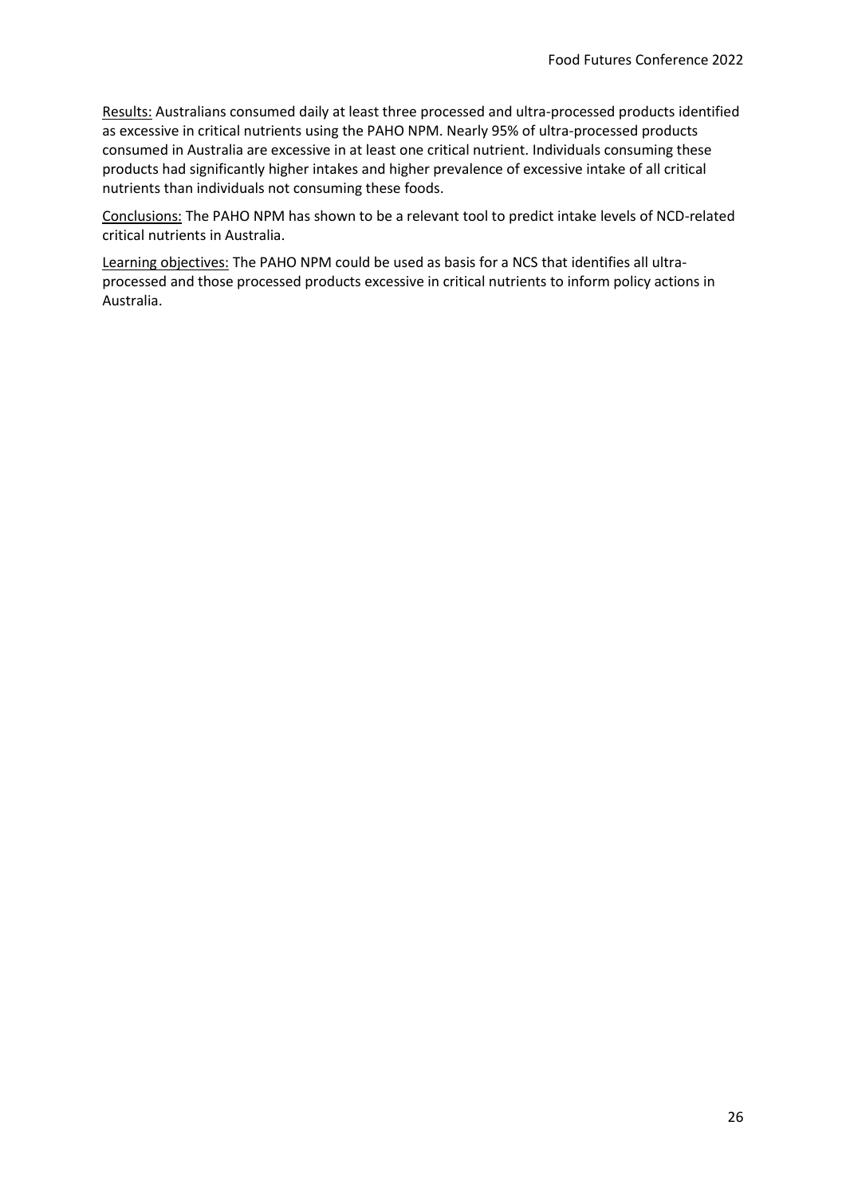<u>Results:</u> Australians consumed daily at least three processed and ultra-processed products identified as excessive in critical nutrients using the PAHO NPM. Nearly 95% of ultra-processed products consumed in Australia are excessive in at least one critical nutrient. Individuals consuming these products had significantly higher intakes and higher prevalence of excessive intake of all critical nutrients than individuals not consuming these foods.

<u>Conclusions:</u> The PAHO NPM has shown to be a relevant tool to predict intake levels of NCD-related critical nutrients in Australia.

<u>Learning objectives:</u> The PAHO NPM could be used as basis for a NCS that identifies all ultra-processed and those processed products excessive in critical nutrients to inform policy actions in Australia.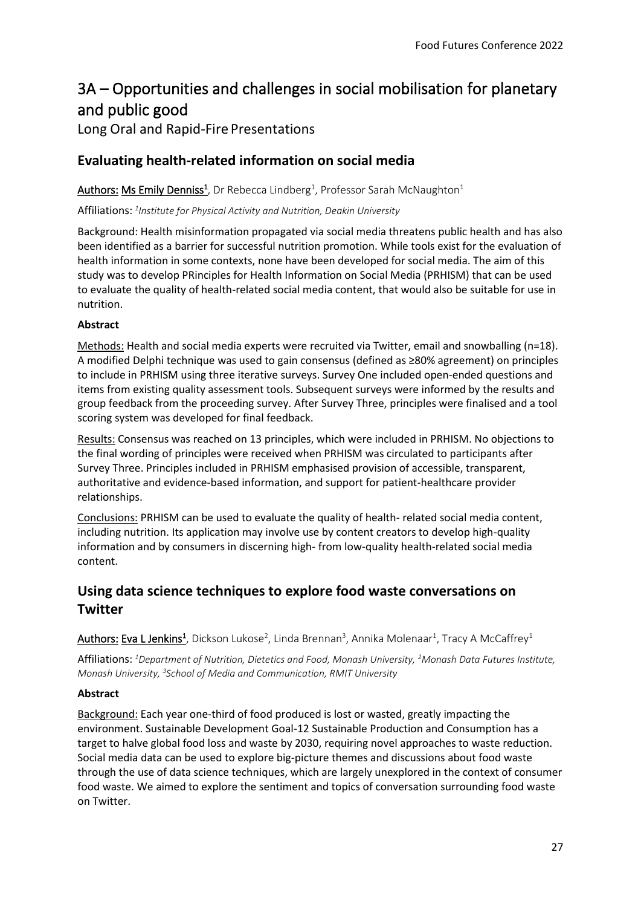# 3A – Opportunities and challenges in social mobilisation for planetary and public good

Long Oral and Rapid-Fire Presentations

## Evaluating health-related information on social media

Authors: Ms Emily Denniss[1], Dr Rebecca Lindberg[1], Professor Sarah McNaughton[1]

Affiliations: [1]*Institute for Physical Activity and Nutrition, Deakin University*

Background: Health misinformation propagated via social media threatens public health and has also been identified as a barrier for successful nutrition promotion. While tools exist for the evaluation of health information in some contexts, none have been developed for social media. The aim of this study was to develop PRinciples for Health Information on Social Media (PRHISM) that can be used to evaluate the quality of health-related social media content, that would also be suitable for use in nutrition.

**Abstract**

Methods: Health and social media experts were recruited via Twitter, email and snowballing (n=18). A modified Delphi technique was used to gain consensus (defined as ≥80% agreement) on principles to include in PRHISM using three iterative surveys. Survey One included open-ended questions and items from existing quality assessment tools. Subsequent surveys were informed by the results and group feedback from the proceeding survey. After Survey Three, principles were finalised and a tool scoring system was developed for final feedback.

Results: Consensus was reached on 13 principles, which were included in PRHISM. No objections to the final wording of principles were received when PRHISM was circulated to participants after Survey Three. Principles included in PRHISM emphasised provision of accessible, transparent, authoritative and evidence-based information, and support for patient-healthcare provider relationships.

Conclusions: PRHISM can be used to evaluate the quality of health- related social media content, including nutrition. Its application may involve use by content creators to develop high-quality information and by consumers in discerning high- from low-quality health-related social media content.

## Using data science techniques to explore food waste conversations on Twitter

Authors: Eva L Jenkins[1], Dickson Lukose[2], Linda Brennan[3], Annika Molenaar[1], Tracy A McCaffrey[1]

Affiliations: [1]*Department of Nutrition, Dietetics and Food, Monash University,* [2]*Monash Data Futures Institute, Monash University,* [3]*School of Media and Communication, RMIT University*

**Abstract**

Background: Each year one-third of food produced is lost or wasted, greatly impacting the environment. Sustainable Development Goal-12 Sustainable Production and Consumption has a target to halve global food loss and waste by 2030, requiring novel approaches to waste reduction. Social media data can be used to explore big-picture themes and discussions about food waste through the use of data science techniques, which are largely unexplored in the context of consumer food waste. We aimed to explore the sentiment and topics of conversation surrounding food waste on Twitter.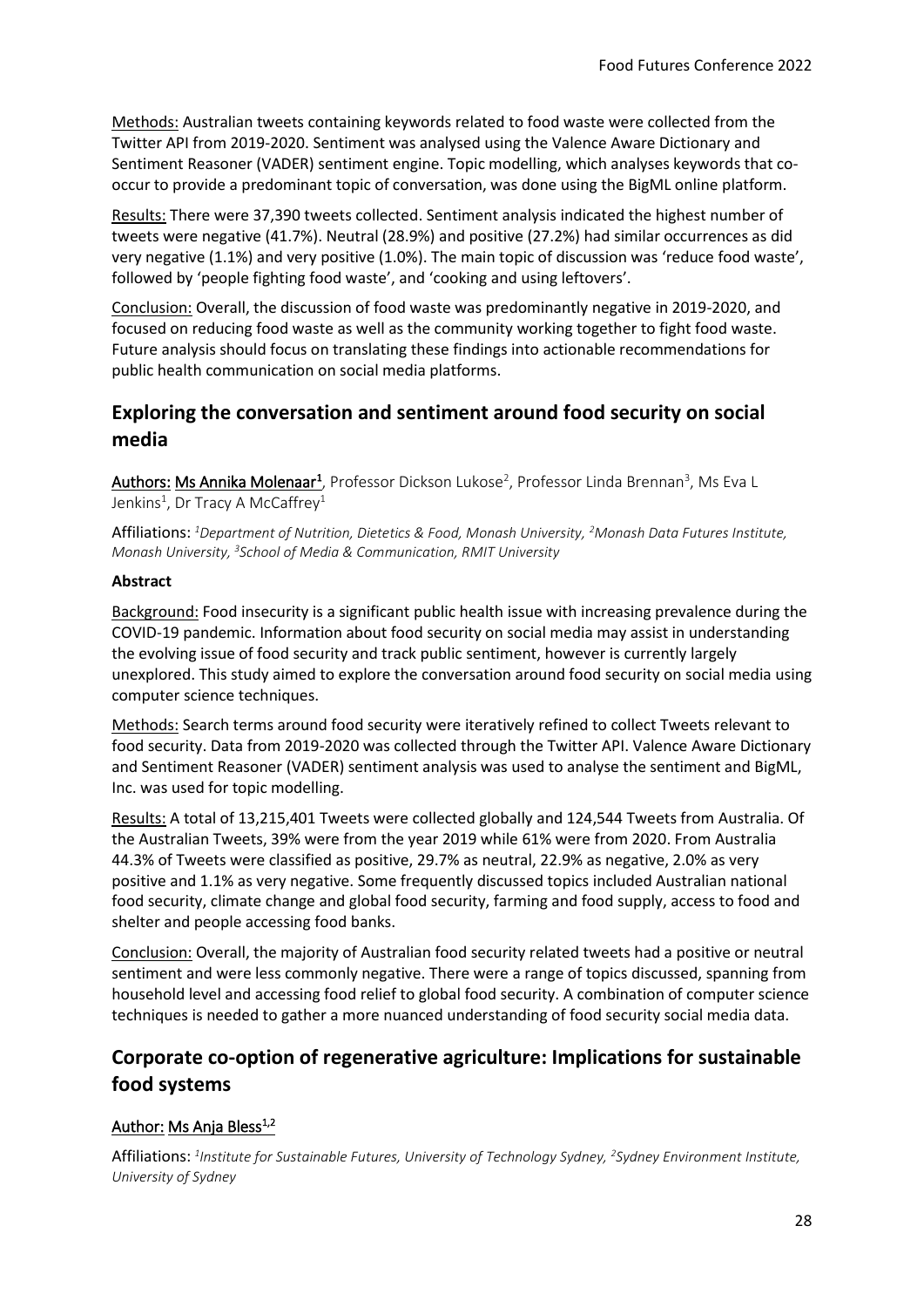Methods: Australian tweets containing keywords related to food waste were collected from the Twitter API from 2019-2020. Sentiment was analysed using the Valence Aware Dictionary and Sentiment Reasoner (VADER) sentiment engine. Topic modelling, which analyses keywords that co-occur to provide a predominant topic of conversation, was done using the BigML online platform.

Results: There were 37,390 tweets collected. Sentiment analysis indicated the highest number of tweets were negative (41.7%). Neutral (28.9%) and positive (27.2%) had similar occurrences as did very negative (1.1%) and very positive (1.0%). The main topic of discussion was 'reduce food waste', followed by 'people fighting food waste', and 'cooking and using leftovers'.

Conclusion: Overall, the discussion of food waste was predominantly negative in 2019-2020, and focused on reducing food waste as well as the community working together to fight food waste. Future analysis should focus on translating these findings into actionable recommendations for public health communication on social media platforms.

## Exploring the conversation and sentiment around food security on social media

**Authors: Ms Annika Molenaar[1]**, Professor Dickson Lukose[2], Professor Linda Brennan[3], Ms Eva L Jenkins[1], Dr Tracy A McCaffrey[1]

Affiliations: *[1]Department of Nutrition, Dietetics & Food, Monash University, [2]Monash Data Futures Institute, Monash University, [3]School of Media & Communication, RMIT University*

**Abstract**

Background: Food insecurity is a significant public health issue with increasing prevalence during the COVID-19 pandemic. Information about food security on social media may assist in understanding the evolving issue of food security and track public sentiment, however is currently largely unexplored. This study aimed to explore the conversation around food security on social media using computer science techniques.

Methods: Search terms around food security were iteratively refined to collect Tweets relevant to food security. Data from 2019-2020 was collected through the Twitter API. Valence Aware Dictionary and Sentiment Reasoner (VADER) sentiment analysis was used to analyse the sentiment and BigML, Inc. was used for topic modelling.

Results: A total of 13,215,401 Tweets were collected globally and 124,544 Tweets from Australia. Of the Australian Tweets, 39% were from the year 2019 while 61% were from 2020. From Australia 44.3% of Tweets were classified as positive, 29.7% as neutral, 22.9% as negative, 2.0% as very positive and 1.1% as very negative. Some frequently discussed topics included Australian national food security, climate change and global food security, farming and food supply, access to food and shelter and people accessing food banks.

Conclusion: Overall, the majority of Australian food security related tweets had a positive or neutral sentiment and were less commonly negative. There were a range of topics discussed, spanning from household level and accessing food relief to global food security. A combination of computer science techniques is needed to gather a more nuanced understanding of food security social media data.

## Corporate co-option of regenerative agriculture: Implications for sustainable food systems

**Author: Ms Anja Bless[1,2]**

Affiliations: *[1]Institute for Sustainable Futures, University of Technology Sydney, [2]Sydney Environment Institute, University of Sydney*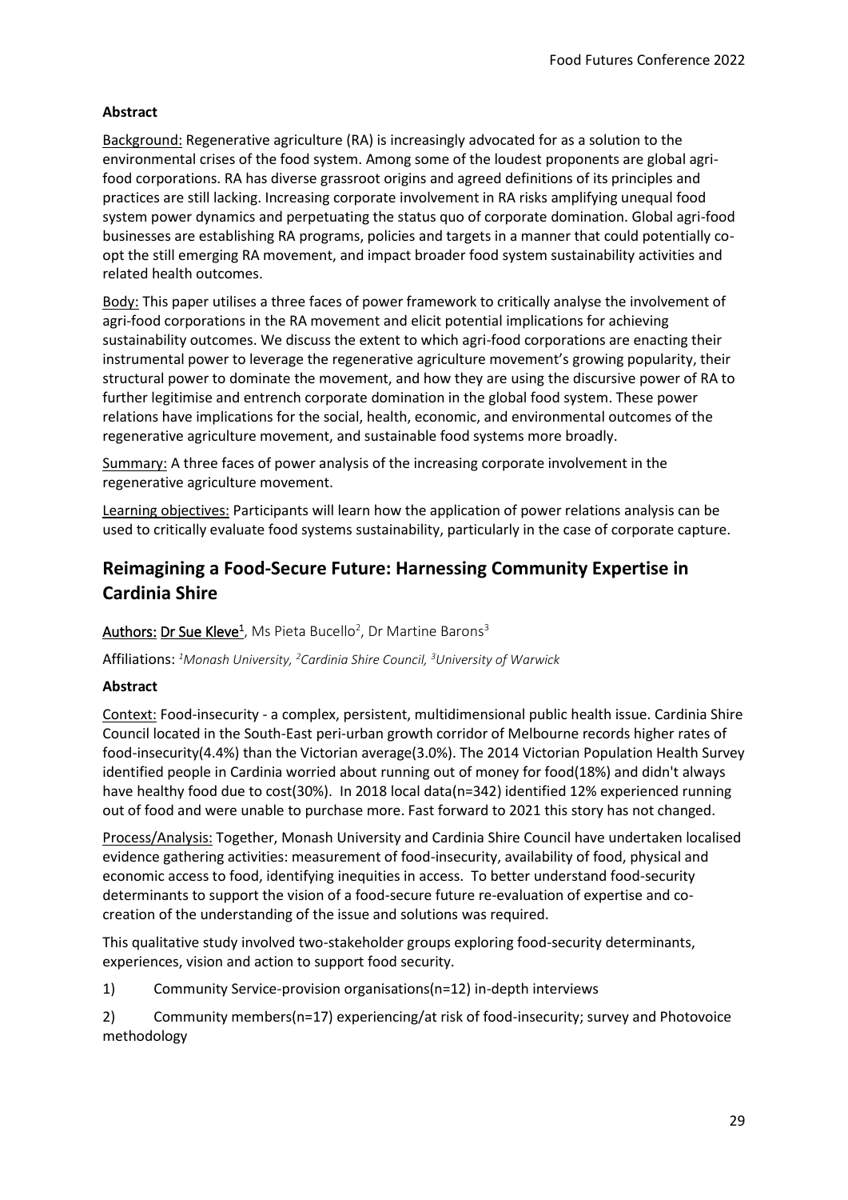**Abstract**

Background: Regenerative agriculture (RA) is increasingly advocated for as a solution to the environmental crises of the food system. Among some of the loudest proponents are global agri-food corporations. RA has diverse grassroot origins and agreed definitions of its principles and practices are still lacking. Increasing corporate involvement in RA risks amplifying unequal food system power dynamics and perpetuating the status quo of corporate domination. Global agri-food businesses are establishing RA programs, policies and targets in a manner that could potentially co-opt the still emerging RA movement, and impact broader food system sustainability activities and related health outcomes.

Body: This paper utilises a three faces of power framework to critically analyse the involvement of agri-food corporations in the RA movement and elicit potential implications for achieving sustainability outcomes. We discuss the extent to which agri-food corporations are enacting their instrumental power to leverage the regenerative agriculture movement's growing popularity, their structural power to dominate the movement, and how they are using the discursive power of RA to further legitimise and entrench corporate domination in the global food system. These power relations have implications for the social, health, economic, and environmental outcomes of the regenerative agriculture movement, and sustainable food systems more broadly.

Summary: A three faces of power analysis of the increasing corporate involvement in the regenerative agriculture movement.

Learning objectives: Participants will learn how the application of power relations analysis can be used to critically evaluate food systems sustainability, particularly in the case of corporate capture.

## Reimagining a Food-Secure Future: Harnessing Community Expertise in Cardinia Shire

Authors: Dr Sue Kleve[1], Ms Pieta Bucello[2], Dr Martine Barons[3]

Affiliations: [1]*Monash University*, [2]*Cardinia Shire Council*, [3]*University of Warwick*

**Abstract**

Context: Food-insecurity - a complex, persistent, multidimensional public health issue. Cardinia Shire Council located in the South-East peri-urban growth corridor of Melbourne records higher rates of food-insecurity(4.4%) than the Victorian average(3.0%). The 2014 Victorian Population Health Survey identified people in Cardinia worried about running out of money for food(18%) and didn't always have healthy food due to cost(30%). In 2018 local data(n=342) identified 12% experienced running out of food and were unable to purchase more. Fast forward to 2021 this story has not changed.

Process/Analysis: Together, Monash University and Cardinia Shire Council have undertaken localised evidence gathering activities: measurement of food-insecurity, availability of food, physical and economic access to food, identifying inequities in access. To better understand food-security determinants to support the vision of a food-secure future re-evaluation of expertise and co-creation of the understanding of the issue and solutions was required.

This qualitative study involved two-stakeholder groups exploring food-security determinants, experiences, vision and action to support food security.

1) Community Service-provision organisations(n=12) in-depth interviews

2) Community members(n=17) experiencing/at risk of food-insecurity; survey and Photovoice methodology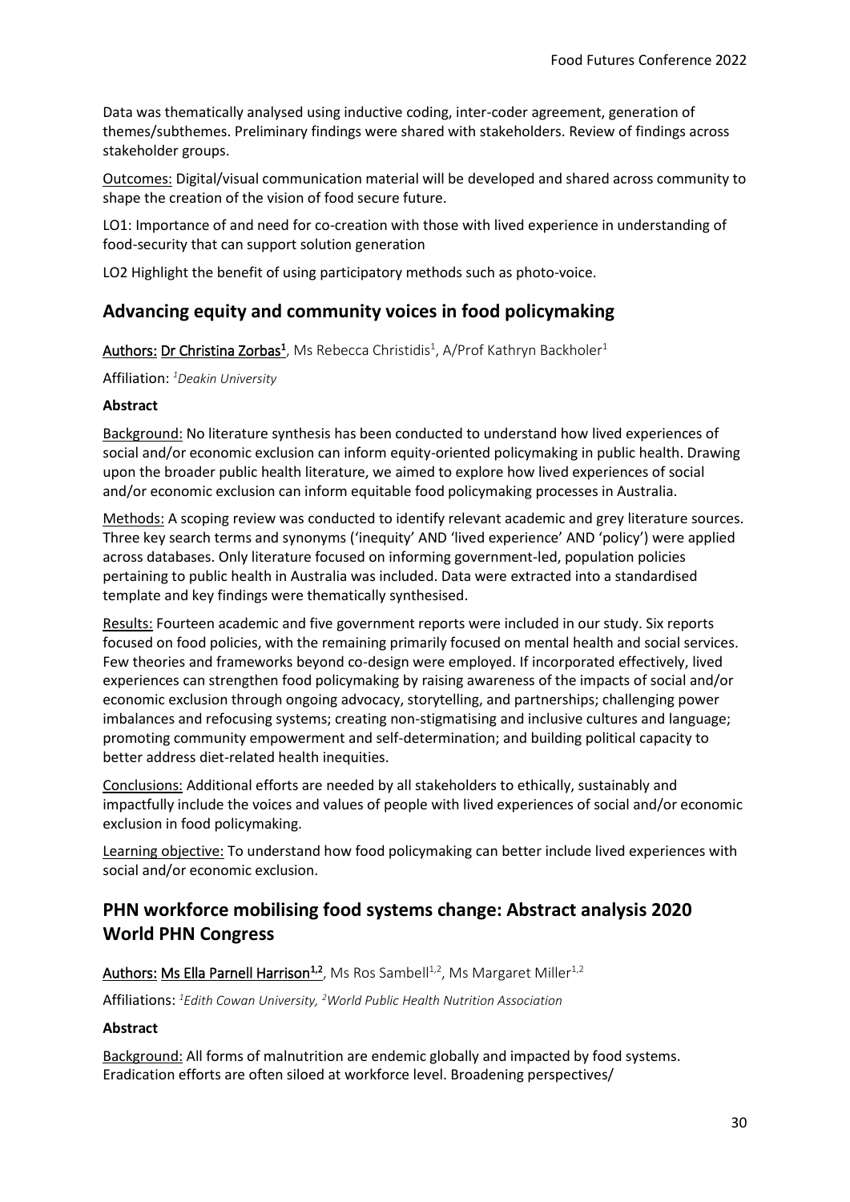Data was thematically analysed using inductive coding, inter-coder agreement, generation of themes/subthemes. Preliminary findings were shared with stakeholders. Review of findings across stakeholder groups.

Outcomes: Digital/visual communication material will be developed and shared across community to shape the creation of the vision of food secure future.

LO1: Importance of and need for co-creation with those with lived experience in understanding of food-security that can support solution generation

LO2 Highlight the benefit of using participatory methods such as photo-voice.

## Advancing equity and community voices in food policymaking

Authors: **Dr Christina Zorbas[1]**, Ms Rebecca Christidis[1], A/Prof Kathryn Backholer[1]

Affiliation: *[1]Deakin University*

**Abstract**

Background: No literature synthesis has been conducted to understand how lived experiences of social and/or economic exclusion can inform equity-oriented policymaking in public health. Drawing upon the broader public health literature, we aimed to explore how lived experiences of social and/or economic exclusion can inform equitable food policymaking processes in Australia.

Methods: A scoping review was conducted to identify relevant academic and grey literature sources. Three key search terms and synonyms ('inequity' AND 'lived experience' AND 'policy') were applied across databases. Only literature focused on informing government-led, population policies pertaining to public health in Australia was included. Data were extracted into a standardised template and key findings were thematically synthesised.

Results: Fourteen academic and five government reports were included in our study. Six reports focused on food policies, with the remaining primarily focused on mental health and social services. Few theories and frameworks beyond co-design were employed. If incorporated effectively, lived experiences can strengthen food policymaking by raising awareness of the impacts of social and/or economic exclusion through ongoing advocacy, storytelling, and partnerships; challenging power imbalances and refocusing systems; creating non-stigmatising and inclusive cultures and language; promoting community empowerment and self-determination; and building political capacity to better address diet-related health inequities.

Conclusions: Additional efforts are needed by all stakeholders to ethically, sustainably and impactfully include the voices and values of people with lived experiences of social and/or economic exclusion in food policymaking.

Learning objective: To understand how food policymaking can better include lived experiences with social and/or economic exclusion.

## PHN workforce mobilising food systems change: Abstract analysis 2020 World PHN Congress

Authors: **Ms Ella Parnell Harrison[1,2]**, Ms Ros Sambell[1,2], Ms Margaret Miller[1,2]

Affiliations: *[1]Edith Cowan University, [2]World Public Health Nutrition Association*

**Abstract**

Background: All forms of malnutrition are endemic globally and impacted by food systems. Eradication efforts are often siloed at workforce level. Broadening perspectives/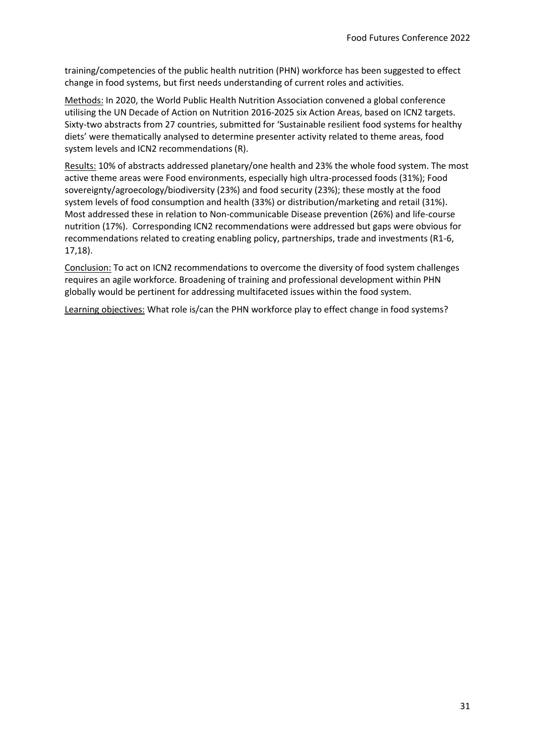training/competencies of the public health nutrition (PHN) workforce has been suggested to effect change in food systems, but first needs understanding of current roles and activities.

Methods: In 2020, the World Public Health Nutrition Association convened a global conference utilising the UN Decade of Action on Nutrition 2016-2025 six Action Areas, based on ICN2 targets. Sixty-two abstracts from 27 countries, submitted for 'Sustainable resilient food systems for healthy diets' were thematically analysed to determine presenter activity related to theme areas, food system levels and ICN2 recommendations (R).

Results: 10% of abstracts addressed planetary/one health and 23% the whole food system. The most active theme areas were Food environments, especially high ultra-processed foods (31%); Food sovereignty/agroecology/biodiversity (23%) and food security (23%); these mostly at the food system levels of food consumption and health (33%) or distribution/marketing and retail (31%). Most addressed these in relation to Non-communicable Disease prevention (26%) and life-course nutrition (17%). Corresponding ICN2 recommendations were addressed but gaps were obvious for recommendations related to creating enabling policy, partnerships, trade and investments (R1-6, 17,18).

Conclusion: To act on ICN2 recommendations to overcome the diversity of food system challenges requires an agile workforce. Broadening of training and professional development within PHN globally would be pertinent for addressing multifaceted issues within the food system.

Learning objectives: What role is/can the PHN workforce play to effect change in food systems?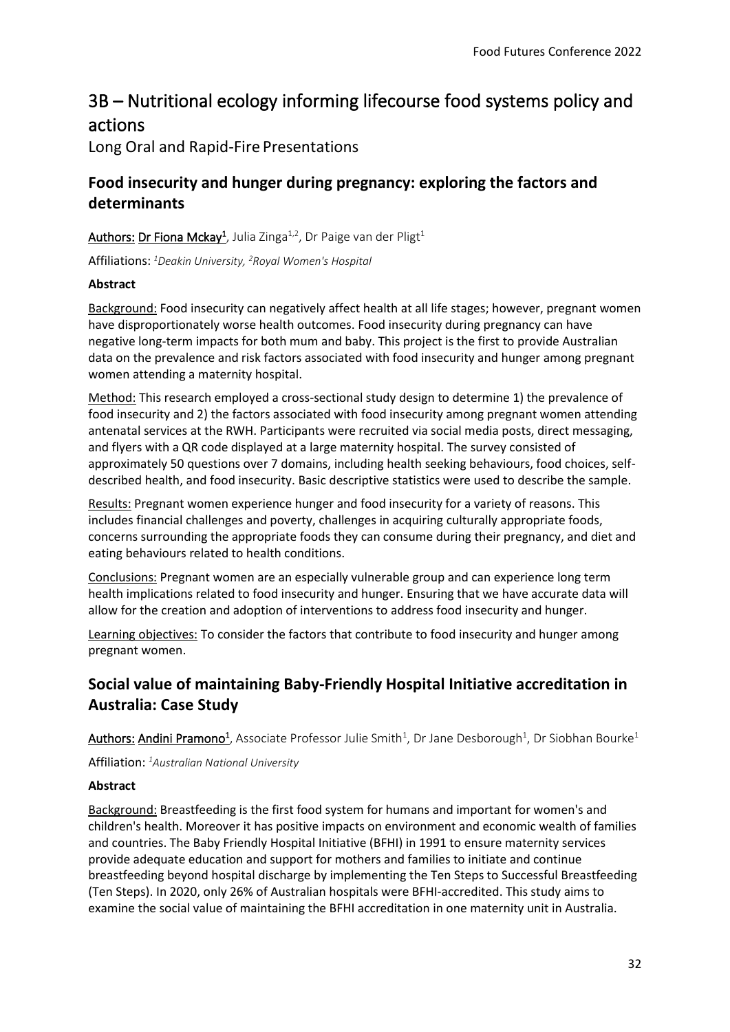# 3B – Nutritional ecology informing lifecourse food systems policy and actions

Long Oral and Rapid-Fire Presentations

## Food insecurity and hunger during pregnancy: exploring the factors and determinants

Authors: Dr Fiona Mckay[1], Julia Zinga[1,2], Dr Paige van der Pligt[1]

Affiliations: [1]*Deakin University,* [2]*Royal Women's Hospital*

**Abstract**

Background: Food insecurity can negatively affect health at all life stages; however, pregnant women have disproportionately worse health outcomes. Food insecurity during pregnancy can have negative long-term impacts for both mum and baby. This project is the first to provide Australian data on the prevalence and risk factors associated with food insecurity and hunger among pregnant women attending a maternity hospital.

Method: This research employed a cross-sectional study design to determine 1) the prevalence of food insecurity and 2) the factors associated with food insecurity among pregnant women attending antenatal services at the RWH. Participants were recruited via social media posts, direct messaging, and flyers with a QR code displayed at a large maternity hospital. The survey consisted of approximately 50 questions over 7 domains, including health seeking behaviours, food choices, self-described health, and food insecurity. Basic descriptive statistics were used to describe the sample.

Results: Pregnant women experience hunger and food insecurity for a variety of reasons. This includes financial challenges and poverty, challenges in acquiring culturally appropriate foods, concerns surrounding the appropriate foods they can consume during their pregnancy, and diet and eating behaviours related to health conditions.

Conclusions: Pregnant women are an especially vulnerable group and can experience long term health implications related to food insecurity and hunger. Ensuring that we have accurate data will allow for the creation and adoption of interventions to address food insecurity and hunger.

Learning objectives: To consider the factors that contribute to food insecurity and hunger among pregnant women.

## Social value of maintaining Baby-Friendly Hospital Initiative accreditation in Australia: Case Study

Authors: Andini Pramono[1], Associate Professor Julie Smith[1], Dr Jane Desborough[1], Dr Siobhan Bourke[1]

Affiliation: [1]*Australian National University*

**Abstract**

Background: Breastfeeding is the first food system for humans and important for women's and children's health. Moreover it has positive impacts on environment and economic wealth of families and countries. The Baby Friendly Hospital Initiative (BFHI) in 1991 to ensure maternity services provide adequate education and support for mothers and families to initiate and continue breastfeeding beyond hospital discharge by implementing the Ten Steps to Successful Breastfeeding (Ten Steps). In 2020, only 26% of Australian hospitals were BFHI-accredited. This study aims to examine the social value of maintaining the BFHI accreditation in one maternity unit in Australia.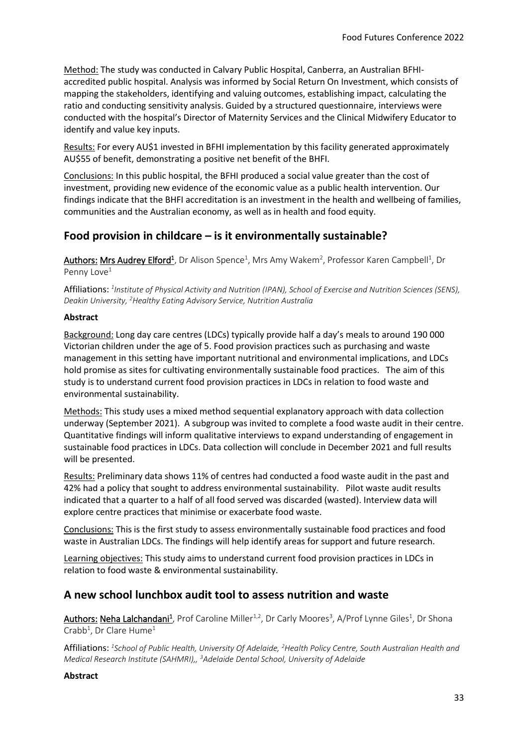Method: The study was conducted in Calvary Public Hospital, Canberra, an Australian BFHI-accredited public hospital. Analysis was informed by Social Return On Investment, which consists of mapping the stakeholders, identifying and valuing outcomes, establishing impact, calculating the ratio and conducting sensitivity analysis. Guided by a structured questionnaire, interviews were conducted with the hospital's Director of Maternity Services and the Clinical Midwifery Educator to identify and value key inputs.

Results: For every AU$1 invested in BFHI implementation by this facility generated approximately AU$55 of benefit, demonstrating a positive net benefit of the BHFI.

Conclusions: In this public hospital, the BFHI produced a social value greater than the cost of investment, providing new evidence of the economic value as a public health intervention. Our findings indicate that the BHFI accreditation is an investment in the health and wellbeing of families, communities and the Australian economy, as well as in health and food equity.

## Food provision in childcare – is it environmentally sustainable?

Authors: Mrs Audrey Elford[1], Dr Alison Spence[1], Mrs Amy Wakem[2], Professor Karen Campbell[1], Dr Penny Love[1]

Affiliations: *[1]Institute of Physical Activity and Nutrition (IPAN), School of Exercise and Nutrition Sciences (SENS), Deakin University, [2]Healthy Eating Advisory Service, Nutrition Australia*

**Abstract**

Background: Long day care centres (LDCs) typically provide half a day's meals to around 190 000 Victorian children under the age of 5. Food provision practices such as purchasing and waste management in this setting have important nutritional and environmental implications, and LDCs hold promise as sites for cultivating environmentally sustainable food practices. The aim of this study is to understand current food provision practices in LDCs in relation to food waste and environmental sustainability.

Methods: This study uses a mixed method sequential explanatory approach with data collection underway (September 2021). A subgroup was invited to complete a food waste audit in their centre. Quantitative findings will inform qualitative interviews to expand understanding of engagement in sustainable food practices in LDCs. Data collection will conclude in December 2021 and full results will be presented.

Results: Preliminary data shows 11% of centres had conducted a food waste audit in the past and 42% had a policy that sought to address environmental sustainability. Pilot waste audit results indicated that a quarter to a half of all food served was discarded (wasted). Interview data will explore centre practices that minimise or exacerbate food waste.

Conclusions: This is the first study to assess environmentally sustainable food practices and food waste in Australian LDCs. The findings will help identify areas for support and future research.

Learning objectives: This study aims to understand current food provision practices in LDCs in relation to food waste & environmental sustainability.

## A new school lunchbox audit tool to assess nutrition and waste

Authors: Neha Lalchandani[1], Prof Caroline Miller[1,2], Dr Carly Moores[3], A/Prof Lynne Giles[1], Dr Shona Crabb[1], Dr Clare Hume[1]

Affiliations: *[1]School of Public Health, University Of Adelaide, [2]Health Policy Centre, South Australian Health and Medical Research Institute (SAHMRI),, [3]Adelaide Dental School, University of Adelaide*

**Abstract**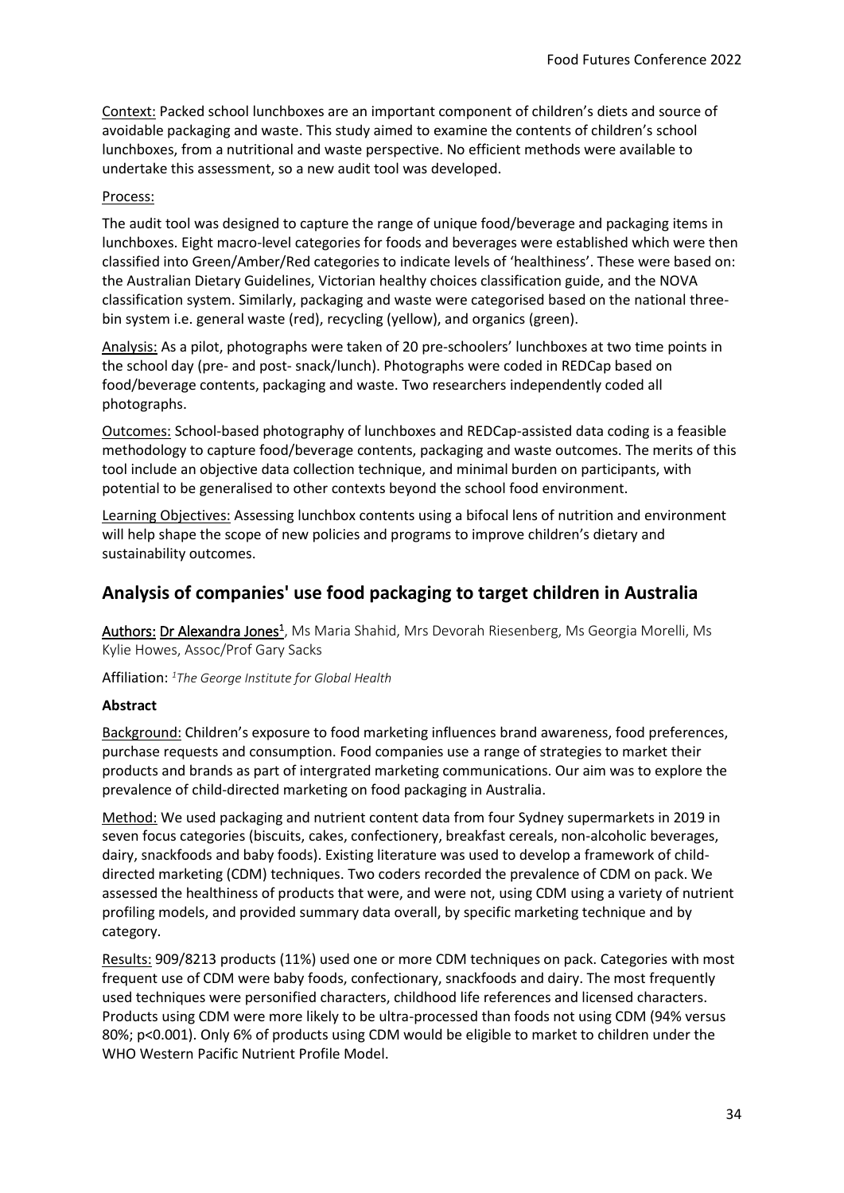Context: Packed school lunchboxes are an important component of children's diets and source of avoidable packaging and waste. This study aimed to examine the contents of children's school lunchboxes, from a nutritional and waste perspective. No efficient methods were available to undertake this assessment, so a new audit tool was developed.

Process:

The audit tool was designed to capture the range of unique food/beverage and packaging items in lunchboxes. Eight macro-level categories for foods and beverages were established which were then classified into Green/Amber/Red categories to indicate levels of 'healthiness'. These were based on: the Australian Dietary Guidelines, Victorian healthy choices classification guide, and the NOVA classification system. Similarly, packaging and waste were categorised based on the national three-bin system i.e. general waste (red), recycling (yellow), and organics (green).

Analysis: As a pilot, photographs were taken of 20 pre-schoolers' lunchboxes at two time points in the school day (pre- and post- snack/lunch). Photographs were coded in REDCap based on food/beverage contents, packaging and waste. Two researchers independently coded all photographs.

Outcomes: School-based photography of lunchboxes and REDCap-assisted data coding is a feasible methodology to capture food/beverage contents, packaging and waste outcomes. The merits of this tool include an objective data collection technique, and minimal burden on participants, with potential to be generalised to other contexts beyond the school food environment.

Learning Objectives: Assessing lunchbox contents using a bifocal lens of nutrition and environment will help shape the scope of new policies and programs to improve children's dietary and sustainability outcomes.

## Analysis of companies' use food packaging to target children in Australia

Authors: Dr Alexandra Jones[1], Ms Maria Shahid, Mrs Devorah Riesenberg, Ms Georgia Morelli, Ms Kylie Howes, Assoc/Prof Gary Sacks

Affiliation: [1]*The George Institute for Global Health*

**Abstract**

Background: Children's exposure to food marketing influences brand awareness, food preferences, purchase requests and consumption. Food companies use a range of strategies to market their products and brands as part of intergrated marketing communications. Our aim was to explore the prevalence of child-directed marketing on food packaging in Australia.

Method: We used packaging and nutrient content data from four Sydney supermarkets in 2019 in seven focus categories (biscuits, cakes, confectionery, breakfast cereals, non-alcoholic beverages, dairy, snackfoods and baby foods). Existing literature was used to develop a framework of child-directed marketing (CDM) techniques. Two coders recorded the prevalence of CDM on pack. We assessed the healthiness of products that were, and were not, using CDM using a variety of nutrient profiling models, and provided summary data overall, by specific marketing technique and by category.

Results: 909/8213 products (11%) used one or more CDM techniques on pack. Categories with most frequent use of CDM were baby foods, confectionary, snackfoods and dairy. The most frequently used techniques were personified characters, childhood life references and licensed characters. Products using CDM were more likely to be ultra-processed than foods not using CDM (94% versus 80%; $p<0.001$). Only 6% of products using CDM would be eligible to market to children under the WHO Western Pacific Nutrient Profile Model.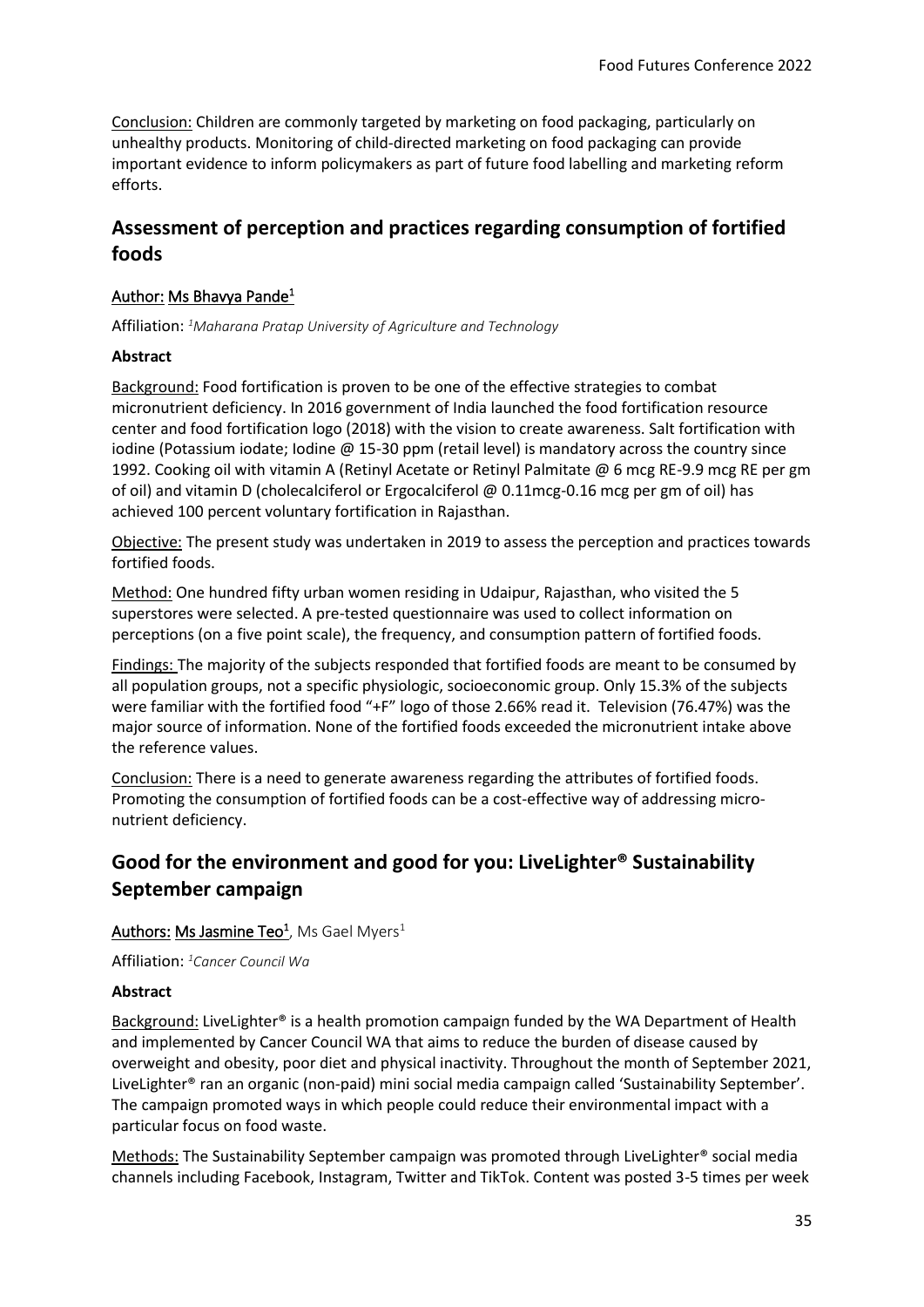Conclusion: Children are commonly targeted by marketing on food packaging, particularly on unhealthy products. Monitoring of child-directed marketing on food packaging can provide important evidence to inform policymakers as part of future food labelling and marketing reform efforts.

## Assessment of perception and practices regarding consumption of fortified foods

Author: Ms Bhavya Pande[1]

Affiliation: [1]*Maharana Pratap University of Agriculture and Technology*

**Abstract**

Background: Food fortification is proven to be one of the effective strategies to combat micronutrient deficiency. In 2016 government of India launched the food fortification resource center and food fortification logo (2018) with the vision to create awareness. Salt fortification with iodine (Potassium iodate; Iodine @ 15-30 ppm (retail level) is mandatory across the country since 1992. Cooking oil with vitamin A (Retinyl Acetate or Retinyl Palmitate @ 6 mcg RE-9.9 mcg RE per gm of oil) and vitamin D (cholecalciferol or Ergocalciferol @ 0.11mcg-0.16 mcg per gm of oil) has achieved 100 percent voluntary fortification in Rajasthan.

Objective: The present study was undertaken in 2019 to assess the perception and practices towards fortified foods.

Method: One hundred fifty urban women residing in Udaipur, Rajasthan, who visited the 5 superstores were selected. A pre-tested questionnaire was used to collect information on perceptions (on a five point scale), the frequency, and consumption pattern of fortified foods.

Findings: The majority of the subjects responded that fortified foods are meant to be consumed by all population groups, not a specific physiologic, socioeconomic group. Only 15.3% of the subjects were familiar with the fortified food "+F" logo of those 2.66% read it. Television (76.47%) was the major source of information. None of the fortified foods exceeded the micronutrient intake above the reference values.

Conclusion: There is a need to generate awareness regarding the attributes of fortified foods. Promoting the consumption of fortified foods can be a cost-effective way of addressing micro-nutrient deficiency.

## Good for the environment and good for you: LiveLighter® Sustainability September campaign

Authors: Ms Jasmine Teo[1], Ms Gael Myers[1]

Affiliation: [1]*Cancer Council Wa*

**Abstract**

Background: LiveLighter® is a health promotion campaign funded by the WA Department of Health and implemented by Cancer Council WA that aims to reduce the burden of disease caused by overweight and obesity, poor diet and physical inactivity. Throughout the month of September 2021, LiveLighter® ran an organic (non-paid) mini social media campaign called 'Sustainability September'. The campaign promoted ways in which people could reduce their environmental impact with a particular focus on food waste.

Methods: The Sustainability September campaign was promoted through LiveLighter® social media channels including Facebook, Instagram, Twitter and TikTok. Content was posted 3-5 times per week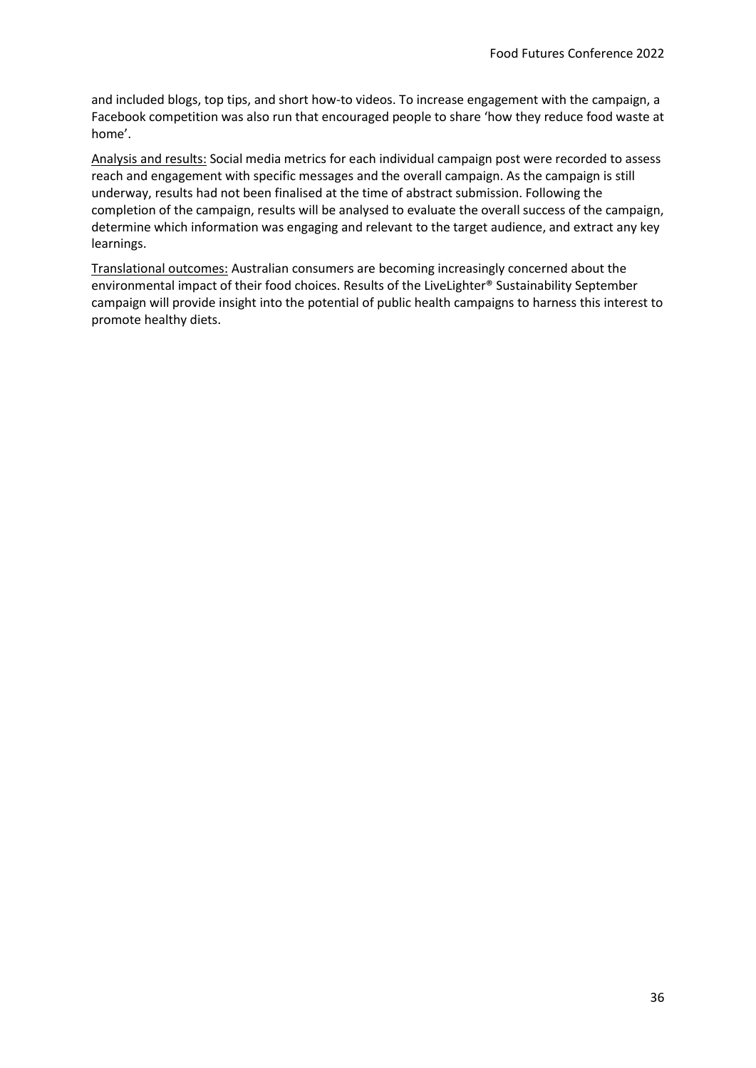and included blogs, top tips, and short how-to videos. To increase engagement with the campaign, a Facebook competition was also run that encouraged people to share 'how they reduce food waste at home'.

Analysis and results: Social media metrics for each individual campaign post were recorded to assess reach and engagement with specific messages and the overall campaign. As the campaign is still underway, results had not been finalised at the time of abstract submission. Following the completion of the campaign, results will be analysed to evaluate the overall success of the campaign, determine which information was engaging and relevant to the target audience, and extract any key learnings.

Translational outcomes: Australian consumers are becoming increasingly concerned about the environmental impact of their food choices. Results of the LiveLighter® Sustainability September campaign will provide insight into the potential of public health campaigns to harness this interest to promote healthy diets.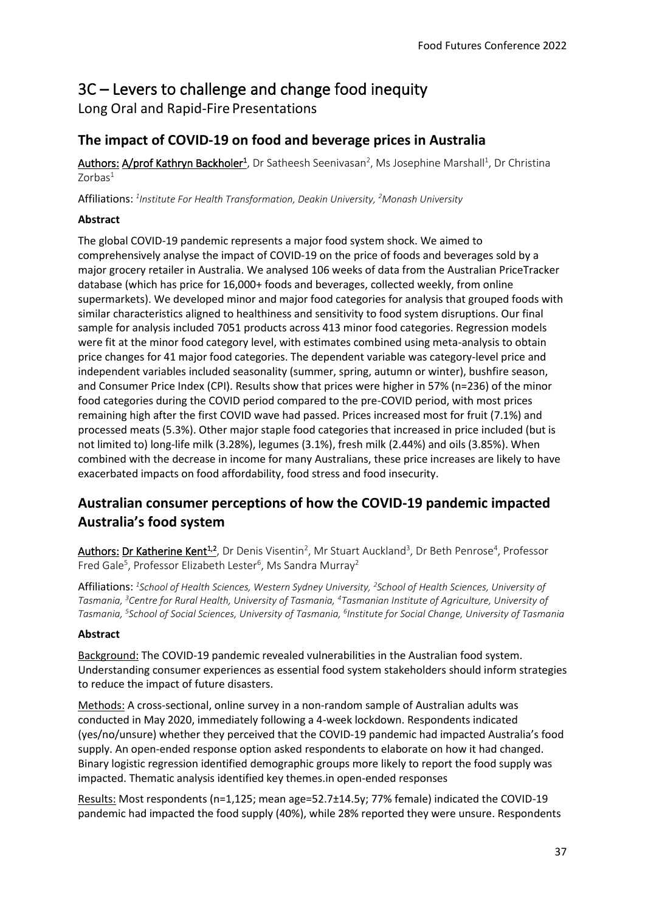# 3C – Levers to challenge and change food inequity

Long Oral and Rapid-Fire Presentations

## The impact of COVID-19 on food and beverage prices in Australia

Authors: A/prof Kathryn Backholer[1], Dr Satheesh Seenivasan[2], Ms Josephine Marshall[1], Dr Christina Zorbas[1]

Affiliations: *[1]Institute For Health Transformation, Deakin University, [2]Monash University*

**Abstract**

The global COVID-19 pandemic represents a major food system shock. We aimed to comprehensively analyse the impact of COVID-19 on the price of foods and beverages sold by a major grocery retailer in Australia. We analysed 106 weeks of data from the Australian PriceTracker database (which has price for 16,000+ foods and beverages, collected weekly, from online supermarkets). We developed minor and major food categories for analysis that grouped foods with similar characteristics aligned to healthiness and sensitivity to food system disruptions. Our final sample for analysis included 7051 products across 413 minor food categories. Regression models were fit at the minor food category level, with estimates combined using meta-analysis to obtain price changes for 41 major food categories. The dependent variable was category-level price and independent variables included seasonality (summer, spring, autumn or winter), bushfire season, and Consumer Price Index (CPI). Results show that prices were higher in 57% (n=236) of the minor food categories during the COVID period compared to the pre-COVID period, with most prices remaining high after the first COVID wave had passed. Prices increased most for fruit (7.1%) and processed meats (5.3%). Other major staple food categories that increased in price included (but is not limited to) long-life milk (3.28%), legumes (3.1%), fresh milk (2.44%) and oils (3.85%). When combined with the decrease in income for many Australians, these price increases are likely to have exacerbated impacts on food affordability, food stress and food insecurity.

## Australian consumer perceptions of how the COVID-19 pandemic impacted Australia's food system

Authors: Dr Katherine Kent[1,2], Dr Denis Visentin[2], Mr Stuart Auckland[3], Dr Beth Penrose[4], Professor Fred Gale[5], Professor Elizabeth Lester[6], Ms Sandra Murray[2]

Affiliations: *[1]School of Health Sciences, Western Sydney University, [2]School of Health Sciences, University of Tasmania, [3]Centre for Rural Health, University of Tasmania, [4]Tasmanian Institute of Agriculture, University of Tasmania, [5]School of Social Sciences, University of Tasmania, [6]Institute for Social Change, University of Tasmania*

**Abstract**

Background: The COVID-19 pandemic revealed vulnerabilities in the Australian food system. Understanding consumer experiences as essential food system stakeholders should inform strategies to reduce the impact of future disasters.

Methods: A cross-sectional, online survey in a non-random sample of Australian adults was conducted in May 2020, immediately following a 4-week lockdown. Respondents indicated (yes/no/unsure) whether they perceived that the COVID-19 pandemic had impacted Australia's food supply. An open-ended response option asked respondents to elaborate on how it had changed. Binary logistic regression identified demographic groups more likely to report the food supply was impacted. Thematic analysis identified key themes.in open-ended responses

Results: Most respondents (n=1,125; mean age=52.7±14.5y; 77% female) indicated the COVID-19 pandemic had impacted the food supply (40%), while 28% reported they were unsure. Respondents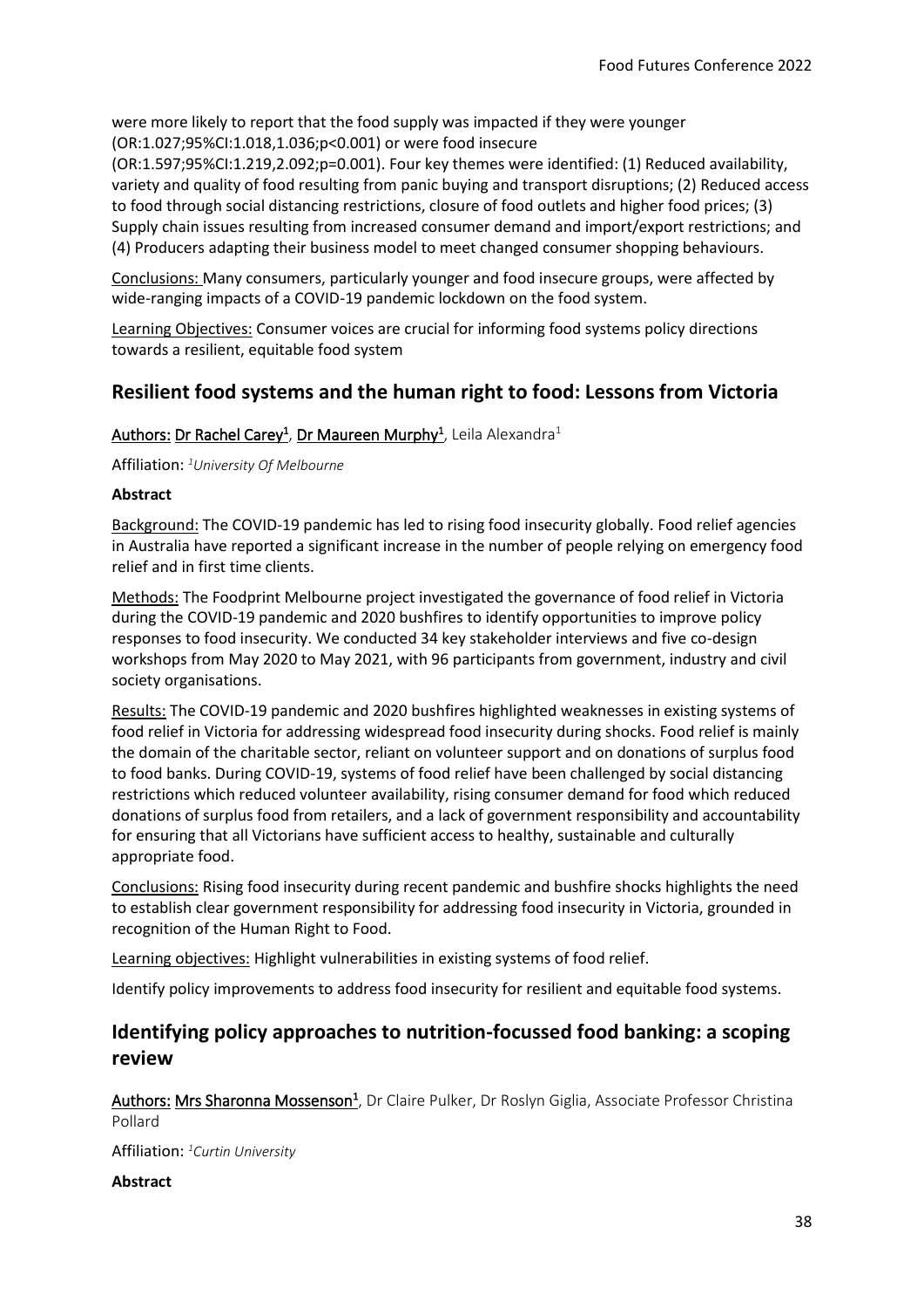were more likely to report that the food supply was impacted if they were younger (OR:1.027;95%CI:1.018,1.036;p<0.001) or were food insecure (OR:1.597;95%CI:1.219,2.092;p=0.001). Four key themes were identified: (1) Reduced availability, variety and quality of food resulting from panic buying and transport disruptions; (2) Reduced access to food through social distancing restrictions, closure of food outlets and higher food prices; (3) Supply chain issues resulting from increased consumer demand and import/export restrictions; and (4) Producers adapting their business model to meet changed consumer shopping behaviours.

Conclusions: Many consumers, particularly younger and food insecure groups, were affected by wide-ranging impacts of a COVID-19 pandemic lockdown on the food system.

Learning Objectives: Consumer voices are crucial for informing food systems policy directions towards a resilient, equitable food system

## Resilient food systems and the human right to food: Lessons from Victoria

Authors: Dr Rachel Carey[1], Dr Maureen Murphy[1], Leila Alexandra[1]

Affiliation: [1]*University Of Melbourne*

**Abstract**

Background: The COVID-19 pandemic has led to rising food insecurity globally. Food relief agencies in Australia have reported a significant increase in the number of people relying on emergency food relief and in first time clients.

Methods: The Foodprint Melbourne project investigated the governance of food relief in Victoria during the COVID-19 pandemic and 2020 bushfires to identify opportunities to improve policy responses to food insecurity. We conducted 34 key stakeholder interviews and five co-design workshops from May 2020 to May 2021, with 96 participants from government, industry and civil society organisations.

Results: The COVID-19 pandemic and 2020 bushfires highlighted weaknesses in existing systems of food relief in Victoria for addressing widespread food insecurity during shocks. Food relief is mainly the domain of the charitable sector, reliant on volunteer support and on donations of surplus food to food banks. During COVID-19, systems of food relief have been challenged by social distancing restrictions which reduced volunteer availability, rising consumer demand for food which reduced donations of surplus food from retailers, and a lack of government responsibility and accountability for ensuring that all Victorians have sufficient access to healthy, sustainable and culturally appropriate food.

Conclusions: Rising food insecurity during recent pandemic and bushfire shocks highlights the need to establish clear government responsibility for addressing food insecurity in Victoria, grounded in recognition of the Human Right to Food.

Learning objectives: Highlight vulnerabilities in existing systems of food relief.

Identify policy improvements to address food insecurity for resilient and equitable food systems.

## Identifying policy approaches to nutrition-focussed food banking: a scoping review

Authors: Mrs Sharonna Mossenson[1], Dr Claire Pulker, Dr Roslyn Giglia, Associate Professor Christina Pollard

Affiliation: [1]*Curtin University*

**Abstract**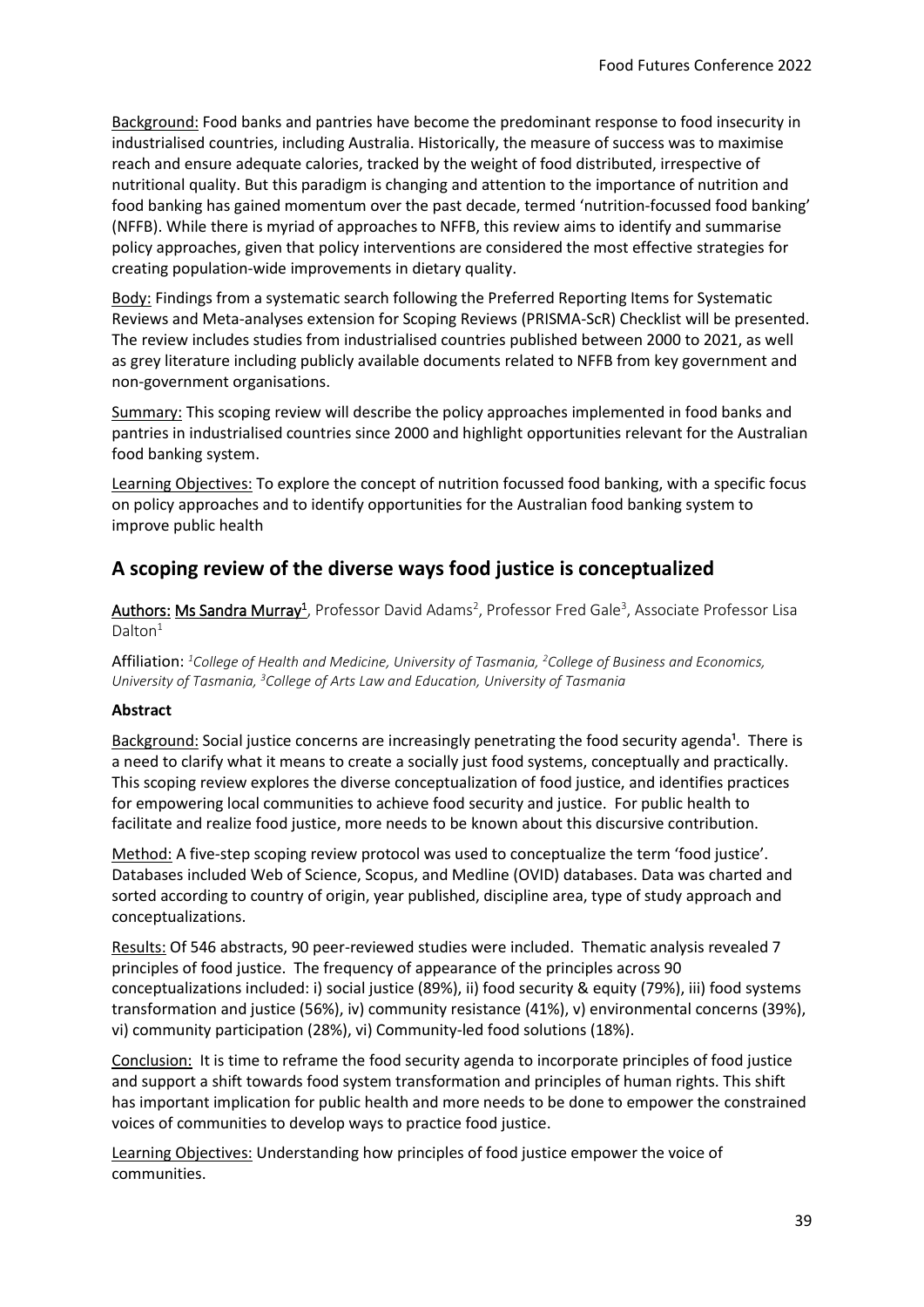Background: Food banks and pantries have become the predominant response to food insecurity in industrialised countries, including Australia. Historically, the measure of success was to maximise reach and ensure adequate calories, tracked by the weight of food distributed, irrespective of nutritional quality. But this paradigm is changing and attention to the importance of nutrition and food banking has gained momentum over the past decade, termed 'nutrition-focussed food banking' (NFFB). While there is myriad of approaches to NFFB, this review aims to identify and summarise policy approaches, given that policy interventions are considered the most effective strategies for creating population-wide improvements in dietary quality.

Body: Findings from a systematic search following the Preferred Reporting Items for Systematic Reviews and Meta-analyses extension for Scoping Reviews (PRISMA-ScR) Checklist will be presented. The review includes studies from industrialised countries published between 2000 to 2021, as well as grey literature including publicly available documents related to NFFB from key government and non-government organisations.

Summary: This scoping review will describe the policy approaches implemented in food banks and pantries in industrialised countries since 2000 and highlight opportunities relevant for the Australian food banking system.

Learning Objectives: To explore the concept of nutrition focussed food banking, with a specific focus on policy approaches and to identify opportunities for the Australian food banking system to improve public health

## A scoping review of the diverse ways food justice is conceptualized

Authors: Ms Sandra Murray[1], Professor David Adams[2], Professor Fred Gale[3], Associate Professor Lisa Dalton[1]

Affiliation: *[1]College of Health and Medicine, University of Tasmania, [2]College of Business and Economics, University of Tasmania, [3]College of Arts Law and Education, University of Tasmania*

**Abstract**

Background: Social justice concerns are increasingly penetrating the food security agenda[1]. There is a need to clarify what it means to create a socially just food systems, conceptually and practically. This scoping review explores the diverse conceptualization of food justice, and identifies practices for empowering local communities to achieve food security and justice. For public health to facilitate and realize food justice, more needs to be known about this discursive contribution.

Method: A five-step scoping review protocol was used to conceptualize the term 'food justice'. Databases included Web of Science, Scopus, and Medline (OVID) databases. Data was charted and sorted according to country of origin, year published, discipline area, type of study approach and conceptualizations.

Results: Of 546 abstracts, 90 peer-reviewed studies were included. Thematic analysis revealed 7 principles of food justice. The frequency of appearance of the principles across 90 conceptualizations included: i) social justice (89%), ii) food security & equity (79%), iii) food systems transformation and justice (56%), iv) community resistance (41%), v) environmental concerns (39%), vi) community participation (28%), vi) Community-led food solutions (18%).

Conclusion: It is time to reframe the food security agenda to incorporate principles of food justice and support a shift towards food system transformation and principles of human rights. This shift has important implication for public health and more needs to be done to empower the constrained voices of communities to develop ways to practice food justice.

Learning Objectives: Understanding how principles of food justice empower the voice of communities.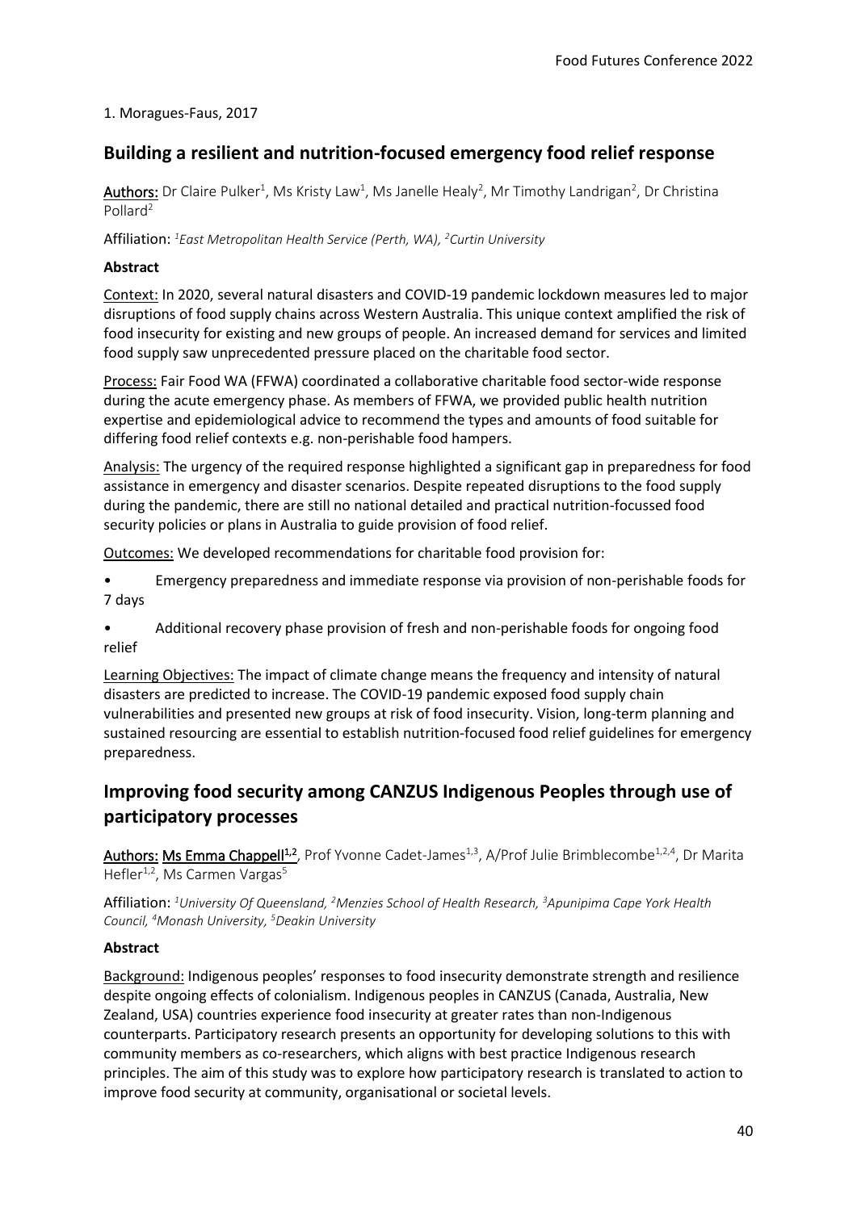1. Moragues-Faus, 2017

## Building a resilient and nutrition-focused emergency food relief response

Authors: Dr Claire Pulker[1], Ms Kristy Law[1], Ms Janelle Healy[2], Mr Timothy Landrigan[2], Dr Christina Pollard[2]

Affiliation: *[1]East Metropolitan Health Service (Perth, WA), [2]Curtin University*

**Abstract**

Context: In 2020, several natural disasters and COVID-19 pandemic lockdown measures led to major disruptions of food supply chains across Western Australia. This unique context amplified the risk of food insecurity for existing and new groups of people. An increased demand for services and limited food supply saw unprecedented pressure placed on the charitable food sector.

Process: Fair Food WA (FFWA) coordinated a collaborative charitable food sector-wide response during the acute emergency phase. As members of FFWA, we provided public health nutrition expertise and epidemiological advice to recommend the types and amounts of food suitable for differing food relief contexts e.g. non-perishable food hampers.

Analysis: The urgency of the required response highlighted a significant gap in preparedness for food assistance in emergency and disaster scenarios. Despite repeated disruptions to the food supply during the pandemic, there are still no national detailed and practical nutrition-focussed food security policies or plans in Australia to guide provision of food relief.

Outcomes: We developed recommendations for charitable food provision for:

- Emergency preparedness and immediate response via provision of non-perishable foods for 7 days
- Additional recovery phase provision of fresh and non-perishable foods for ongoing food relief

Learning Objectives: The impact of climate change means the frequency and intensity of natural disasters are predicted to increase. The COVID-19 pandemic exposed food supply chain vulnerabilities and presented new groups at risk of food insecurity. Vision, long-term planning and sustained resourcing are essential to establish nutrition-focused food relief guidelines for emergency preparedness.

## Improving food security among CANZUS Indigenous Peoples through use of participatory processes

Authors: Ms Emma Chappell[1,2], Prof Yvonne Cadet-James[1,3], A/Prof Julie Brimblecombe[1,2,4], Dr Marita Hefler[1,2], Ms Carmen Vargas[5]

Affiliation: *[1]University Of Queensland, [2]Menzies School of Health Research, [3]Apunipima Cape York Health Council, [4]Monash University, [5]Deakin University*

**Abstract**

Background: Indigenous peoples' responses to food insecurity demonstrate strength and resilience despite ongoing effects of colonialism. Indigenous peoples in CANZUS (Canada, Australia, New Zealand, USA) countries experience food insecurity at greater rates than non-Indigenous counterparts. Participatory research presents an opportunity for developing solutions to this with community members as co-researchers, which aligns with best practice Indigenous research principles. The aim of this study was to explore how participatory research is translated to action to improve food security at community, organisational or societal levels.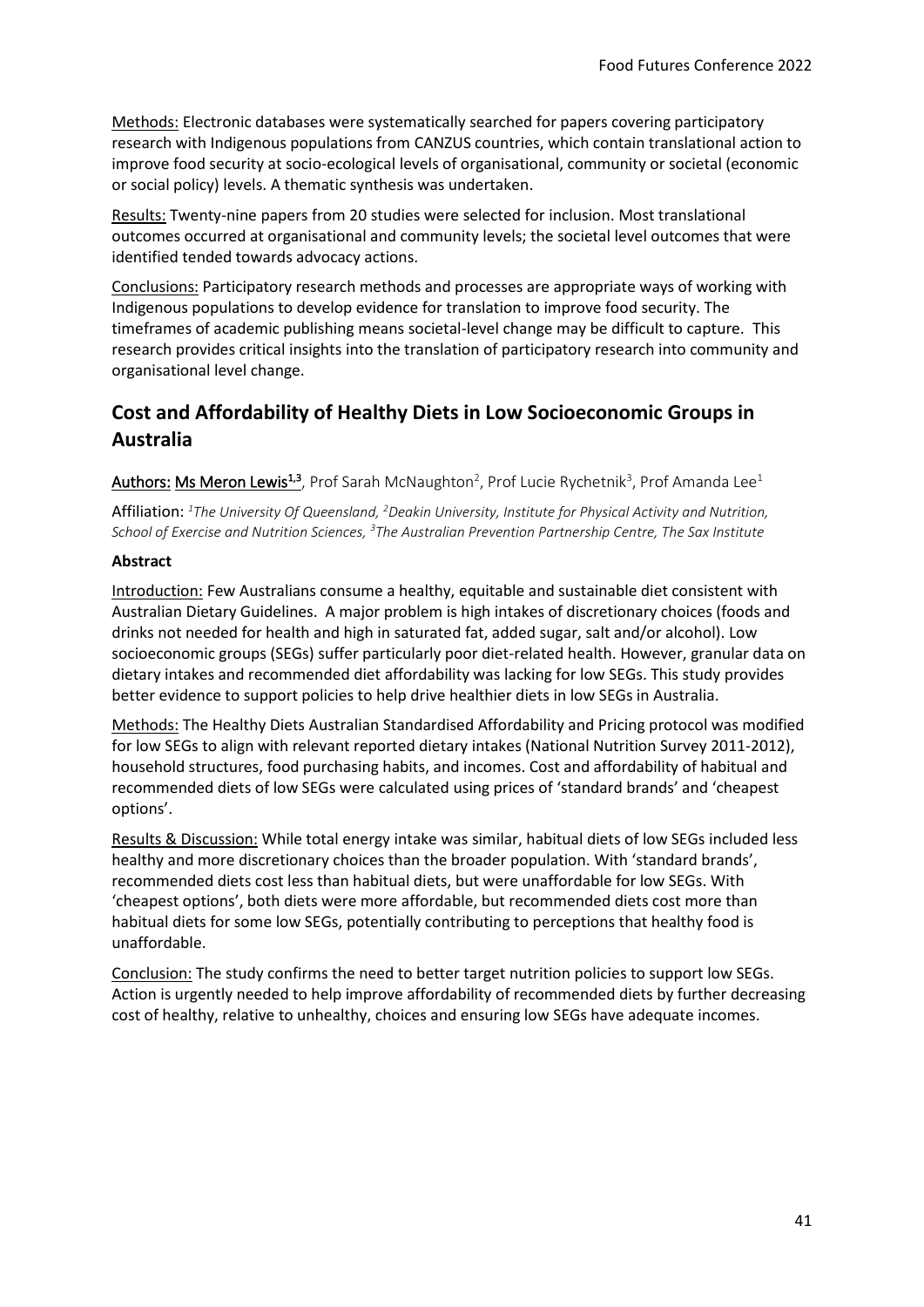Methods: Electronic databases were systematically searched for papers covering participatory research with Indigenous populations from CANZUS countries, which contain translational action to improve food security at socio-ecological levels of organisational, community or societal (economic or social policy) levels. A thematic synthesis was undertaken.

Results: Twenty-nine papers from 20 studies were selected for inclusion. Most translational outcomes occurred at organisational and community levels; the societal level outcomes that were identified tended towards advocacy actions.

Conclusions: Participatory research methods and processes are appropriate ways of working with Indigenous populations to develop evidence for translation to improve food security. The timeframes of academic publishing means societal-level change may be difficult to capture. This research provides critical insights into the translation of participatory research into community and organisational level change.

## Cost and Affordability of Healthy Diets in Low Socioeconomic Groups in Australia

**Authors:** Ms Meron Lewis[1,3], Prof Sarah McNaughton[2], Prof Lucie Rychetnik[3], Prof Amanda Lee[1]

Affiliation: *[1]The University Of Queensland, [2]Deakin University, Institute for Physical Activity and Nutrition, School of Exercise and Nutrition Sciences, [3]The Australian Prevention Partnership Centre, The Sax Institute*

**Abstract**

Introduction: Few Australians consume a healthy, equitable and sustainable diet consistent with Australian Dietary Guidelines. A major problem is high intakes of discretionary choices (foods and drinks not needed for health and high in saturated fat, added sugar, salt and/or alcohol). Low socioeconomic groups (SEGs) suffer particularly poor diet-related health. However, granular data on dietary intakes and recommended diet affordability was lacking for low SEGs. This study provides better evidence to support policies to help drive healthier diets in low SEGs in Australia.

Methods: The Healthy Diets Australian Standardised Affordability and Pricing protocol was modified for low SEGs to align with relevant reported dietary intakes (National Nutrition Survey 2011-2012), household structures, food purchasing habits, and incomes. Cost and affordability of habitual and recommended diets of low SEGs were calculated using prices of 'standard brands' and 'cheapest options'.

Results & Discussion: While total energy intake was similar, habitual diets of low SEGs included less healthy and more discretionary choices than the broader population. With 'standard brands', recommended diets cost less than habitual diets, but were unaffordable for low SEGs. With 'cheapest options', both diets were more affordable, but recommended diets cost more than habitual diets for some low SEGs, potentially contributing to perceptions that healthy food is unaffordable.

Conclusion: The study confirms the need to better target nutrition policies to support low SEGs. Action is urgently needed to help improve affordability of recommended diets by further decreasing cost of healthy, relative to unhealthy, choices and ensuring low SEGs have adequate incomes.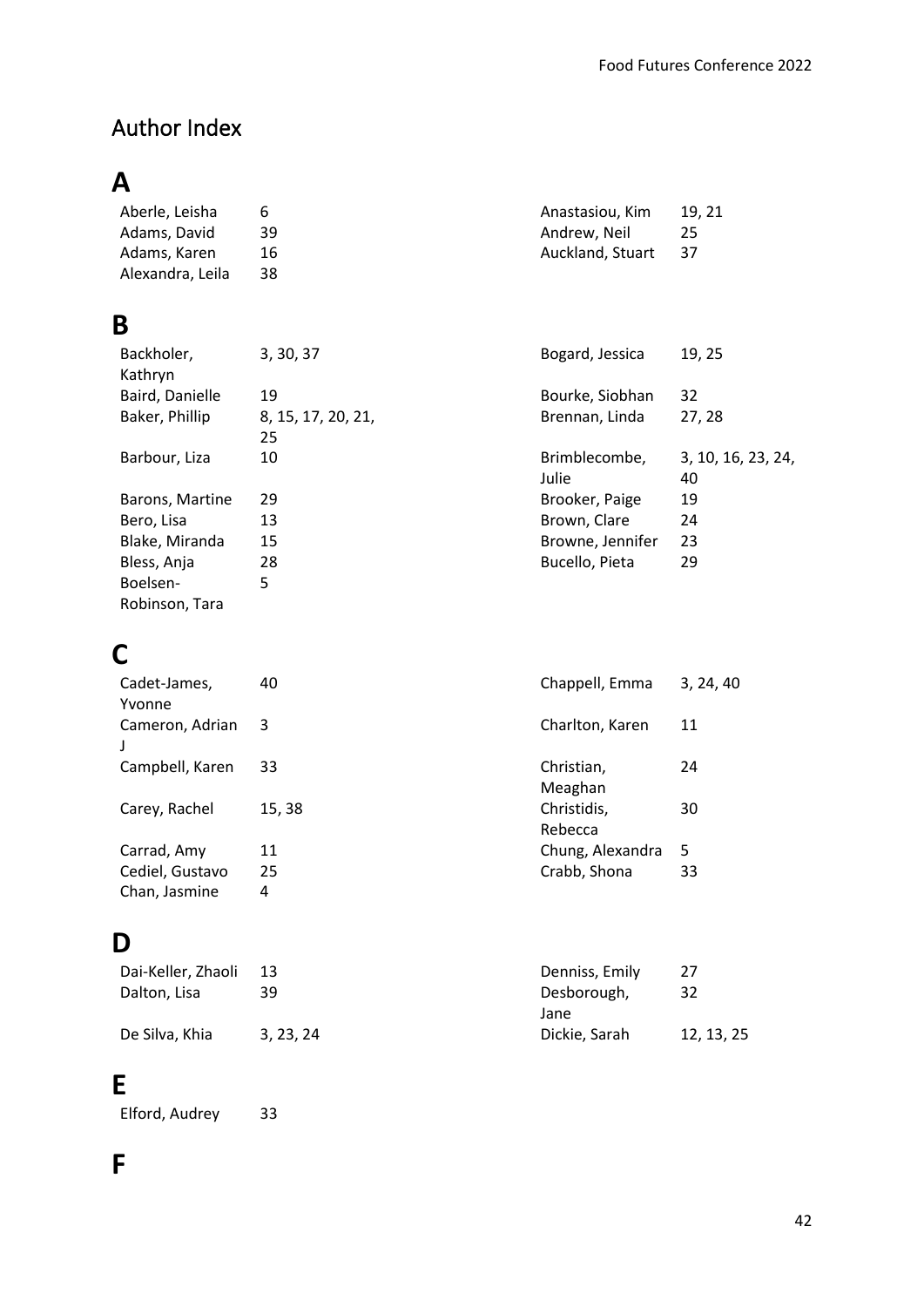## Author Index

# A

Aberle, Leisha 6
Adams, David 39
Adams, Karen 16
Alexandra, Leila 38
Anastasiou, Kim 19, 21
Andrew, Neil 25
Auckland, Stuart 37

# B

Backholer, Kathryn 3, 30, 37
Baird, Danielle 19
Baker, Phillip 8, 15, 17, 20, 21, 25
Barbour, Liza 10
Barons, Martine 29
Bero, Lisa 13
Blake, Miranda 15
Bless, Anja 28
Boelsen-Robinson, Tara 5
Bogard, Jessica 19, 25
Bourke, Siobhan 32
Brennan, Linda 27, 28
Brimblecombe, Julie 3, 10, 16, 23, 24, 40
Brooker, Paige 19
Brown, Clare 24
Browne, Jennifer 23
Bucello, Pieta 29

# C

Cadet-James, Yvonne 40
Cameron, Adrian J 3
Campbell, Karen 33
Carey, Rachel 15, 38
Carrad, Amy 11
Cediel, Gustavo 25
Chan, Jasmine 4
Chappell, Emma 3, 24, 40
Charlton, Karen 11
Christian, Meaghan 24
Christidis, Rebecca 30
Chung, Alexandra 5
Crabb, Shona 33

# D

Dai-Keller, Zhaoli 13
Dalton, Lisa 39
De Silva, Khia 3, 23, 24
Denniss, Emily 27
Desborough, Jane 32
Dickie, Sarah 12, 13, 25

# E

Elford, Audrey 33

# F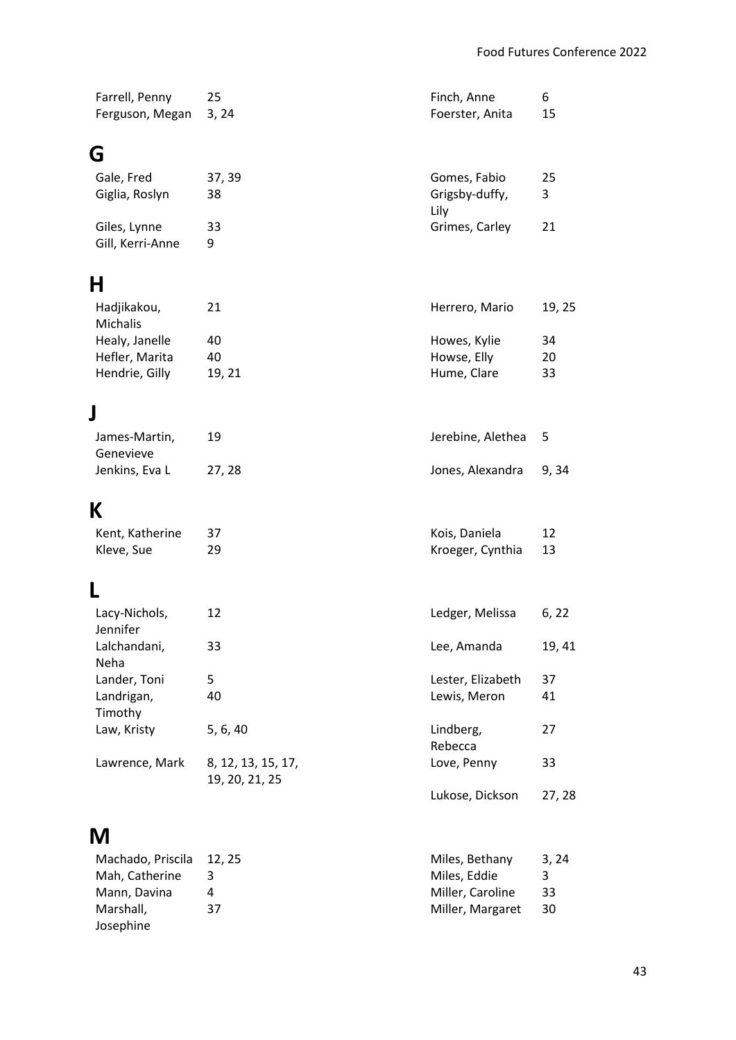Farrell, Penny 25
Ferguson, Megan 3, 24
Finch, Anne 6
Foerster, Anita 15

## G

Gale, Fred 37, 39
Giglia, Roslyn 38
Giles, Lynne 33
Gill, Kerri-Anne 9
Gomes, Fabio 25
Grigsby-duffy, Lily 3
Grimes, Carley 21

## H

Hadjikakou, Michalis 21
Healy, Janelle 40
Hefler, Marita 40
Hendrie, Gilly 19, 21
Herrero, Mario 19, 25
Howes, Kylie 34
Howse, Elly 20
Hume, Clare 33

## J

James-Martin, Genevieve 19
Jenkins, Eva L 27, 28
Jerebine, Alethea 5
Jones, Alexandra 9, 34

## K

Kent, Katherine 37
Kleve, Sue 29
Kois, Daniela 12
Kroeger, Cynthia 13

## L

Lacy-Nichols, Jennifer 12
Lalchandani, Neha 33
Lander, Toni 5
Landrigan, Timothy 40
Law, Kristy 5, 6, 40
Lawrence, Mark 8, 12, 13, 15, 17, 19, 20, 21, 25
Ledger, Melissa 6, 22
Lee, Amanda 19, 41
Lester, Elizabeth 37
Lewis, Meron 41
Lindberg, Rebecca 27
Love, Penny 33
Lukose, Dickson 27, 28

## M

Machado, Priscila 12, 25
Mah, Catherine 3
Mann, Davina 4
Marshall, Josephine 37
Miles, Bethany 3, 24
Miles, Eddie 3
Miller, Caroline 33
Miller, Margaret 30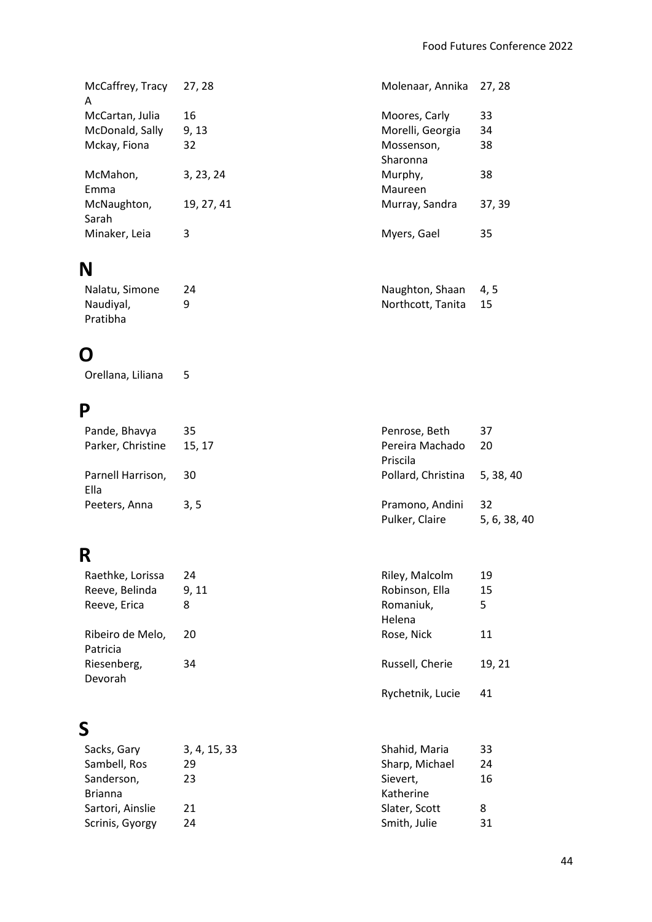McCaffrey, Tracy A 27, 28
McCartan, Julia 16
McDonald, Sally 9, 13
Mckay, Fiona 32
McMahon, Emma 3, 23, 24
McNaughton, Sarah 19, 27, 41
Minaker, Leia 3
Molenaar, Annika 27, 28
Moores, Carly 33
Morelli, Georgia 34
Mossenson, Sharonna 38
Murphy, Maureen 38
Murray, Sandra 37, 39
Myers, Gael 35

# N

Nalatu, Simone 24
Naudiyal, Pratibha 9
Naughton, Shaan 4, 5
Northcott, Tanita 15

# O

Orellana, Liliana 5

# P

Pande, Bhavya 35
Parker, Christine 15, 17
Parnell Harrison, Ella 30
Peeters, Anna 3, 5
Penrose, Beth 37
Pereira Machado Priscila 20
Pollard, Christina 5, 38, 40
Pramono, Andini 32
Pulker, Claire 5, 6, 38, 40

# R

Raethke, Lorissa 24
Reeve, Belinda 9, 11
Reeve, Erica 8
Ribeiro de Melo, Patricia 20
Riesenberg, Devorah 34
Riley, Malcolm 19
Robinson, Ella 15
Romaniuk, Helena 5
Rose, Nick 11
Russell, Cherie 19, 21
Rychetnik, Lucie 41

# S

Sacks, Gary 3, 4, 15, 33
Sambell, Ros 29
Sanderson, Brianna 23
Sartori, Ainslie 21
Scrinis, Gyorgy 24
Shahid, Maria 33
Sharp, Michael 24
Sievert, Katherine 16
Slater, Scott 8
Smith, Julie 31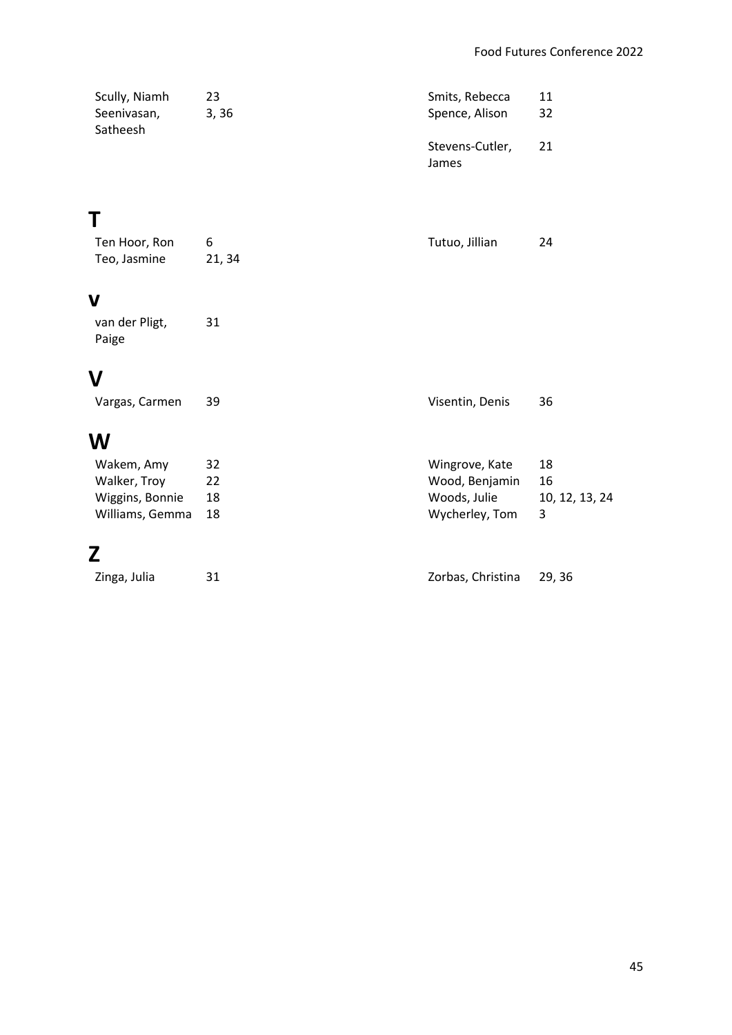Scully, Niamh 23
Seenivasan, Satheesh 3, 36
Smits, Rebecca 11
Spence, Alison 32
Stevens-Cutler, James 21

# T

Ten Hoor, Ron 6
Teo, Jasmine 21, 34
Tutuo, Jillian 24

# v

van der Pligt, Paige 31

# V

Vargas, Carmen 39
Visentin, Denis 36

# W

Wakem, Amy 32
Walker, Troy 22
Wiggins, Bonnie 18
Williams, Gemma 18
Wingrove, Kate 18
Wood, Benjamin 16
Woods, Julie 10, 12, 13, 24
Wycherley, Tom 3

# Z

Zinga, Julia 31
Zorbas, Christina 29, 36